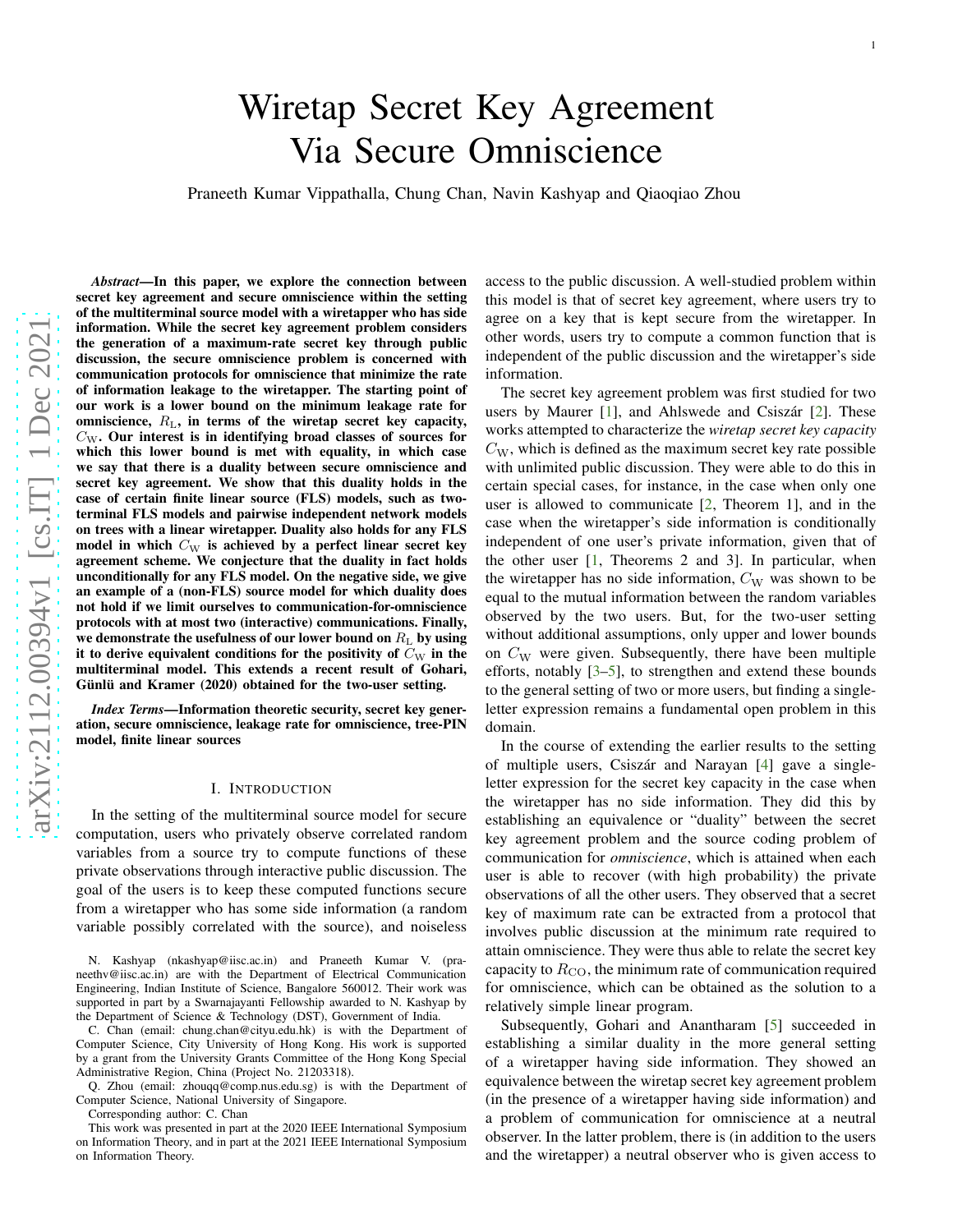# Wiretap Secret Key Agreement Via Secure Omniscience

Praneeth Kumar Vippathalla, Chung Chan, Navin Kashyap and Qiaoqiao Zhou

***Abstract*—In this paper, we explore the connection between secret key agreement and secure omniscience within the setting of the multiterminal source model with a wiretapper who has side information. While the secret key agreement problem considers the generation of a maximum-rate secret key through public discussion, the secure omniscience problem is concerned with communication protocols for omniscience that minimize the rate of information leakage to the wiretapper. The starting point of our work is a lower bound on the minimum leakage rate for omniscience, $R_{\mathrm{L}}$, in terms of the wiretap secret key capacity, $C_{\mathrm{W}}$. Our interest is in identifying broad classes of sources for which this lower bound is met with equality, in which case we say that there is a duality between secure omniscience and secret key agreement. We show that this duality holds in the case of certain finite linear source (FLS) models, such as two-terminal FLS models and pairwise independent network models on trees with a linear wiretapper. Duality also holds for any FLS model in which $C_{\mathrm{W}}$ is achieved by a perfect linear secret key agreement scheme. We conjecture that the duality in fact holds unconditionally for any FLS model. On the negative side, we give an example of a (non-FLS) source model for which duality does not hold if we limit ourselves to communication-for-omniscience protocols with at most two (interactive) communications. Finally, we demonstrate the usefulness of our lower bound on $R_{\mathrm{L}}$ by using it to derive equivalent conditions for the positivity of $C_{\mathrm{W}}$ in the multiterminal model. This extends a recent result of Gohari, Günlü and Kramer (2020) obtained for the two-user setting.**

***Index Terms*—Information theoretic security, secret key generation, secure omniscience, leakage rate for omniscience, tree-PIN model, finite linear sources**

## I. Introduction

In the setting of the multiterminal source model for secure computation, users who privately observe correlated random variables from a source try to compute functions of these private observations through interactive public discussion. The goal of the users is to keep these computed functions secure from a wiretapper who has some side information (a random variable possibly correlated with the source), and noiseless access to the public discussion. A well-studied problem within this model is that of secret key agreement, where users try to agree on a key that is kept secure from the wiretapper. In other words, users try to compute a common function that is independent of the public discussion and the wiretapper's side information.

The secret key agreement problem was first studied for two users by Maurer [1], and Ahlswede and Csiszár [2]. These works attempted to characterize the *wiretap secret key capacity* $C_{\mathrm{W}}$, which is defined as the maximum secret key rate possible with unlimited public discussion. They were able to do this in certain special cases, for instance, in the case when only one user is allowed to communicate [2, Theorem 1], and in the case when the wiretapper's side information is conditionally independent of one user's private information, given that of the other user [1, Theorems 2 and 3]. In particular, when the wiretapper has no side information, $C_{\mathrm{W}}$ was shown to be equal to the mutual information between the random variables observed by the two users. But, for the two-user setting without additional assumptions, only upper and lower bounds on $C_{\mathrm{W}}$ were given. Subsequently, there have been multiple efforts, notably [3–5], to strengthen and extend these bounds to the general setting of two or more users, but finding a single-letter expression remains a fundamental open problem in this domain.

In the course of extending the earlier results to the setting of multiple users, Csiszár and Narayan [4] gave a single-letter expression for the secret key capacity in the case when the wiretapper has no side information. They did this by establishing an equivalence or "duality" between the secret key agreement problem and the source coding problem of communication for *omniscience*, which is attained when each user is able to recover (with high probability) the private observations of all the other users. They observed that a secret key of maximum rate can be extracted from a protocol that involves public discussion at the minimum rate required to attain omniscience. They were thus able to relate the secret key capacity to $R_{\mathrm{CO}}$, the minimum rate of communication required for omniscience, which can be obtained as the solution to a relatively simple linear program.

Subsequently, Gohari and Anantharam [5] succeeded in establishing a similar duality in the more general setting of a wiretapper having side information. They showed an equivalence between the wiretap secret key agreement problem (in the presence of a wiretapper having side information) and a problem of communication for omniscience at a neutral observer. In the latter problem, there is (in addition to the users and the wiretapper) a neutral observer who is given access to

N. Kashyap (nkashyap@iisc.ac.in) and Praneeth Kumar V. (praneethv@iisc.ac.in) are with the Department of Electrical Communication Engineering, Indian Institute of Science, Bangalore 560012. Their work was supported in part by a Swarnajayanti Fellowship awarded to N. Kashyap by the Department of Science & Technology (DST), Government of India.

C. Chan (email: chung.chan@cityu.edu.hk) is with the Department of Computer Science, City University of Hong Kong. His work is supported by a grant from the University Grants Committee of the Hong Kong Special Administrative Region, China (Project No. 21203318).

Q. Zhou (email: zhouqq@comp.nus.edu.sg) is with the Department of Computer Science, National University of Singapore.

Corresponding author: C. Chan

This work was presented in part at the 2020 IEEE International Symposium on Information Theory, and in part at the 2021 IEEE International Symposium on Information Theory.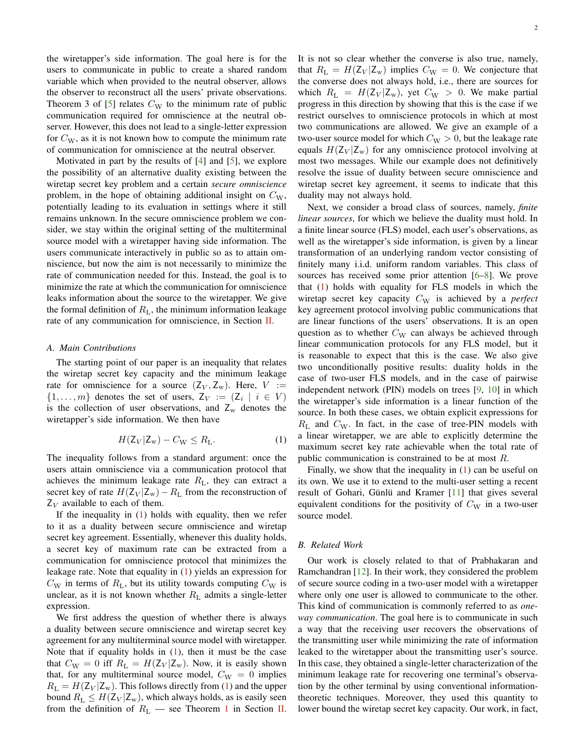the wiretapper's side information. The goal here is for the users to communicate in public to create a shared random variable which when provided to the neutral observer, allows the observer to reconstruct all the users' private observations. Theorem 3 of [5] relates $C_{\mathrm{W}}$ to the minimum rate of public communication required for omniscience at the neutral observer. However, this does not lead to a single-letter expression for $C_{\mathrm{W}}$, as it is not known how to compute the minimum rate of communication for omniscience at the neutral observer.

Motivated in part by the results of [4] and [5], we explore the possibility of an alternative duality existing between the wiretap secret key problem and a certain *secure omniscience* problem, in the hope of obtaining additional insight on $C_{\mathrm{W}}$, potentially leading to its evaluation in settings where it still remains unknown. In the secure omniscience problem we consider, we stay within the original setting of the multiterminal source model with a wiretapper having side information. The users communicate interactively in public so as to attain omniscience, but now the aim is not necessarily to minimize the rate of communication needed for this. Instead, the goal is to minimize the rate at which the communication for omniscience leaks information about the source to the wiretapper. We give the formal definition of $R_{\mathrm{L}}$, the minimum information leakage rate of any communication for omniscience, in Section II.

### A. Main Contributions

The starting point of our paper is an inequality that relates the wiretap secret key capacity and the minimum leakage rate for omniscience for a source $(\mathsf{Z}_V, \mathsf{Z}_{\mathrm{w}})$. Here, $V := \{1, \ldots, m\}$ denotes the set of users, $\mathsf{Z}_V := (\mathsf{Z}_i \mid i \in V)$ is the collection of user observations, and $\mathsf{Z}_{\mathrm{w}}$ denotes the wiretapper's side information. We then have

$$H(\mathsf{Z}_V|\mathsf{Z}_{\mathrm{w}}) - C_{\mathrm{W}} \leq R_{\mathrm{L}}. \tag{1}$$

The inequality follows from a standard argument: once the users attain omniscience via a communication protocol that achieves the minimum leakage rate $R_{\mathrm{L}}$, they can extract a secret key of rate $H(\mathsf{Z}_V|\mathsf{Z}_{\mathrm{w}}) - R_{\mathrm{L}}$ from the reconstruction of $\mathsf{Z}_V$ available to each of them.

If the inequality in (1) holds with equality, then we refer to it as a duality between secure omniscience and wiretap secret key agreement. Essentially, whenever this duality holds, a secret key of maximum rate can be extracted from a communication for omniscience protocol that minimizes the leakage rate. Note that equality in (1) yields an expression for $C_{\mathrm{W}}$ in terms of $R_{\mathrm{L}}$, but its utility towards computing $C_{\mathrm{W}}$ is unclear, as it is not known whether $R_{\mathrm{L}}$ admits a single-letter expression.

We first address the question of whether there is always a duality between secure omniscience and wiretap secret key agreement for any multiterminal source model with wiretapper. Note that if equality holds in (1), then it must be the case that $C_{\mathrm{W}} = 0$ iff $R_{\mathrm{L}} = H(\mathsf{Z}_V|\mathsf{Z}_{\mathrm{w}})$. Now, it is easily shown that, for any multiterminal source model, $C_{\mathrm{W}} = 0$ implies $R_{\mathrm{L}} = H(\mathsf{Z}_V|\mathsf{Z}_{\mathrm{w}})$. This follows directly from (1) and the upper bound $R_{\mathrm{L}} \leq H(\mathsf{Z}_V|\mathsf{Z}_{\mathrm{w}})$, which always holds, as is easily seen from the definition of $R_{\mathrm{L}}$ — see Theorem 1 in Section II. It is not so clear whether the converse is also true, namely, that $R_{\mathrm{L}} = H(\mathsf{Z}_V|\mathsf{Z}_{\mathrm{w}})$ implies $C_{\mathrm{W}} = 0$. We conjecture that the converse does not always hold, i.e., there are sources for which $R_{\mathrm{L}} = H(\mathsf{Z}_V|\mathsf{Z}_{\mathrm{w}})$, yet $C_{\mathrm{W}} > 0$. We make partial progress in this direction by showing that this is the case if we restrict ourselves to omniscience protocols in which at most two communications are allowed. We give an example of a two-user source model for which $C_{\mathrm{W}} > 0$, but the leakage rate equals $H(\mathsf{Z}_V|\mathsf{Z}_{\mathrm{w}})$ for any omniscience protocol involving at most two messages. While our example does not definitively resolve the issue of duality between secure omniscience and wiretap secret key agreement, it seems to indicate that this duality may not always hold.

Next, we consider a broad class of sources, namely, *finite linear sources*, for which we believe the duality must hold. In a finite linear source (FLS) model, each user's observation, as well as the wiretapper's side information, is given by a linear transformation of an underlying random vector consisting of finitely many i.i.d. uniform random variables. This class of sources has received some prior attention [6–8]. We prove that (1) holds with equality for FLS models in which the wiretap secret key capacity $C_{\mathrm{W}}$ is achieved by a *perfect* key agreement protocol involving public communications that are linear functions of the users' observations. It is an open question as to whether $C_{\mathrm{W}}$ can always be achieved through linear communication protocols for any FLS model, but it is reasonable to expect that this is the case. We also give two unconditionally positive results: duality holds in the case of two-user FLS models, and in the case of pairwise independent network (PIN) models on trees [9, 10] in which the wiretapper's side information is a linear function of the source. In both these cases, we obtain explicit expressions for $R_{\mathrm{L}}$ and $C_{\mathrm{W}}$. In fact, in the case of tree-PIN models with a linear wiretapper, we are able to explicitly determine the maximum secret key rate achievable when the total rate of public communication is constrained to be at most $R$.

Finally, we show that the inequality in (1) can be useful on its own. We use it to extend to the multi-user setting a recent result of Gohari, Günlü and Kramer [11] that gives several equivalent conditions for the positivity of $C_{\mathrm{W}}$ in a two-user source model.

### B. Related Work

Our work is closely related to that of Prabhakaran and Ramchandran [12]. In their work, they considered the problem of secure source coding in a two-user model with a wiretapper where only one user is allowed to communicate to the other. This kind of communication is commonly referred to as *one-way communication*. The goal here is to communicate in such a way that the receiving user recovers the observations of the transmitting user while minimizing the rate of information leaked to the wiretapper about the transmitting user's source. In this case, they obtained a single-letter characterization of the minimum leakage rate for recovering one terminal's observation by the other terminal by using conventional information-theoretic techniques. Moreover, they used this quantity to lower bound the wiretap secret key capacity. Our work, in fact,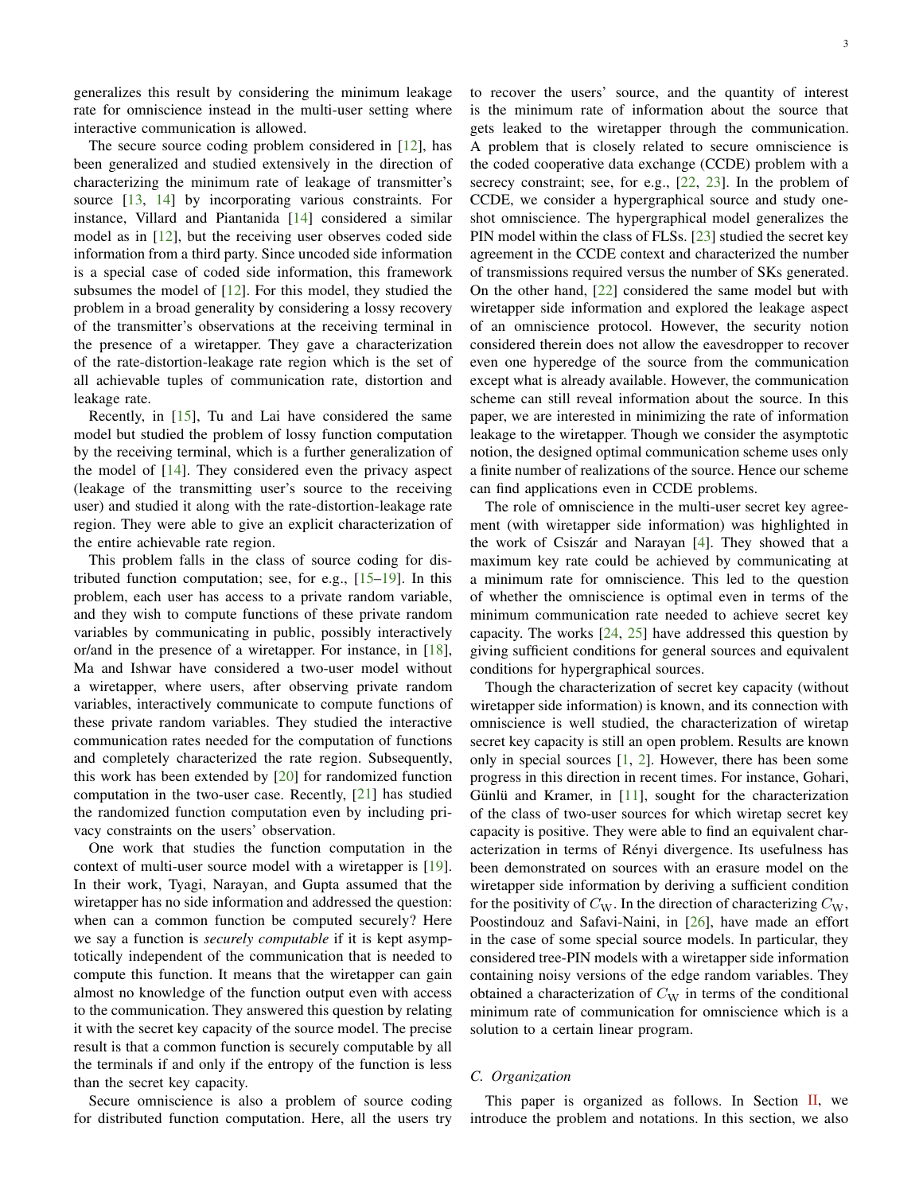generalizes this result by considering the minimum leakage rate for omniscience instead in the multi-user setting where interactive communication is allowed.

The secure source coding problem considered in [12], has been generalized and studied extensively in the direction of characterizing the minimum rate of leakage of transmitter's source [13, 14] by incorporating various constraints. For instance, Villard and Piantanida [14] considered a similar model as in [12], but the receiving user observes coded side information from a third party. Since uncoded side information is a special case of coded side information, this framework subsumes the model of [12]. For this model, they studied the problem in a broad generality by considering a lossy recovery of the transmitter's observations at the receiving terminal in the presence of a wiretapper. They gave a characterization of the rate-distortion-leakage rate region which is the set of all achievable tuples of communication rate, distortion and leakage rate.

Recently, in [15], Tu and Lai have considered the same model but studied the problem of lossy function computation by the receiving terminal, which is a further generalization of the model of [14]. They considered even the privacy aspect (leakage of the transmitting user's source to the receiving user) and studied it along with the rate-distortion-leakage rate region. They were able to give an explicit characterization of the entire achievable rate region.

This problem falls in the class of source coding for distributed function computation; see, for e.g., [15–19]. In this problem, each user has access to a private random variable, and they wish to compute functions of these private random variables by communicating in public, possibly interactively or/and in the presence of a wiretapper. For instance, in [18], Ma and Ishwar have considered a two-user model without a wiretapper, where users, after observing private random variables, interactively communicate to compute functions of these private random variables. They studied the interactive communication rates needed for the computation of functions and completely characterized the rate region. Subsequently, this work has been extended by [20] for randomized function computation in the two-user case. Recently, [21] has studied the randomized function computation even by including privacy constraints on the users' observation.

One work that studies the function computation in the context of multi-user source model with a wiretapper is [19]. In their work, Tyagi, Narayan, and Gupta assumed that the wiretapper has no side information and addressed the question: when can a common function be computed securely? Here we say a function is *securely computable* if it is kept asymptotically independent of the communication that is needed to compute this function. It means that the wiretapper can gain almost no knowledge of the function output even with access to the communication. They answered this question by relating it with the secret key capacity of the source model. The precise result is that a common function is securely computable by all the terminals if and only if the entropy of the function is less than the secret key capacity.

Secure omniscience is also a problem of source coding for distributed function computation. Here, all the users try to recover the users' source, and the quantity of interest is the minimum rate of information about the source that gets leaked to the wiretapper through the communication. A problem that is closely related to secure omniscience is the coded cooperative data exchange (CCDE) problem with a secrecy constraint; see, for e.g., [22, 23]. In the problem of CCDE, we consider a hypergraphical source and study one-shot omniscience. The hypergraphical model generalizes the PIN model within the class of FLSs. [23] studied the secret key agreement in the CCDE context and characterized the number of transmissions required versus the number of SKs generated. On the other hand, [22] considered the same model but with wiretapper side information and explored the leakage aspect of an omniscience protocol. However, the security notion considered therein does not allow the eavesdropper to recover even one hyperedge of the source from the communication except what is already available. However, the communication scheme can still reveal information about the source. In this paper, we are interested in minimizing the rate of information leakage to the wiretapper. Though we consider the asymptotic notion, the designed optimal communication scheme uses only a finite number of realizations of the source. Hence our scheme can find applications even in CCDE problems.

The role of omniscience in the multi-user secret key agreement (with wiretapper side information) was highlighted in the work of Csiszár and Narayan [4]. They showed that a maximum key rate could be achieved by communicating at a minimum rate for omniscience. This led to the question of whether the omniscience is optimal even in terms of the minimum communication rate needed to achieve secret key capacity. The works [24, 25] have addressed this question by giving sufficient conditions for general sources and equivalent conditions for hypergraphical sources.

Though the characterization of secret key capacity (without wiretapper side information) is known, and its connection with omniscience is well studied, the characterization of wiretap secret key capacity is still an open problem. Results are known only in special sources [1, 2]. However, there has been some progress in this direction in recent times. For instance, Gohari, Günlü and Kramer, in [11], sought for the characterization of the class of two-user sources for which wiretap secret key capacity is positive. They were able to find an equivalent characterization in terms of Rényi divergence. Its usefulness has been demonstrated on sources with an erasure model on the wiretapper side information by deriving a sufficient condition for the positivity of $C_{\mathrm{W}}$. In the direction of characterizing $C_{\mathrm{W}}$, Poostindouz and Safavi-Naini, in [26], have made an effort in the case of some special source models. In particular, they considered tree-PIN models with a wiretapper side information containing noisy versions of the edge random variables. They obtained a characterization of $C_{\mathrm{W}}$ in terms of the conditional minimum rate of communication for omniscience which is a solution to a certain linear program.

### C. Organization

This paper is organized as follows. In Section II, we introduce the problem and notations. In this section, we also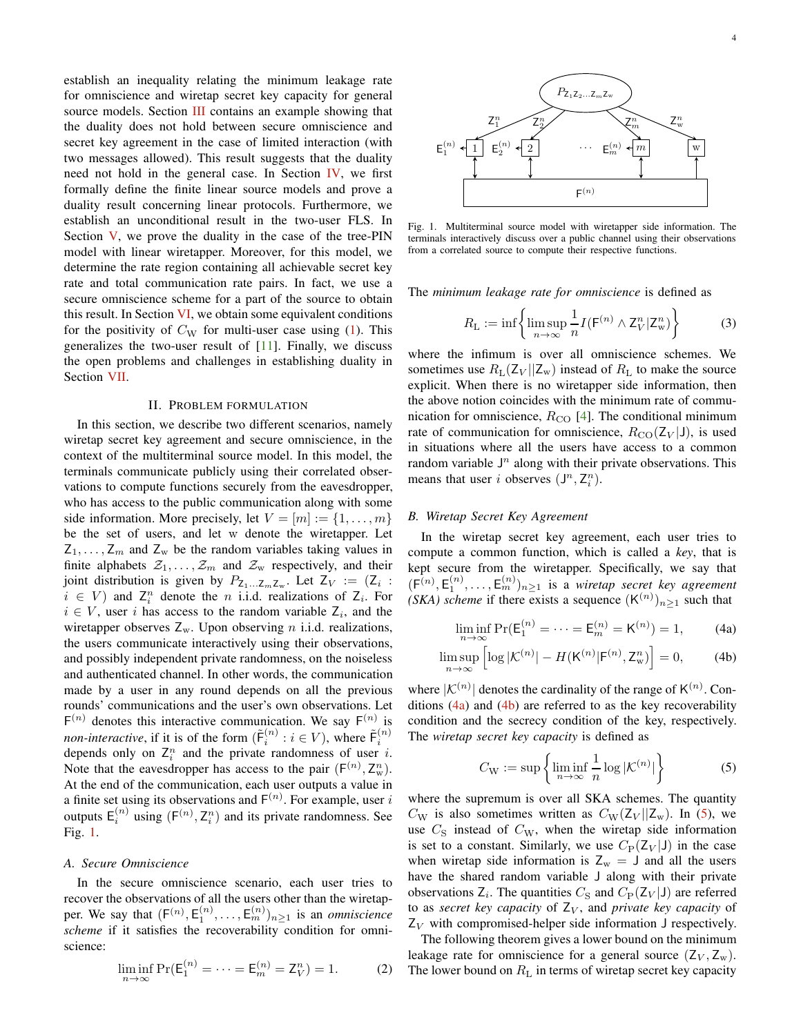establish an inequality relating the minimum leakage rate for omniscience and wiretap secret key capacity for general source models. Section III contains an example showing that the duality does not hold between secure omniscience and secret key agreement in the case of limited interaction (with two messages allowed). This result suggests that the duality need not hold in the general case. In Section IV, we first formally define the finite linear source models and prove a duality result concerning linear protocols. Furthermore, we establish an unconditional result in the two-user FLS. In Section V, we prove the duality in the case of the tree-PIN model with linear wiretapper. Moreover, for this model, we determine the rate region containing all achievable secret key rate and total communication rate pairs. In fact, we use a secure omniscience scheme for a part of the source to obtain this result. In Section VI, we obtain some equivalent conditions for the positivity of $C_{\mathrm{W}}$ for multi-user case using (1). This generalizes the two-user result of [11]. Finally, we discuss the open problems and challenges in establishing duality in Section VII.

## II. Problem formulation

In this section, we describe two different scenarios, namely wiretap secret key agreement and secure omniscience, in the context of the multiterminal source model. In this model, the terminals communicate publicly using their correlated observations to compute functions securely from the eavesdropper, who has access to the public communication along with some side information. More precisely, let $V = [m] := \{1, \dots, m\}$ be the set of users, and let $\mathrm{w}$ denote the wiretapper. Let $\mathsf{Z}_1, \dots, \mathsf{Z}_m$ and $\mathsf{Z}_{\mathrm{w}}$ be the random variables taking values in finite alphabets $\mathcal{Z}_1, \dots, \mathcal{Z}_m$ and $\mathcal{Z}_{\mathrm{w}}$ respectively, and their joint distribution is given by $P_{\mathsf{Z}_1 \dots \mathsf{Z}_m \mathsf{Z}_{\mathrm{w}}}$. Let $\mathsf{Z}_V := (\mathsf{Z}_i : i \in V)$ and $\mathsf{Z}_i^n$ denote the $n$ i.i.d. realizations of $\mathsf{Z}_i$. For $i \in V$, user $i$ has access to the random variable $\mathsf{Z}_i$, and the wiretapper observes $\mathsf{Z}_{\mathrm{w}}$. Upon observing $n$ i.i.d. realizations, the users communicate interactively using their observations, and possibly independent private randomness, on the noiseless and authenticated channel. In other words, the communication made by a user in any round depends on all the previous rounds' communications and the user's own observations. Let $\mathsf{F}^{(n)}$ denotes this interactive communication. We say $\mathsf{F}^{(n)}$ is *non-interactive*, if it is of the form $(\tilde{\mathsf{F}}_i^{(n)} : i \in V)$, where $\tilde{\mathsf{F}}_i^{(n)}$ depends only on $\mathsf{Z}_i^n$ and the private randomness of user $i$. Note that the eavesdropper has access to the pair $(\mathsf{F}^{(n)}, \mathsf{Z}_{\mathrm{w}}^n)$. At the end of the communication, each user outputs a value in a finite set using its observations and $\mathsf{F}^{(n)}$. For example, user $i$ outputs $\mathsf{E}_i^{(n)}$ using $(\mathsf{F}^{(n)}, \mathsf{Z}_i^n)$ and its private randomness. See Fig. 1.

Fig. 1. Multiterminal source model with wiretapper side information. The terminals interactively discuss over a public channel using their observations from a correlated source to compute their respective functions.

### A. Secure Omniscience

In the secure omniscience scenario, each user tries to recover the observations of all the users other than the wiretapper. We say that $(\mathsf{F}^{(n)}, \mathsf{E}_1^{(n)}, \dots, \mathsf{E}_m^{(n)})_{n \geq 1}$ is an *omniscience scheme* if it satisfies the recoverability condition for omniscience:

$$\liminf_{n \to \infty} \Pr(\mathsf{E}_1^{(n)} = \dots = \mathsf{E}_m^{(n)} = \mathsf{Z}_V^n) = 1. \tag{2}$$

The *minimum leakage rate for omniscience* is defined as

$$R_{\mathrm{L}} := \inf \left\{ \limsup_{n \to \infty} \frac{1}{n} I(\mathsf{F}^{(n)} \wedge \mathsf{Z}_V^n | \mathsf{Z}_{\mathrm{w}}^n) \right\} \tag{3}$$

where the infimum is over all omniscience schemes. We sometimes use $R_{\mathrm{L}}(\mathsf{Z}_V || \mathsf{Z}_{\mathrm{w}})$ instead of $R_{\mathrm{L}}$ to make the source explicit. When there is no wiretapper side information, then the above notion coincides with the minimum rate of communication for omniscience, $R_{\mathrm{CO}}$ [4]. The conditional minimum rate of communication for omniscience, $R_{\mathrm{CO}}(\mathsf{Z}_V | \mathsf{J})$, is used in situations where all the users have access to a common random variable $\mathsf{J}^n$ along with their private observations. This means that user $i$ observes $(\mathsf{J}^n, \mathsf{Z}_i^n)$.

### B. Wiretap Secret Key Agreement

In the wiretap secret key agreement, each user tries to compute a common function, which is called a *key*, that is kept secure from the wiretapper. Specifically, we say that $(\mathsf{F}^{(n)}, \mathsf{E}_1^{(n)}, \dots, \mathsf{E}_m^{(n)})_{n \geq 1}$ is a *wiretap secret key agreement (SKA) scheme* if there exists a sequence $(\mathsf{K}^{(n)})_{n \geq 1}$ such that

$$\liminf_{n \to \infty} \Pr(\mathsf{E}_1^{(n)} = \dots = \mathsf{E}_m^{(n)} = \mathsf{K}^{(n)}) = 1, \tag{4a}$$

$$\limsup_{n \to \infty} \left[ \log |\mathcal{K}^{(n)}| - H(\mathsf{K}^{(n)} | \mathsf{F}^{(n)}, \mathsf{Z}_{\mathrm{w}}^n) \right] = 0, \tag{4b}$$

where $|\mathcal{K}^{(n)}|$ denotes the cardinality of the range of $\mathsf{K}^{(n)}$. Conditions (4a) and (4b) are referred to as the key recoverability condition and the secrecy condition of the key, respectively. The *wiretap secret key capacity* is defined as

$$C_{\mathrm{W}} := \sup \left\{ \liminf_{n \to \infty} \frac{1}{n} \log |\mathcal{K}^{(n)}| \right\} \tag{5}$$

where the supremum is over all SKA schemes. The quantity $C_{\mathrm{W}}$ is also sometimes written as $C_{\mathrm{W}}(\mathsf{Z}_V || \mathsf{Z}_{\mathrm{w}})$. In (5), we use $C_{\mathrm{S}}$ instead of $C_{\mathrm{W}}$, when the wiretap side information is set to a constant. Similarly, we use $C_{\mathrm{P}}(\mathsf{Z}_V | \mathsf{J})$ in the case when wiretap side information is $\mathsf{Z}_{\mathrm{w}} = \mathsf{J}$ and all the users have the shared random variable $\mathsf{J}$ along with their private observations $\mathsf{Z}_i$. The quantities $C_{\mathrm{S}}$ and $C_{\mathrm{P}}(\mathsf{Z}_V | \mathsf{J})$ are referred to as *secret key capacity* of $\mathsf{Z}_V$, and *private key capacity* of $\mathsf{Z}_V$ with compromised-helper side information $\mathsf{J}$ respectively.

The following theorem gives a lower bound on the minimum leakage rate for omniscience for a general source $(\mathsf{Z}_V, \mathsf{Z}_{\mathrm{w}})$. The lower bound on $R_{\mathrm{L}}$ in terms of wiretap secret key capacity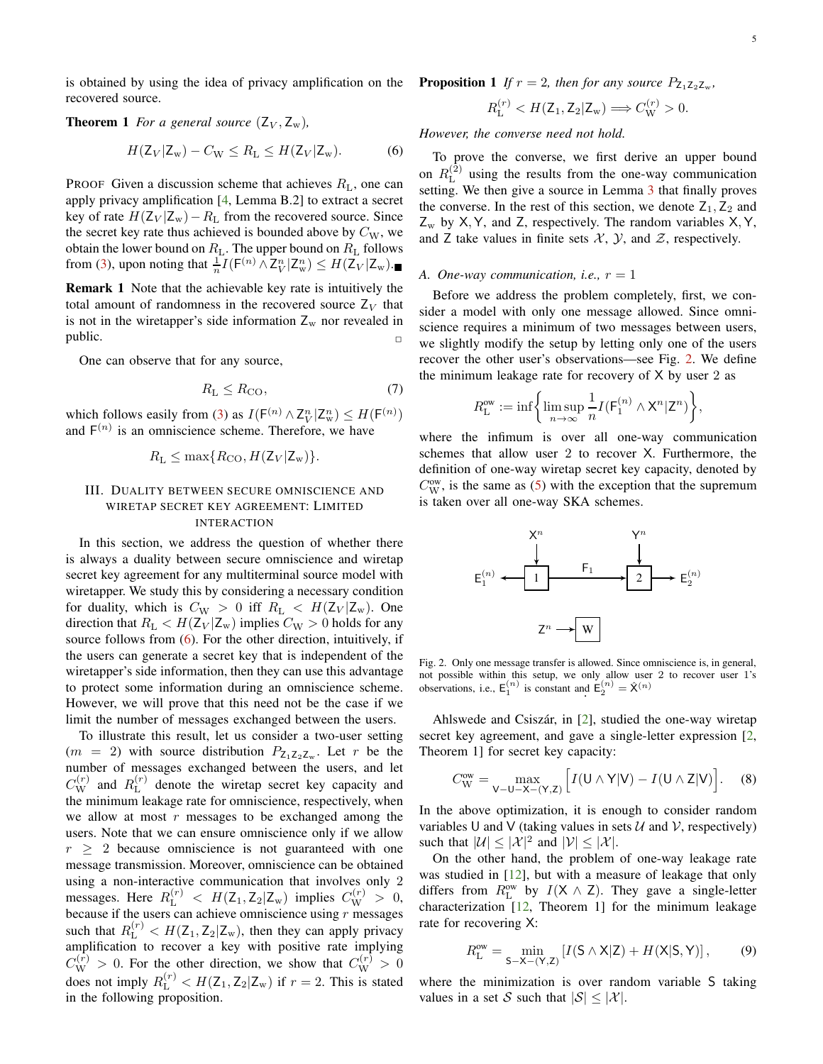is obtained by using the idea of privacy amplification on the recovered source.

**Theorem 1** *For a general source* $(\mathsf{Z}_V, \mathsf{Z}_\mathrm{w})$*,*

$$H(\mathsf{Z}_V|\mathsf{Z}_\mathrm{w}) - C_\mathrm{W} \leq R_\mathrm{L} \leq H(\mathsf{Z}_V|\mathsf{Z}_\mathrm{w}). \tag{6}$$

PROOF Given a discussion scheme that achieves $R_\mathrm{L}$, one can apply privacy amplification [4, Lemma B.2] to extract a secret key of rate $H(\mathsf{Z}_V|\mathsf{Z}_\mathrm{w}) - R_\mathrm{L}$ from the recovered source. Since the secret key rate thus achieved is bounded above by $C_\mathrm{W}$, we obtain the lower bound on $R_\mathrm{L}$. The upper bound on $R_\mathrm{L}$ follows from (3), upon noting that $\frac{1}{n} I(\mathsf{F}^{(n)} \wedge \mathsf{Z}_V^n|\mathsf{Z}_\mathrm{w}^n) \leq H(\mathsf{Z}_V|\mathsf{Z}_\mathrm{w})$. ■

**Remark 1** Note that the achievable key rate is intuitively the total amount of randomness in the recovered source $\mathsf{Z}_V$ that is not in the wiretapper's side information $\mathsf{Z}_\mathrm{w}$ nor revealed in public. □

One can observe that for any source,

$$R_\mathrm{L} \leq R_\mathrm{CO}, \tag{7}$$

which follows easily from (3) as $I(\mathsf{F}^{(n)} \wedge \mathsf{Z}_V^n|\mathsf{Z}_\mathrm{w}^n) \leq H(\mathsf{F}^{(n)})$ and $\mathsf{F}^{(n)}$ is an omniscience scheme. Therefore, we have

$$R_\mathrm{L} \leq \max\{R_\mathrm{CO}, H(\mathsf{Z}_V|\mathsf{Z}_\mathrm{w})\}.$$

## III. Duality between secure omniscience and wiretap secret key agreement: Limited interaction

In this section, we address the question of whether there is always a duality between secure omniscience and wiretap secret key agreement for any multiterminal source model with wiretapper. We study this by considering a necessary condition for duality, which is $C_\mathrm{W} > 0$ iff $R_\mathrm{L} < H(\mathsf{Z}_V|\mathsf{Z}_\mathrm{w})$. One direction that $R_\mathrm{L} < H(\mathsf{Z}_V|\mathsf{Z}_\mathrm{w})$ implies $C_\mathrm{W} > 0$ holds for any source follows from (6). For the other direction, intuitively, if the users can generate a secret key that is independent of the wiretapper's side information, then they can use this advantage to protect some information during an omniscience scheme. However, we will prove that this need not be the case if we limit the number of messages exchanged between the users.

To illustrate this result, let us consider a two-user setting ($m = 2$) with source distribution $P_{\mathsf{Z}_1\mathsf{Z}_2\mathsf{Z}_\mathrm{w}}$. Let $r$ be the number of messages exchanged between the users, and let $C_\mathrm{W}^{(r)}$ and $R_\mathrm{L}^{(r)}$ denote the wiretap secret key capacity and the minimum leakage rate for omniscience, respectively, when we allow at most $r$ messages to be exchanged among the users. Note that we can ensure omniscience only if we allow $r \geq 2$ because omniscience is not guaranteed with one message transmission. Moreover, omniscience can be obtained using a non-interactive communication that involves only 2 messages. Here $R_\mathrm{L}^{(r)} < H(\mathsf{Z}_1, \mathsf{Z}_2|\mathsf{Z}_\mathrm{w})$ implies $C_\mathrm{W}^{(r)} > 0$, because if the users can achieve omniscience using $r$ messages such that $R_\mathrm{L}^{(r)} < H(\mathsf{Z}_1, \mathsf{Z}_2|\mathsf{Z}_\mathrm{w})$, then they can apply privacy amplification to recover a key with positive rate implying $C_\mathrm{W}^{(r)} > 0$. For the other direction, we show that $C_\mathrm{W}^{(r)} > 0$ does not imply $R_\mathrm{L}^{(r)} < H(\mathsf{Z}_1, \mathsf{Z}_2|\mathsf{Z}_\mathrm{w})$ if $r = 2$. This is stated in the following proposition.

**Proposition 1** *If $r = 2$, then for any source $P_{\mathsf{Z}_1\mathsf{Z}_2\mathsf{Z}_\mathrm{w}}$,*

$$R_\mathrm{L}^{(r)} < H(\mathsf{Z}_1, \mathsf{Z}_2|\mathsf{Z}_\mathrm{w}) \Longrightarrow C_\mathrm{W}^{(r)} > 0.$$

*However, the converse need not hold.*

To prove the converse, we first derive an upper bound on $R_\mathrm{L}^{(2)}$ using the results from the one-way communication setting. We then give a source in Lemma 3 that finally proves the converse. In the rest of this section, we denote $\mathsf{Z}_1, \mathsf{Z}_2$ and $\mathsf{Z}_\mathrm{w}$ by $\mathsf{X}, \mathsf{Y}$, and $\mathsf{Z}$, respectively. The random variables $\mathsf{X}, \mathsf{Y}$, and $\mathsf{Z}$ take values in finite sets $\mathcal{X}$, $\mathcal{Y}$, and $\mathcal{Z}$, respectively.

### A. One-way communication, i.e., $r = 1$

Before we address the problem completely, first, we consider a model with only one message allowed. Since omniscience requires a minimum of two messages between users, we slightly modify the setup by letting only one of the users recover the other user's observations—see Fig. 2. We define the minimum leakage rate for recovery of $\mathsf{X}$ by user 2 as

$$R_\mathrm{L}^\mathrm{ow} := \inf\left\{\limsup_{n\to\infty} \frac{1}{n} I(\mathsf{F}_1^{(n)} \wedge \mathsf{X}^n|\mathsf{Z}^n)\right\},$$

where the infimum is over all one-way communication schemes that allow user 2 to recover $\mathsf{X}$. Furthermore, the definition of one-way wiretap secret key capacity, denoted by $C_\mathrm{W}^\mathrm{ow}$, is the same as (5) with the exception that the supremum is taken over all one-way SKA schemes.

Fig. 2. Only one message transfer is allowed. Since omniscience is, in general, not possible within this setup, we only allow user 2 to recover user 1's observations, i.e., $\mathsf{E}_1^{(n)}$ is constant and $\mathsf{E}_2^{(n)} = \hat{\mathsf{X}}^{(n)}$

Ahlswede and Csiszár, in [2], studied the one-way wiretap secret key agreement, and gave a single-letter expression [2, Theorem 1] for secret key capacity:

$$C_\mathrm{W}^\mathrm{ow} = \max_{\mathsf{V}-\mathsf{U}-\mathsf{X}-(\mathsf{Y},\mathsf{Z})} \Big[I(\mathsf{U} \wedge \mathsf{Y}|\mathsf{V}) - I(\mathsf{U} \wedge \mathsf{Z}|\mathsf{V})\Big]. \tag{8}$$

In the above optimization, it is enough to consider random variables $\mathsf{U}$ and $\mathsf{V}$ (taking values in sets $\mathcal{U}$ and $\mathcal{V}$, respectively) such that $|\mathcal{U}| \leq |\mathcal{X}|^2$ and $|\mathcal{V}| \leq |\mathcal{X}|$.

On the other hand, the problem of one-way leakage rate was studied in [12], but with a measure of leakage that only differs from $R_\mathrm{L}^\mathrm{ow}$ by $I(\mathsf{X} \wedge \mathsf{Z})$. They gave a single-letter characterization [12, Theorem 1] for the minimum leakage rate for recovering $\mathsf{X}$:

$$R_\mathrm{L}^\mathrm{ow} = \min_{\mathsf{S}-\mathsf{X}-(\mathsf{Y},\mathsf{Z})} \left[I(\mathsf{S} \wedge \mathsf{X}|\mathsf{Z}) + H(\mathsf{X}|\mathsf{S}, \mathsf{Y})\right], \tag{9}$$

where the minimization is over random variable $\mathsf{S}$ taking values in a set $\mathcal{S}$ such that $|\mathcal{S}| \leq |\mathcal{X}|$.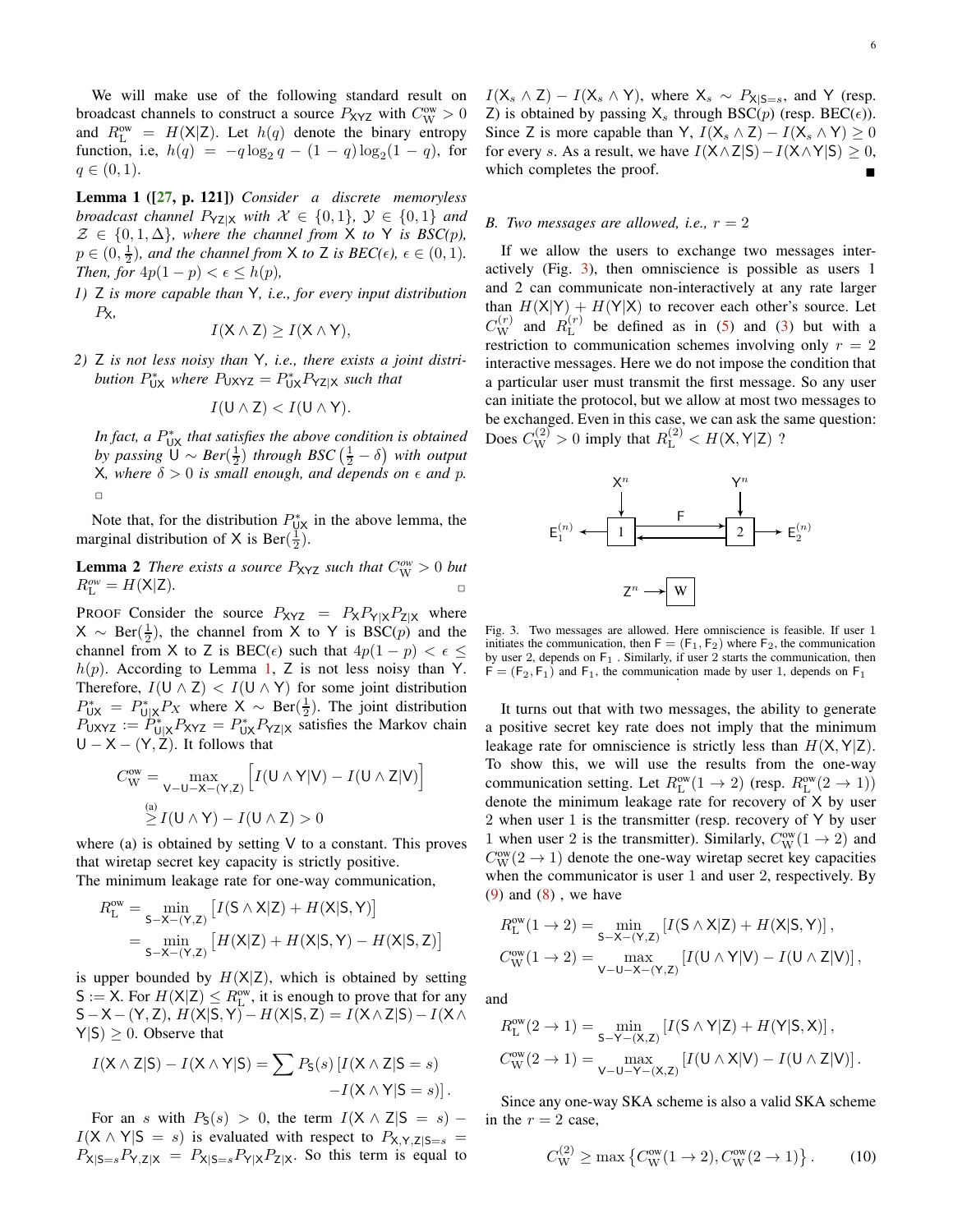We will make use of the following standard result on broadcast channels to construct a source $P_{\mathsf{XYZ}}$ with $C_{\mathrm{W}}^{\mathrm{ow}} > 0$ and $R_{\mathrm{L}}^{\mathrm{ow}} = H(\mathsf{X}|\mathsf{Z})$. Let $h(q)$ denote the binary entropy function, i.e, $h(q) = -q\log_2 q - (1-q)\log_2(1-q)$, for $q \in (0,1)$.

**Lemma 1 ([27, p. 121])** *Consider a discrete memoryless broadcast channel $P_{\mathsf{YZ}|\mathsf{X}}$ with $\mathcal{X} \in \{0,1\}$, $\mathcal{Y} \in \{0,1\}$ and $\mathcal{Z} \in \{0,1,\Delta\}$, where the channel from $\mathsf{X}$ to $\mathsf{Y}$ is BSC($p$), $p \in (0, \frac{1}{2})$, and the channel from $\mathsf{X}$ to $\mathsf{Z}$ is BEC($\epsilon$), $\epsilon \in (0,1)$. Then, for $4p(1-p) < \epsilon \leq h(p)$,*

1) *$\mathsf{Z}$ is more capable than $\mathsf{Y}$, i.e., for every input distribution $P_{\mathsf{X}}$,*
$$I(\mathsf{X} \wedge \mathsf{Z}) \geq I(\mathsf{X} \wedge \mathsf{Y}),$$
2) *$\mathsf{Z}$ is not less noisy than $\mathsf{Y}$, i.e., there exists a joint distribution $P^*_{\mathsf{UX}}$ where $P_{\mathsf{UXYZ}} = P^*_{\mathsf{UX}} P_{\mathsf{YZ}|\mathsf{X}}$ such that*
$$I(\mathsf{U} \wedge \mathsf{Z}) < I(\mathsf{U} \wedge \mathsf{Y}).$$
*In fact, a $P^*_{\mathsf{UX}}$ that satisfies the above condition is obtained by passing $\mathsf{U} \sim$ Ber($\frac{1}{2}$) through BSC $\left(\frac{1}{2} - \delta\right)$ with output $\mathsf{X}$, where $\delta > 0$ is small enough, and depends on $\epsilon$ and $p$.* □

Note that, for the distribution $P^*_{\mathsf{UX}}$ in the above lemma, the marginal distribution of $\mathsf{X}$ is Ber($\frac{1}{2}$).

**Lemma 2** *There exists a source $P_{\mathsf{XYZ}}$ such that $C_{\mathrm{W}}^{ow} > 0$ but $R_{\mathrm{L}}^{ow} = H(\mathsf{X}|\mathsf{Z})$.* □

PROOF Consider the source $P_{\mathsf{XYZ}} = P_{\mathsf{X}} P_{\mathsf{Y}|\mathsf{X}} P_{\mathsf{Z}|\mathsf{X}}$ where $\mathsf{X} \sim$ Ber($\frac{1}{2}$), the channel from $\mathsf{X}$ to $\mathsf{Y}$ is BSC($p$) and the channel from $\mathsf{X}$ to $\mathsf{Z}$ is BEC($\epsilon$) such that $4p(1-p) < \epsilon \leq h(p)$. According to Lemma 1, $\mathsf{Z}$ is not less noisy than $\mathsf{Y}$. Therefore, $I(\mathsf{U} \wedge \mathsf{Z}) < I(\mathsf{U} \wedge \mathsf{Y})$ for some joint distribution $P^*_{\mathsf{UX}} = P^*_{\mathsf{U}|\mathsf{X}} P_{\mathsf{X}}$ where $\mathsf{X} \sim$ Ber($\frac{1}{2}$). The joint distribution $P_{\mathsf{UXYZ}} := P^*_{\mathsf{U}|\mathsf{X}} P_{\mathsf{XYZ}} = P^*_{\mathsf{UX}} P_{\mathsf{YZ}|\mathsf{X}}$ satisfies the Markov chain $\mathsf{U} - \mathsf{X} - (\mathsf{Y}, \mathsf{Z})$. It follows that

$$\begin{aligned}
C_{\mathrm{W}}^{\mathrm{ow}} &= \max_{\mathsf{V}-\mathsf{U}-\mathsf{X}-(\mathsf{Y},\mathsf{Z})} \Big[I(\mathsf{U} \wedge \mathsf{Y}|\mathsf{V}) - I(\mathsf{U} \wedge \mathsf{Z}|\mathsf{V})\Big] \\
&\overset{(a)}{\geq} I(\mathsf{U} \wedge \mathsf{Y}) - I(\mathsf{U} \wedge \mathsf{Z}) > 0
\end{aligned}$$

where (a) is obtained by setting $\mathsf{V}$ to a constant. This proves that wiretap secret key capacity is strictly positive.
The minimum leakage rate for one-way communication,

$$\begin{aligned}
R_{\mathrm{L}}^{\mathrm{ow}} &= \min_{\mathsf{S}-\mathsf{X}-(\mathsf{Y},\mathsf{Z})} \big[I(\mathsf{S} \wedge \mathsf{X}|\mathsf{Z}) + H(\mathsf{X}|\mathsf{S},\mathsf{Y})\big] \\
&= \min_{\mathsf{S}-\mathsf{X}-(\mathsf{Y},\mathsf{Z})} \big[H(\mathsf{X}|\mathsf{Z}) + H(\mathsf{X}|\mathsf{S},\mathsf{Y}) - H(\mathsf{X}|\mathsf{S},\mathsf{Z})\big]
\end{aligned}$$

is upper bounded by $H(\mathsf{X}|\mathsf{Z})$, which is obtained by setting $\mathsf{S} := \mathsf{X}$. For $H(\mathsf{X}|\mathsf{Z}) \leq R_{\mathrm{L}}^{\mathrm{ow}}$, it is enough to prove that for any $\mathsf{S} - \mathsf{X} - (\mathsf{Y}, \mathsf{Z})$, $H(\mathsf{X}|\mathsf{S},\mathsf{Y}) - H(\mathsf{X}|\mathsf{S},\mathsf{Z}) = I(\mathsf{X} \wedge \mathsf{Z}|\mathsf{S}) - I(\mathsf{X} \wedge \mathsf{Y}|\mathsf{S}) \geq 0$. Observe that

$$\begin{aligned}
I(\mathsf{X} \wedge \mathsf{Z}|\mathsf{S}) - I(\mathsf{X} \wedge \mathsf{Y}|\mathsf{S}) = \sum P_{\mathsf{S}}(s) \,[I(\mathsf{X} \wedge \mathsf{Z}|\mathsf{S} = s) \\
- I(\mathsf{X} \wedge \mathsf{Y}|\mathsf{S} = s)].
\end{aligned}$$

For an $s$ with $P_{\mathsf{S}}(s) > 0$, the term $I(\mathsf{X} \wedge \mathsf{Z}|\mathsf{S} = s) - I(\mathsf{X} \wedge \mathsf{Y}|\mathsf{S} = s)$ is evaluated with respect to $P_{\mathsf{X},\mathsf{Y},\mathsf{Z}|\mathsf{S}=s} = P_{\mathsf{X}|\mathsf{S}=s} P_{\mathsf{Y},\mathsf{Z}|\mathsf{X}} = P_{\mathsf{X}|\mathsf{S}=s} P_{\mathsf{Y}|\mathsf{X}} P_{\mathsf{Z}|\mathsf{X}}$. So this term is equal to $I(\mathsf{X}_s \wedge \mathsf{Z}) - I(\mathsf{X}_s \wedge \mathsf{Y})$, where $\mathsf{X}_s \sim P_{\mathsf{X}|\mathsf{S}=s}$, and $\mathsf{Y}$ (resp. $\mathsf{Z}$) is obtained by passing $\mathsf{X}_s$ through BSC($p$) (resp. BEC($\epsilon$)). Since $\mathsf{Z}$ is more capable than $\mathsf{Y}$, $I(\mathsf{X}_s \wedge \mathsf{Z}) - I(\mathsf{X}_s \wedge \mathsf{Y}) \geq 0$ for every $s$. As a result, we have $I(\mathsf{X} \wedge \mathsf{Z}|\mathsf{S}) - I(\mathsf{X} \wedge \mathsf{Y}|\mathsf{S}) \geq 0$, which completes the proof. ■

### B. Two messages are allowed, i.e., $r = 2$

If we allow the users to exchange two messages interactively (Fig. 3), then omniscience is possible as users 1 and 2 can communicate non-interactively at any rate larger than $H(\mathsf{X}|\mathsf{Y}) + H(\mathsf{Y}|\mathsf{X})$ to recover each other's source. Let $C_{\mathrm{W}}^{(r)}$ and $R_{\mathrm{L}}^{(r)}$ be defined as in (5) and (3) but with a restriction to communication schemes involving only $r = 2$ interactive messages. Here we do not impose the condition that a particular user must transmit the first message. So any user can initiate the protocol, but we allow at most two messages to be exchanged. Even in this case, we can ask the same question: Does $C_{\mathrm{W}}^{(2)} > 0$ imply that $R_{\mathrm{L}}^{(2)} < H(\mathsf{X},\mathsf{Y}|\mathsf{Z})$ ?

Fig. 3. Two messages are allowed. Here omniscience is feasible. If user 1 initiates the communication, then $\mathsf{F} = (\mathsf{F}_1, \mathsf{F}_2)$ where $\mathsf{F}_2$, the communication by user 2, depends on $\mathsf{F}_1$ . Similarly, if user 2 starts the communication, then $\mathsf{F} = (\mathsf{F}_2, \mathsf{F}_1)$ and $\mathsf{F}_1$, the communication made by user 1, depends on $\mathsf{F}_1$

It turns out that with two messages, the ability to generate a positive secret key rate does not imply that the minimum leakage rate for omniscience is strictly less than $H(\mathsf{X},\mathsf{Y}|\mathsf{Z})$. To show this, we will use the results from the one-way communication setting. Let $R_{\mathrm{L}}^{\mathrm{ow}}(1 \to 2)$ (resp. $R_{\mathrm{L}}^{\mathrm{ow}}(2 \to 1)$) denote the minimum leakage rate for recovery of $\mathsf{X}$ by user 2 when user 1 is the transmitter (resp. recovery of $\mathsf{Y}$ by user 1 when user 2 is the transmitter). Similarly, $C_{\mathrm{W}}^{\mathrm{ow}}(1 \to 2)$ and $C_{\mathrm{W}}^{\mathrm{ow}}(2 \to 1)$ denote the one-way wiretap secret key capacities when the communicator is user 1 and user 2, respectively. By (9) and (8) , we have

$$\begin{aligned}
R_{\mathrm{L}}^{\mathrm{ow}}(1 \to 2) &= \min_{\mathsf{S}-\mathsf{X}-(\mathsf{Y},\mathsf{Z})} \left[I(\mathsf{S} \wedge \mathsf{X}|\mathsf{Z}) + H(\mathsf{X}|\mathsf{S},\mathsf{Y})\right], \\
C_{\mathrm{W}}^{\mathrm{ow}}(1 \to 2) &= \max_{\mathsf{V}-\mathsf{U}-\mathsf{X}-(\mathsf{Y},\mathsf{Z})} \left[I(\mathsf{U} \wedge \mathsf{Y}|\mathsf{V}) - I(\mathsf{U} \wedge \mathsf{Z}|\mathsf{V})\right],
\end{aligned}$$

and

$$\begin{aligned}
R_{\mathrm{L}}^{\mathrm{ow}}(2 \to 1) &= \min_{\mathsf{S}-\mathsf{Y}-(\mathsf{X},\mathsf{Z})} \left[I(\mathsf{S} \wedge \mathsf{Y}|\mathsf{Z}) + H(\mathsf{Y}|\mathsf{S},\mathsf{X})\right], \\
C_{\mathrm{W}}^{\mathrm{ow}}(2 \to 1) &= \max_{\mathsf{V}-\mathsf{U}-\mathsf{Y}-(\mathsf{X},\mathsf{Z})} \left[I(\mathsf{U} \wedge \mathsf{X}|\mathsf{V}) - I(\mathsf{U} \wedge \mathsf{Z}|\mathsf{V})\right].
\end{aligned}$$

Since any one-way SKA scheme is also a valid SKA scheme in the $r = 2$ case,

$$C_{\mathrm{W}}^{(2)} \geq \max\left\{C_{\mathrm{W}}^{\mathrm{ow}}(1 \to 2), C_{\mathrm{W}}^{\mathrm{ow}}(2 \to 1)\right\}. \tag{10}$$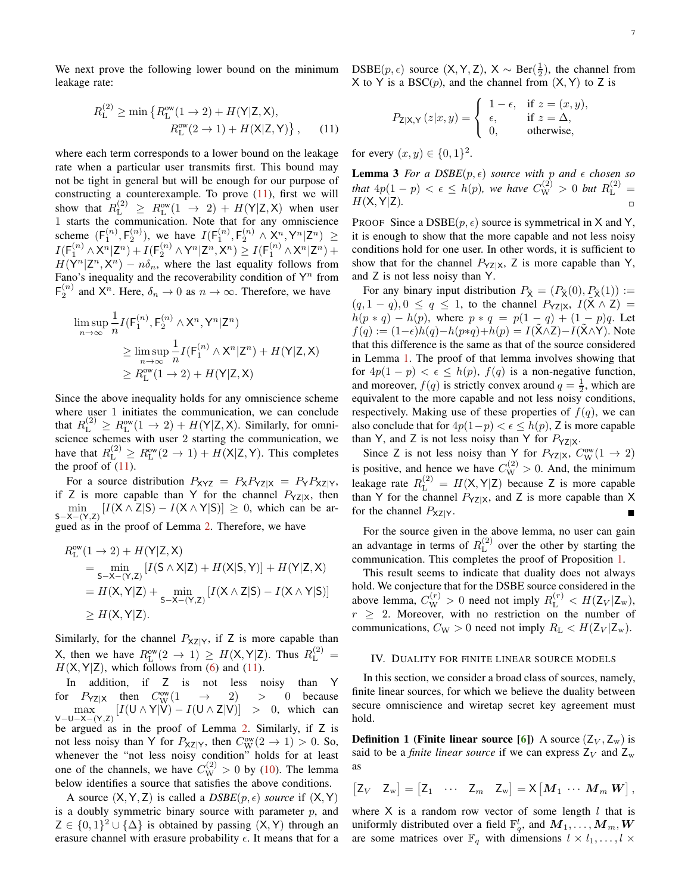We next prove the following lower bound on the minimum leakage rate:

$$R_{\mathrm{L}}^{(2)} \geq \min\left\{R_{\mathrm{L}}^{\mathrm{ow}}(1\to 2) + H(\mathsf{Y}|\mathsf{Z},\mathsf{X}),\right.\\ \left. R_{\mathrm{L}}^{\mathrm{ow}}(2\to 1) + H(\mathsf{X}|\mathsf{Z},\mathsf{Y})\right\}, \qquad (11)$$

where each term corresponds to a lower bound on the leakage rate when a particular user transmits first. This bound may not be tight in general but will be enough for our purpose of constructing a counterexample. To prove (11), first we will show that $R_{\mathrm{L}}^{(2)} \geq R_{\mathrm{L}}^{\mathrm{ow}}(1\to 2) + H(\mathsf{Y}|\mathsf{Z},\mathsf{X})$ when user 1 starts the communication. Note that for any omniscience scheme $(\mathsf{F}_1^{(n)}, \mathsf{F}_2^{(n)})$, we have $I(\mathsf{F}_1^{(n)}, \mathsf{F}_2^{(n)} \wedge \mathsf{X}^n, \mathsf{Y}^n|\mathsf{Z}^n) \geq I(\mathsf{F}_1^{(n)} \wedge \mathsf{X}^n|\mathsf{Z}^n) + I(\mathsf{F}_2^{(n)} \wedge \mathsf{Y}^n|\mathsf{Z}^n, \mathsf{X}^n) \geq I(\mathsf{F}_1^{(n)} \wedge \mathsf{X}^n|\mathsf{Z}^n) + H(\mathsf{Y}^n|\mathsf{Z}^n, \mathsf{X}^n) - n\delta_n$, where the last equality follows from Fano's inequality and the recoverability condition of $\mathsf{Y}^n$ from $\mathsf{F}_2^{(n)}$ and $\mathsf{X}^n$. Here, $\delta_n \to 0$ as $n \to \infty$. Therefore, we have

$$\begin{aligned}
\limsup_{n\to\infty} \frac{1}{n} I(\mathsf{F}_1^{(n)}, \mathsf{F}_2^{(n)} \wedge \mathsf{X}^n, \mathsf{Y}^n|\mathsf{Z}^n) &\\
\geq \limsup_{n\to\infty} \frac{1}{n} I(\mathsf{F}_1^{(n)} \wedge \mathsf{X}^n|\mathsf{Z}^n) + H(\mathsf{Y}|\mathsf{Z},\mathsf{X}) &\\
\geq R_{\mathrm{L}}^{\mathrm{ow}}(1\to 2) + H(\mathsf{Y}|\mathsf{Z},\mathsf{X}) &
\end{aligned}$$

Since the above inequality holds for any omniscience scheme where user 1 initiates the communication, we can conclude that $R_{\mathrm{L}}^{(2)} \geq R_{\mathrm{L}}^{\mathrm{ow}}(1\to 2) + H(\mathsf{Y}|\mathsf{Z},\mathsf{X})$. Similarly, for omniscience schemes with user 2 starting the communication, we have that $R_{\mathrm{L}}^{(2)} \geq R_{\mathrm{L}}^{\mathrm{ow}}(2\to 1) + H(\mathsf{X}|\mathsf{Z},\mathsf{Y})$. This completes the proof of (11).

For a source distribution $P_{\mathsf{XYZ}} = P_{\mathsf{X}} P_{\mathsf{YZ}|\mathsf{X}} = P_{\mathsf{Y}} P_{\mathsf{XZ}|\mathsf{Y}}$, if $\mathsf{Z}$ is more capable than $\mathsf{Y}$ for the channel $P_{\mathsf{YZ}|\mathsf{X}}$, then $\min_{\mathsf{S}-\mathsf{X}-(\mathsf{Y},\mathsf{Z})} [I(\mathsf{X}\wedge\mathsf{Z}|\mathsf{S}) - I(\mathsf{X}\wedge\mathsf{Y}|\mathsf{S})] \geq 0$, which can be argued as in the proof of Lemma 2. Therefore, we have

$$\begin{aligned}
R_{\mathrm{L}}^{\mathrm{ow}}&(1\to 2) + H(\mathsf{Y}|\mathsf{Z},\mathsf{X}) \\
&= \min_{\mathsf{S}-\mathsf{X}-(\mathsf{Y},\mathsf{Z})} [I(\mathsf{S}\wedge\mathsf{X}|\mathsf{Z}) + H(\mathsf{X}|\mathsf{S},\mathsf{Y})] + H(\mathsf{Y}|\mathsf{Z},\mathsf{X}) \\
&= H(\mathsf{X},\mathsf{Y}|\mathsf{Z}) + \min_{\mathsf{S}-\mathsf{X}-(\mathsf{Y},\mathsf{Z})} [I(\mathsf{X}\wedge\mathsf{Z}|\mathsf{S}) - I(\mathsf{X}\wedge\mathsf{Y}|\mathsf{S})] \\
&\geq H(\mathsf{X},\mathsf{Y}|\mathsf{Z}).
\end{aligned}$$

Similarly, for the channel $P_{\mathsf{XZ}|\mathsf{Y}}$, if $\mathsf{Z}$ is more capable than $\mathsf{X}$, then we have $R_{\mathrm{L}}^{\mathrm{ow}}(2\to 1) \geq H(\mathsf{X},\mathsf{Y}|\mathsf{Z})$. Thus $R_{\mathrm{L}}^{(2)} = H(\mathsf{X},\mathsf{Y}|\mathsf{Z})$, which follows from (6) and (11).

In addition, if $\mathsf{Z}$ is not less noisy than $\mathsf{Y}$ for $P_{\mathsf{YZ}|\mathsf{X}}$ then $C_{\mathrm{W}}^{\mathrm{ow}}(1 \to 2) > 0$ because $\max_{\mathsf{V}-\mathsf{U}-\mathsf{X}-(\mathsf{Y},\mathsf{Z})} [I(\mathsf{U}\wedge\mathsf{Y}|\mathsf{V}) - I(\mathsf{U}\wedge\mathsf{Z}|\mathsf{V})] > 0$, which can be argued as in the proof of Lemma 2. Similarly, if $\mathsf{Z}$ is not less noisy than $\mathsf{Y}$ for $P_{\mathsf{XZ}|\mathsf{Y}}$, then $C_{\mathrm{W}}^{\mathrm{ow}}(2\to 1) > 0$. So, whenever the "not less noisy condition" holds for at least one of the channels, we have $C_{\mathrm{W}}^{(2)} > 0$ by (10). The lemma below identifies a source that satisfies the above conditions.

A source $(\mathsf{X},\mathsf{Y},\mathsf{Z})$ is called a *DSBE$(p,\epsilon)$ source* if $(\mathsf{X},\mathsf{Y})$ is a doubly symmetric binary source with parameter $p$, and $\mathsf{Z} \in \{0,1\}^2 \cup \{\Delta\}$ is obtained by passing $(\mathsf{X},\mathsf{Y})$ through an erasure channel with erasure probability $\epsilon$. It means that for a DSBE$(p,\epsilon)$ source $(\mathsf{X},\mathsf{Y},\mathsf{Z})$, $\mathsf{X} \sim \mathrm{Ber}(\frac{1}{2})$, the channel from $\mathsf{X}$ to $\mathsf{Y}$ is a BSC$(p)$, and the channel from $(\mathsf{X},\mathsf{Y})$ to $\mathsf{Z}$ is

$$P_{\mathsf{Z}|\mathsf{X},\mathsf{Y}}(z|x,y) = \begin{cases} 1-\epsilon, & \text{if } z = (x,y), \\ \epsilon, & \text{if } z = \Delta, \\ 0, & \text{otherwise,} \end{cases}$$

for every $(x,y) \in \{0,1\}^2$.

**Lemma 3** *For a DSBE$(p,\epsilon)$ source with $p$ and $\epsilon$ chosen so that $4p(1-p) < \epsilon \leq h(p)$, we have $C_{\mathrm{W}}^{(2)} > 0$ but $R_{\mathrm{L}}^{(2)} = H(\mathsf{X},\mathsf{Y}|\mathsf{Z})$.* □

PROOF Since a DSBE$(p,\epsilon)$ source is symmetrical in $\mathsf{X}$ and $\mathsf{Y}$, it is enough to show that the more capable and not less noisy conditions hold for one user. In other words, it is sufficient to show that for the channel $P_{\mathsf{YZ}|\mathsf{X}}$, $\mathsf{Z}$ is more capable than $\mathsf{Y}$, and $\mathsf{Z}$ is not less noisy than $\mathsf{Y}$.

For any binary input distribution $P_{\tilde{\mathsf{X}}} = (P_{\tilde{\mathsf{X}}}(0), P_{\tilde{\mathsf{X}}}(1)) := (q, 1-q), 0 \leq q \leq 1$, to the channel $P_{\mathsf{YZ}|\mathsf{X}}$, $I(\tilde{\mathsf{X}} \wedge \mathsf{Z}) = h(p*q) - h(p)$, where $p * q = p(1-q) + (1-p)q$. Let $f(q) := (1-\epsilon)h(q) - h(p*q) + h(p) = I(\tilde{\mathsf{X}}\wedge\mathsf{Z}) - I(\tilde{\mathsf{X}}\wedge\mathsf{Y})$. Note that this difference is the same as that of the source considered in Lemma 1. The proof of that lemma involves showing that for $4p(1-p) < \epsilon \leq h(p)$, $f(q)$ is a non-negative function, and moreover, $f(q)$ is strictly convex around $q = \frac{1}{2}$, which are equivalent to the more capable and not less noisy conditions, respectively. Making use of these properties of $f(q)$, we can also conclude that for $4p(1-p) < \epsilon \leq h(p)$, $\mathsf{Z}$ is more capable than $\mathsf{Y}$, and $\mathsf{Z}$ is not less noisy than $\mathsf{Y}$ for $P_{\mathsf{YZ}|\mathsf{X}}$.

Since $\mathsf{Z}$ is not less noisy than $\mathsf{Y}$ for $P_{\mathsf{YZ}|\mathsf{X}}$, $C_{\mathrm{W}}^{\mathrm{ow}}(1\to 2)$ is positive, and hence we have $C_{\mathrm{W}}^{(2)} > 0$. And, the minimum leakage rate $R_{\mathrm{L}}^{(2)} = H(\mathsf{X},\mathsf{Y}|\mathsf{Z})$ because $\mathsf{Z}$ is more capable than $\mathsf{Y}$ for the channel $P_{\mathsf{YZ}|\mathsf{X}}$, and $\mathsf{Z}$ is more capable than $\mathsf{X}$ for the channel $P_{\mathsf{XZ}|\mathsf{Y}}$. ■

For the source given in the above lemma, no user can gain an advantage in terms of $R_{\mathrm{L}}^{(2)}$ over the other by starting the communication. This completes the proof of Proposition 1.

This result seems to indicate that duality does not always hold. We conjecture that for the DSBE source considered in the above lemma, $C_{\mathrm{W}}^{(r)} > 0$ need not imply $R_{\mathrm{L}}^{(r)} < H(\mathsf{Z}_V|\mathsf{Z}_{\mathrm{w}})$, $r \geq 2$. Moreover, with no restriction on the number of communications, $C_{\mathrm{W}} > 0$ need not imply $R_{\mathrm{L}} < H(\mathsf{Z}_V|\mathsf{Z}_{\mathrm{w}})$.

## IV. Duality for Finite Linear Source Models

In this section, we consider a broad class of sources, namely, finite linear sources, for which we believe the duality between secure omniscience and wiretap secret key agreement must hold.

**Definition 1 (Finite linear source [6])** A source $(\mathsf{Z}_V, \mathsf{Z}_{\mathrm{w}})$ is said to be a *finite linear source* if we can express $\mathsf{Z}_V$ and $\mathsf{Z}_{\mathrm{w}}$ as

$$\begin{bmatrix}\mathsf{Z}_V & \mathsf{Z}_{\mathrm{w}}\end{bmatrix} = \begin{bmatrix}\mathsf{Z}_1 & \cdots & \mathsf{Z}_m & \mathsf{Z}_{\mathrm{w}}\end{bmatrix} = \mathsf{X}\begin{bmatrix}\boldsymbol{M}_1 & \cdots & \boldsymbol{M}_m & \boldsymbol{W}\end{bmatrix},$$

where $\mathsf{X}$ is a random row vector of some length $l$ that is uniformly distributed over a field $\mathbb{F}_q^l$, and $\boldsymbol{M}_1, \ldots, \boldsymbol{M}_m, \boldsymbol{W}$ are some matrices over $\mathbb{F}_q$ with dimensions $l \times l_1, \ldots, l \times$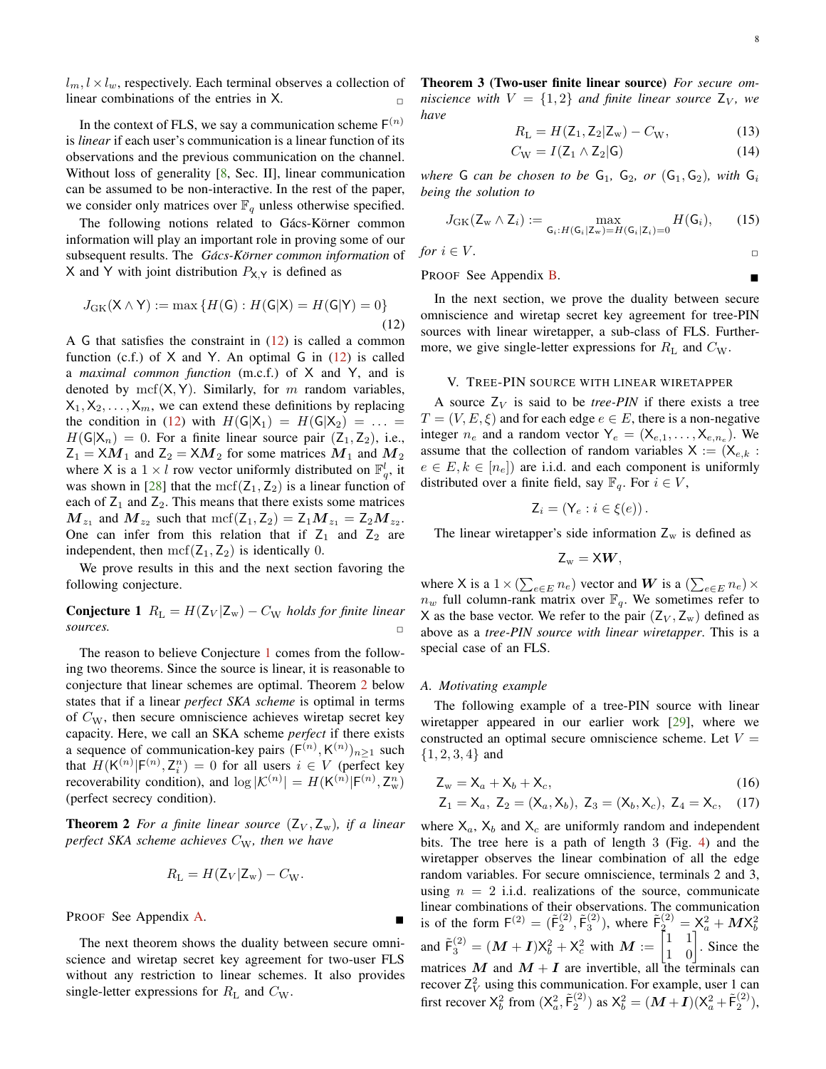$l_m, l \times l_w$, respectively. Each terminal observes a collection of linear combinations of the entries in $\mathsf{X}$. □

In the context of FLS, we say a communication scheme $\mathsf{F}^{(n)}$ is *linear* if each user's communication is a linear function of its observations and the previous communication on the channel. Without loss of generality [8, Sec. II], linear communication can be assumed to be non-interactive. In the rest of the paper, we consider only matrices over $\mathbb{F}_q$ unless otherwise specified.

The following notions related to Gács-Körner common information will play an important role in proving some of our subsequent results. The *Gács-Körner common information* of $\mathsf{X}$ and $\mathsf{Y}$ with joint distribution $P_{\mathsf{X},\mathsf{Y}}$ is defined as

$$J_{\mathrm{GK}}(\mathsf{X} \wedge \mathsf{Y}) := \max\left\{H(\mathsf{G}) : H(\mathsf{G}|\mathsf{X}) = H(\mathsf{G}|\mathsf{Y}) = 0\right\} \tag{12}$$

A $\mathsf{G}$ that satisfies the constraint in (12) is called a common function (c.f.) of $\mathsf{X}$ and $\mathsf{Y}$. An optimal $\mathsf{G}$ in (12) is called a *maximal common function* (m.c.f.) of $\mathsf{X}$ and $\mathsf{Y}$, and is denoted by $\mathrm{mcf}(\mathsf{X}, \mathsf{Y})$. Similarly, for $m$ random variables, $\mathsf{X}_1, \mathsf{X}_2, \ldots, \mathsf{X}_m$, we can extend these definitions by replacing the condition in (12) with $H(\mathsf{G}|\mathsf{X}_1) = H(\mathsf{G}|\mathsf{X}_2) = \ldots = H(\mathsf{G}|\mathsf{X}_n) = 0$. For a finite linear source pair $(\mathsf{Z}_1, \mathsf{Z}_2)$, i.e., $\mathsf{Z}_1 = \mathsf{X}\boldsymbol{M}_1$ and $\mathsf{Z}_2 = \mathsf{X}\boldsymbol{M}_2$ for some matrices $\boldsymbol{M}_1$ and $\boldsymbol{M}_2$ where $\mathsf{X}$ is a $1 \times l$ row vector uniformly distributed on $\mathbb{F}_q^l$, it was shown in [28] that the $\mathrm{mcf}(\mathsf{Z}_1, \mathsf{Z}_2)$ is a linear function of each of $\mathsf{Z}_1$ and $\mathsf{Z}_2$. This means that there exists some matrices $\boldsymbol{M}_{z_1}$ and $\boldsymbol{M}_{z_2}$ such that $\mathrm{mcf}(\mathsf{Z}_1, \mathsf{Z}_2) = \mathsf{Z}_1\boldsymbol{M}_{z_1} = \mathsf{Z}_2\boldsymbol{M}_{z_2}$. One can infer from this relation that if $\mathsf{Z}_1$ and $\mathsf{Z}_2$ are independent, then $\mathrm{mcf}(\mathsf{Z}_1, \mathsf{Z}_2)$ is identically 0.

We prove results in this and the next section favoring the following conjecture.

**Conjecture 1** *$R_{\mathrm{L}} = H(\mathsf{Z}_V|\mathsf{Z}_{\mathrm{w}}) - C_{\mathrm{W}}$ holds for finite linear sources.* □

The reason to believe Conjecture 1 comes from the following two theorems. Since the source is linear, it is reasonable to conjecture that linear schemes are optimal. Theorem 2 below states that if a linear *perfect SKA scheme* is optimal in terms of $C_{\mathrm{W}}$, then secure omniscience achieves wiretap secret key capacity. Here, we call an SKA scheme *perfect* if there exists a sequence of communication-key pairs $(\mathsf{F}^{(n)}, \mathsf{K}^{(n)})_{n\geq 1}$ such that $H(\mathsf{K}^{(n)}|\mathsf{F}^{(n)}, \mathsf{Z}_i^n) = 0$ for all users $i \in V$ (perfect key recoverability condition), and $\log|\mathcal{K}^{(n)}| = H(\mathsf{K}^{(n)}|\mathsf{F}^{(n)}, \mathsf{Z}_{\mathrm{w}}^n)$ (perfect secrecy condition).

**Theorem 2** *For a finite linear source $(\mathsf{Z}_V, \mathsf{Z}_{\mathrm{w}})$, if a linear perfect SKA scheme achieves $C_{\mathrm{W}}$, then we have*

$$R_{\mathrm{L}} = H(\mathsf{Z}_V|\mathsf{Z}_{\mathrm{w}}) - C_{\mathrm{W}}.$$

PROOF See Appendix A. ■

The next theorem shows the duality between secure omniscience and wiretap secret key agreement for two-user FLS without any restriction to linear schemes. It also provides single-letter expressions for $R_{\mathrm{L}}$ and $C_{\mathrm{W}}$.

**Theorem 3 (Two-user finite linear source)** *For secure omniscience with $V = \{1, 2\}$ and finite linear source $\mathsf{Z}_V$, we have*

$$R_{\mathrm{L}} = H(\mathsf{Z}_1, \mathsf{Z}_2|\mathsf{Z}_{\mathrm{w}}) - C_{\mathrm{W}}, \tag{13}$$

$$C_{\mathrm{W}} = I(\mathsf{Z}_1 \wedge \mathsf{Z}_2|\mathsf{G}) \tag{14}$$

*where $\mathsf{G}$ can be chosen to be $\mathsf{G}_1$, $\mathsf{G}_2$, or $(\mathsf{G}_1, \mathsf{G}_2)$, with $\mathsf{G}_i$ being the solution to*

$$J_{\mathrm{GK}}(\mathsf{Z}_{\mathrm{w}} \wedge \mathsf{Z}_i) := \max_{\mathsf{G}_i : H(\mathsf{G}_i|\mathsf{Z}_{\mathrm{w}}) = H(\mathsf{G}_i|\mathsf{Z}_i) = 0} H(\mathsf{G}_i), \tag{15}$$

*for $i \in V$.* □

PROOF See Appendix B. ■

In the next section, we prove the duality between secure omniscience and wiretap secret key agreement for tree-PIN sources with linear wiretapper, a sub-class of FLS. Furthermore, we give single-letter expressions for $R_{\mathrm{L}}$ and $C_{\mathrm{W}}$.

## V. Tree-PIN source with linear wiretapper

A source $\mathsf{Z}_V$ is said to be *tree-PIN* if there exists a tree $T = (V, E, \xi)$ and for each edge $e \in E$, there is a non-negative integer $n_e$ and a random vector $\mathsf{Y}_e = (\mathsf{X}_{e,1}, \ldots, \mathsf{X}_{e,n_e})$. We assume that the collection of random variables $\mathsf{X} := (\mathsf{X}_{e,k} : e \in E, k \in [n_e])$ are i.i.d. and each component is uniformly distributed over a finite field, say $\mathbb{F}_q$. For $i \in V$,

$$\mathsf{Z}_i = (\mathsf{Y}_e : i \in \xi(e)).$$

The linear wiretapper's side information $\mathsf{Z}_{\mathrm{w}}$ is defined as

$$\mathsf{Z}_{\mathrm{w}} = \mathsf{X}\boldsymbol{W},$$

where $\mathsf{X}$ is a $1 \times (\sum_{e\in E} n_e)$ vector and $\boldsymbol{W}$ is a $(\sum_{e\in E} n_e) \times n_w$ full column-rank matrix over $\mathbb{F}_q$. We sometimes refer to $\mathsf{X}$ as the base vector. We refer to the pair $(\mathsf{Z}_V, \mathsf{Z}_{\mathrm{w}})$ defined as above as a *tree-PIN source with linear wiretapper*. This is a special case of an FLS.

### A. Motivating example

The following example of a tree-PIN source with linear wiretapper appeared in our earlier work [29], where we constructed an optimal secure omniscience scheme. Let $V = \{1, 2, 3, 4\}$ and

$$\mathsf{Z}_{\mathrm{w}} = \mathsf{X}_a + \mathsf{X}_b + \mathsf{X}_c, \tag{16}$$

$$\mathsf{Z}_1 = \mathsf{X}_a,\ \mathsf{Z}_2 = (\mathsf{X}_a, \mathsf{X}_b),\ \mathsf{Z}_3 = (\mathsf{X}_b, \mathsf{X}_c),\ \mathsf{Z}_4 = \mathsf{X}_c, \tag{17}$$

where $\mathsf{X}_a$, $\mathsf{X}_b$ and $\mathsf{X}_c$ are uniformly random and independent bits. The tree here is a path of length 3 (Fig. 4) and the wiretapper observes the linear combination of all the edge random variables. For secure omniscience, terminals 2 and 3, using $n = 2$ i.i.d. realizations of the source, communicate linear combinations of their observations. The communication is of the form $\mathsf{F}^{(2)} = (\tilde{\mathsf{F}}_2^{(2)}, \tilde{\mathsf{F}}_3^{(2)})$, where $\tilde{\mathsf{F}}_2^{(2)} = \mathsf{X}_a^2 + \boldsymbol{M}\mathsf{X}_b^2$ and $\tilde{\mathsf{F}}_3^{(2)} = (\boldsymbol{M} + \boldsymbol{I})\mathsf{X}_b^2 + \mathsf{X}_c^2$ with $\boldsymbol{M} := \begin{bmatrix} 1 & 1 \\ 1 & 0 \end{bmatrix}$. Since the matrices $\boldsymbol{M}$ and $\boldsymbol{M} + \boldsymbol{I}$ are invertible, all the terminals can recover $\mathsf{Z}_V^2$ using this communication. For example, user 1 can first recover $\mathsf{X}_b^2$ from $(\mathsf{X}_a^2, \tilde{\mathsf{F}}_2^{(2)})$ as $\mathsf{X}_b^2 = (\boldsymbol{M}+\boldsymbol{I})(\mathsf{X}_a^2 + \tilde{\mathsf{F}}_2^{(2)})$,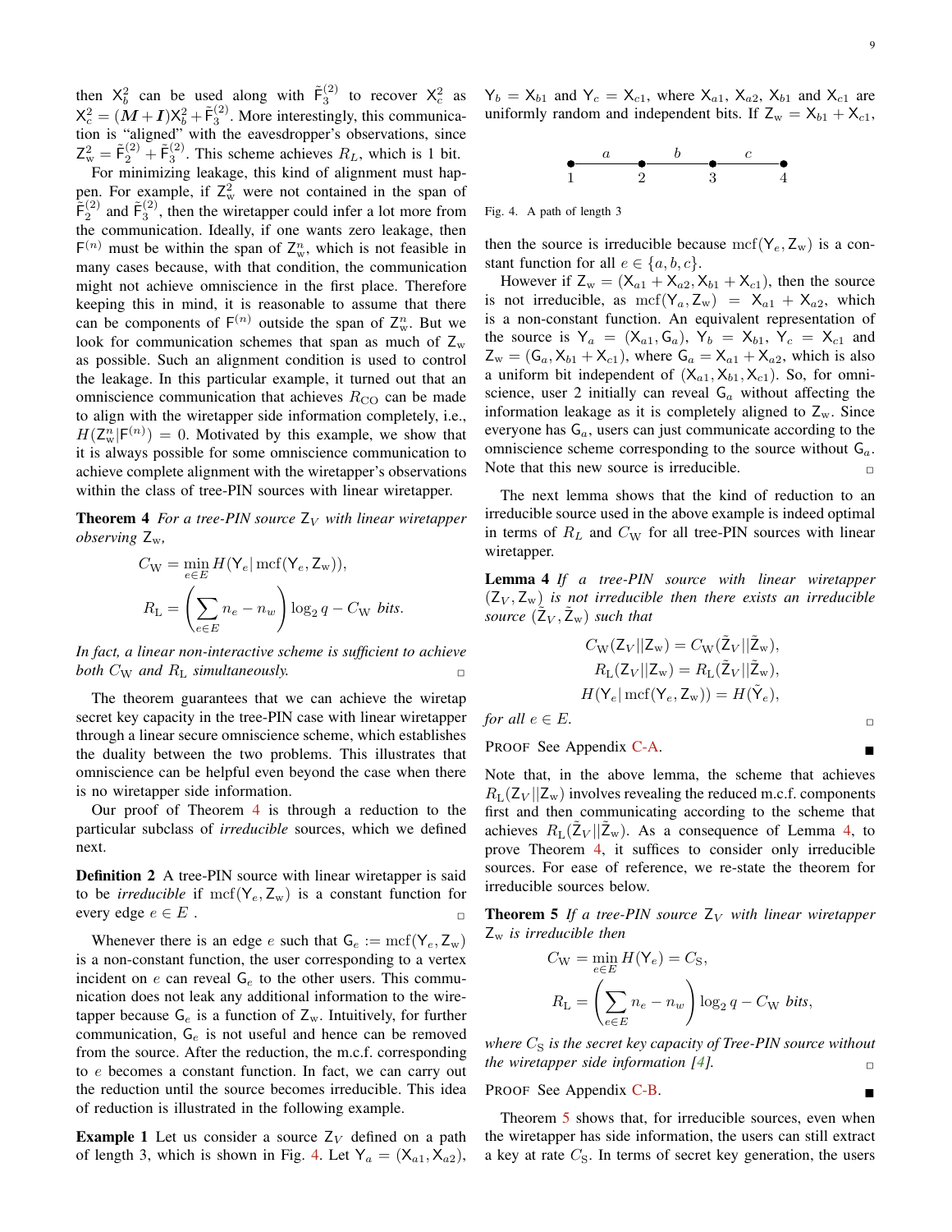then $\mathsf{X}_b^2$ can be used along with $\tilde{\mathsf{F}}_3^{(2)}$ to recover $\mathsf{X}_c^2$ as $\mathsf{X}_c^2 = (\boldsymbol{M}+\boldsymbol{I})\mathsf{X}_b^2 + \tilde{\mathsf{F}}_3^{(2)}$. More interestingly, this communication is "aligned" with the eavesdropper's observations, since $\mathsf{Z}_{\mathrm{w}}^2 = \tilde{\mathsf{F}}_2^{(2)} + \tilde{\mathsf{F}}_3^{(2)}$. This scheme achieves $R_L$, which is 1 bit.

For minimizing leakage, this kind of alignment must happen. For example, if $\mathsf{Z}_{\mathrm{w}}^2$ were not contained in the span of $\tilde{\mathsf{F}}_2^{(2)}$ and $\tilde{\mathsf{F}}_3^{(2)}$, then the wiretapper could infer a lot more from the communication. Ideally, if one wants zero leakage, then $\mathsf{F}^{(n)}$ must be within the span of $\mathsf{Z}_{\mathrm{w}}^n$, which is not feasible in many cases because, with that condition, the communication might not achieve omniscience in the first place. Therefore keeping this in mind, it is reasonable to assume that there can be components of $\mathsf{F}^{(n)}$ outside the span of $\mathsf{Z}_{\mathrm{w}}^n$. But we look for communication schemes that span as much of $\mathsf{Z}_{\mathrm{w}}$ as possible. Such an alignment condition is used to control the leakage. In this particular example, it turned out that an omniscience communication that achieves $R_{\mathrm{CO}}$ can be made to align with the wiretapper side information completely, i.e., $H(\mathsf{Z}_{\mathrm{w}}^n|\mathsf{F}^{(n)}) = 0$. Motivated by this example, we show that it is always possible for some omniscience communication to achieve complete alignment with the wiretapper's observations within the class of tree-PIN sources with linear wiretapper.

**Theorem 4** *For a tree-PIN source $\mathsf{Z}_V$ with linear wiretapper observing $\mathsf{Z}_{\mathrm{w}}$,*

$$C_{\mathrm{W}} = \min_{e\in E} H(\mathsf{Y}_e|\,\mathrm{mcf}(\mathsf{Y}_e,\mathsf{Z}_{\mathrm{w}})),$$

$$R_{\mathrm{L}} = \left(\sum_{e\in E} n_e - n_w\right)\log_2 q - C_{\mathrm{W}} \text{ bits}.$$

*In fact, a linear non-interactive scheme is sufficient to achieve both $C_{\mathrm{W}}$ and $R_{\mathrm{L}}$ simultaneously.* □

The theorem guarantees that we can achieve the wiretap secret key capacity in the tree-PIN case with linear wiretapper through a linear secure omniscience scheme, which establishes the duality between the two problems. This illustrates that omniscience can be helpful even beyond the case when there is no wiretapper side information.

Our proof of Theorem 4 is through a reduction to the particular subclass of *irreducible* sources, which we defined next.

**Definition 2** A tree-PIN source with linear wiretapper is said to be *irreducible* if $\mathrm{mcf}(\mathsf{Y}_e,\mathsf{Z}_{\mathrm{w}})$ is a constant function for every edge $e\in E$ . □

Whenever there is an edge $e$ such that $\mathsf{G}_e := \mathrm{mcf}(\mathsf{Y}_e,\mathsf{Z}_{\mathrm{w}})$ is a non-constant function, the user corresponding to a vertex incident on $e$ can reveal $\mathsf{G}_e$ to the other users. This communication does not leak any additional information to the wiretapper because $\mathsf{G}_e$ is a function of $\mathsf{Z}_{\mathrm{w}}$. Intuitively, for further communication, $\mathsf{G}_e$ is not useful and hence can be removed from the source. After the reduction, the m.c.f. corresponding to $e$ becomes a constant function. In fact, we can carry out the reduction until the source becomes irreducible. This idea of reduction is illustrated in the following example.

**Example 1** Let us consider a source $\mathsf{Z}_V$ defined on a path of length 3, which is shown in Fig. 4. Let $\mathsf{Y}_a = (\mathsf{X}_{a1},\mathsf{X}_{a2})$, $\mathsf{Y}_b = \mathsf{X}_{b1}$ and $\mathsf{Y}_c = \mathsf{X}_{c1}$, where $\mathsf{X}_{a1}$, $\mathsf{X}_{a2}$, $\mathsf{X}_{b1}$ and $\mathsf{X}_{c1}$ are uniformly random and independent bits. If $\mathsf{Z}_{\mathrm{w}} = \mathsf{X}_{b1}+\mathsf{X}_{c1}$,

Fig. 4. A path of length 3

then the source is irreducible because $\mathrm{mcf}(\mathsf{Y}_e,\mathsf{Z}_{\mathrm{w}})$ is a constant function for all $e\in\{a,b,c\}$.

However if $\mathsf{Z}_{\mathrm{w}} = (\mathsf{X}_{a1}+\mathsf{X}_{a2},\mathsf{X}_{b1}+\mathsf{X}_{c1})$, then the source is not irreducible, as $\mathrm{mcf}(\mathsf{Y}_a,\mathsf{Z}_{\mathrm{w}}) = \mathsf{X}_{a1}+\mathsf{X}_{a2}$, which is a non-constant function. An equivalent representation of the source is $\mathsf{Y}_a = (\mathsf{X}_{a1},\mathsf{G}_a)$, $\mathsf{Y}_b = \mathsf{X}_{b1}$, $\mathsf{Y}_c = \mathsf{X}_{c1}$ and $\mathsf{Z}_{\mathrm{w}} = (\mathsf{G}_a,\mathsf{X}_{b1}+\mathsf{X}_{c1})$, where $\mathsf{G}_a = \mathsf{X}_{a1}+\mathsf{X}_{a2}$, which is also a uniform bit independent of $(\mathsf{X}_{a1},\mathsf{X}_{b1},\mathsf{X}_{c1})$. So, for omniscience, user 2 initially can reveal $\mathsf{G}_a$ without affecting the information leakage as it is completely aligned to $\mathsf{Z}_{\mathrm{w}}$. Since everyone has $\mathsf{G}_a$, users can just communicate according to the omniscience scheme corresponding to the source without $\mathsf{G}_a$. Note that this new source is irreducible. □

The next lemma shows that the kind of reduction to an irreducible source used in the above example is indeed optimal in terms of $R_L$ and $C_W$ for all tree-PIN sources with linear wiretapper.

**Lemma 4** *If a tree-PIN source with linear wiretapper $(\mathsf{Z}_V,\mathsf{Z}_{\mathrm{w}})$ is not irreducible then there exists an irreducible source $(\tilde{\mathsf{Z}}_V,\tilde{\mathsf{Z}}_{\mathrm{w}})$ such that*

$$C_{\mathrm{W}}(\mathsf{Z}_V||\mathsf{Z}_{\mathrm{w}}) = C_{\mathrm{W}}(\tilde{\mathsf{Z}}_V||\tilde{\mathsf{Z}}_{\mathrm{w}}),$$
$$R_{\mathrm{L}}(\mathsf{Z}_V||\mathsf{Z}_{\mathrm{w}}) = R_{\mathrm{L}}(\tilde{\mathsf{Z}}_V||\tilde{\mathsf{Z}}_{\mathrm{w}}),$$
$$H(\mathsf{Y}_e|\,\mathrm{mcf}(\mathsf{Y}_e,\mathsf{Z}_{\mathrm{w}})) = H(\tilde{\mathsf{Y}}_e),$$

*for all $e\in E$.* □

PROOF See Appendix C-A. ■

Note that, in the above lemma, the scheme that achieves $R_{\mathrm{L}}(\mathsf{Z}_V||\mathsf{Z}_{\mathrm{w}})$ involves revealing the reduced m.c.f. components first and then communicating according to the scheme that achieves $R_{\mathrm{L}}(\tilde{\mathsf{Z}}_V||\tilde{\mathsf{Z}}_{\mathrm{w}})$. As a consequence of Lemma 4, to prove Theorem 4, it suffices to consider only irreducible sources. For ease of reference, we re-state the theorem for irreducible sources below.

**Theorem 5** *If a tree-PIN source $\mathsf{Z}_V$ with linear wiretapper $\mathsf{Z}_{\mathrm{w}}$ is irreducible then*

$$C_{\mathrm{W}} = \min_{e\in E} H(\mathsf{Y}_e) = C_{\mathrm{S}},$$

$$R_{\mathrm{L}} = \left(\sum_{e\in E} n_e - n_w\right)\log_2 q - C_{\mathrm{W}} \text{ bits},$$

*where $C_{\mathrm{S}}$ is the secret key capacity of Tree-PIN source without the wiretapper side information [4].* □

PROOF See Appendix C-B. ■

Theorem 5 shows that, for irreducible sources, even when the wiretapper has side information, the users can still extract a key at rate $C_{\mathrm{S}}$. In terms of secret key generation, the users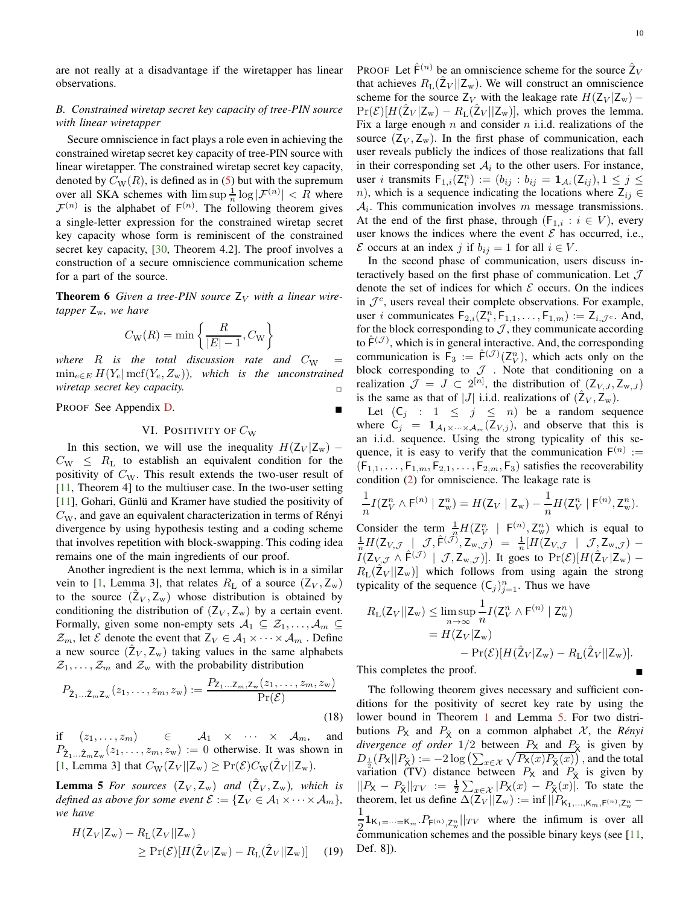are not really at a disadvantage if the wiretapper has linear observations.

### B. Constrained wiretap secret key capacity of tree-PIN source with linear wiretapper

Secure omniscience in fact plays a role even in achieving the constrained wiretap secret key capacity of tree-PIN source with linear wiretapper. The constrained wiretap secret key capacity, denoted by $C_{\mathrm{W}}(R)$, is defined as in (5) but with the supremum over all SKA schemes with $\limsup \frac{1}{n}\log|\mathcal{F}^{(n)}| < R$ where $\mathcal{F}^{(n)}$ is the alphabet of $\mathsf{F}^{(n)}$. The following theorem gives a single-letter expression for the constrained wiretap secret key capacity whose form is reminiscent of the constrained secret key capacity, [30, Theorem 4.2]. The proof involves a construction of a secure omniscience communication scheme for a part of the source.

**Theorem 6** *Given a tree-PIN source $\mathsf{Z}_V$ with a linear wiretapper $\mathsf{Z}_{\mathrm{w}}$, we have*

$$C_{\mathrm{W}}(R) = \min\left\{\frac{R}{|E|-1}, C_{\mathrm{W}}\right\}$$

*where $R$ is the total discussion rate and $C_{\mathrm{W}} = \min_{e\in E} H(Y_e|\,\mathrm{mcf}(Y_e, Z_{\mathrm{w}}))$, which is the unconstrained wiretap secret key capacity.* □

PROOF See Appendix D. ■

## VI. Positivity of $C_{\mathrm{W}}$

In this section, we will use the inequality $H(\mathsf{Z}_V|\mathsf{Z}_{\mathrm{w}}) - C_{\mathrm{W}} \leq R_{\mathrm{L}}$ to establish an equivalent condition for the positivity of $C_{\mathrm{W}}$. This result extends the two-user result of [11, Theorem 4] to the multiuser case. In the two-user setting [11], Gohari, Günlü and Kramer have studied the positivity of $C_{\mathrm{W}}$, and gave an equivalent characterization in terms of Rényi divergence by using hypothesis testing and a coding scheme that involves repetition with block-swapping. This coding idea remains one of the main ingredients of our proof.

Another ingredient is the next lemma, which is in a similar vein to [1, Lemma 3], that relates $R_{\mathrm{L}}$ of a source $(\mathsf{Z}_V, \mathsf{Z}_{\mathrm{w}})$ to the source $(\hat{\mathsf{Z}}_V, \mathsf{Z}_{\mathrm{w}})$ whose distribution is obtained by conditioning the distribution of $(\mathsf{Z}_V, \mathsf{Z}_{\mathrm{w}})$ by a certain event. Formally, given some non-empty sets $\mathcal{A}_1 \subseteq \mathcal{Z}_1, \ldots, \mathcal{A}_m \subseteq \mathcal{Z}_m$, let $\mathcal{E}$ denote the event that $\mathsf{Z}_V \in \mathcal{A}_1 \times \cdots \times \mathcal{A}_m$ . Define a new source $(\hat{\mathsf{Z}}_V, \mathsf{Z}_{\mathrm{w}})$ taking values in the same alphabets $\mathcal{Z}_1, \ldots, \mathcal{Z}_m$ and $\mathcal{Z}_{\mathrm{w}}$ with the probability distribution

$$P_{\hat{\mathsf{Z}}_1\ldots\hat{\mathsf{Z}}_m\mathsf{Z}_{\mathrm{w}}}(z_1,\ldots,z_m,z_{\mathrm{w}}) := \frac{P_{\mathsf{Z}_1\ldots\mathsf{Z}_m,\mathsf{Z}_{\mathrm{w}}}(z_1,\ldots,z_m,z_{\mathrm{w}})}{\Pr(\mathcal{E})} \tag{18}$$

if $(z_1,\ldots,z_m) \in \mathcal{A}_1 \times \cdots \times \mathcal{A}_m$, and $P_{\hat{\mathsf{Z}}_1\ldots\hat{\mathsf{Z}}_m\mathsf{Z}_{\mathrm{w}}}(z_1,\ldots,z_m,z_{\mathrm{w}}) := 0$ otherwise. It was shown in [1, Lemma 3] that $C_{\mathrm{W}}(\mathsf{Z}_V||\mathsf{Z}_{\mathrm{w}}) \geq \Pr(\mathcal{E})C_{\mathrm{W}}(\hat{\mathsf{Z}}_V||\mathsf{Z}_{\mathrm{w}})$.

**Lemma 5** *For sources $(\mathsf{Z}_V, \mathsf{Z}_{\mathrm{w}})$ and $(\hat{\mathsf{Z}}_V, \mathsf{Z}_{\mathrm{w}})$, which is defined as above for some event $\mathcal{E} := \{\mathsf{Z}_V \in \mathcal{A}_1 \times \cdots \times \mathcal{A}_m\}$, we have*

$$\begin{aligned} H(\mathsf{Z}_V|\mathsf{Z}_{\mathrm{w}}) &- R_{\mathrm{L}}(\mathsf{Z}_V||\mathsf{Z}_{\mathrm{w}}) \\ &\geq \Pr(\mathcal{E})[H(\hat{\mathsf{Z}}_V|\mathsf{Z}_{\mathrm{w}}) - R_{\mathrm{L}}(\hat{\mathsf{Z}}_V||\mathsf{Z}_{\mathrm{w}})] \end{aligned} \tag{19}$$

PROOF Let $\hat{\mathsf{F}}^{(n)}$ be an omniscience scheme for the source $\hat{\mathsf{Z}}_V$ that achieves $R_{\mathrm{L}}(\hat{\mathsf{Z}}_V||\mathsf{Z}_{\mathrm{w}})$. We will construct an omniscience scheme for the source $\mathsf{Z}_V$ with the leakage rate $H(\mathsf{Z}_V|\mathsf{Z}_{\mathrm{w}}) - \Pr(\mathcal{E})[H(\hat{\mathsf{Z}}_V|\mathsf{Z}_{\mathrm{w}}) - R_{\mathrm{L}}(\hat{\mathsf{Z}}_V||\mathsf{Z}_{\mathrm{w}})]$, which proves the lemma. Fix a large enough $n$ and consider $n$ i.i.d. realizations of the source $(\mathsf{Z}_V, \mathsf{Z}_{\mathrm{w}})$. In the first phase of communication, each user reveals publicly the indices of those realizations that fall in their corresponding set $\mathcal{A}_i$ to the other users. For instance, user $i$ transmits $\mathsf{F}_{1,i}(\mathsf{Z}_i^n) := (b_{ij} : b_{ij} = \mathbf{1}_{\mathcal{A}_i}(\mathsf{Z}_{ij}), 1 \leq j \leq n)$, which is a sequence indicating the locations where $\mathsf{Z}_{ij} \in \mathcal{A}_i$. This communication involves $m$ message transmissions. At the end of the first phase, through $(\mathsf{F}_{1,i} : i \in V)$, every user knows the indices where the event $\mathcal{E}$ has occurred, i.e., $\mathcal{E}$ occurs at an index $j$ if $b_{ij} = 1$ for all $i \in V$.

In the second phase of communication, users discuss interactively based on the first phase of communication. Let $\mathcal{J}$ denote the set of indices for which $\mathcal{E}$ occurs. On the indices in $\mathcal{J}^c$, users reveal their complete observations. For example, user $i$ communicates $\mathsf{F}_{2,i}(\mathsf{Z}_i^n, \mathsf{F}_{1,1}, \ldots, \mathsf{F}_{1,m}) := \mathsf{Z}_{i,\mathcal{J}^c}$. And, for the block corresponding to $\mathcal{J}$, they communicate according to $\hat{\mathsf{F}}^{(\mathcal{J})}$, which is in general interactive. And, the corresponding communication is $\mathsf{F}_3 := \hat{\mathsf{F}}^{(\mathcal{J})}(\mathsf{Z}_V^n)$, which acts only on the block corresponding to $\mathcal{J}$ . Note that conditioning on a realization $\mathcal{J} = J \subset 2^{[n]}$, the distribution of $(\mathsf{Z}_{V,J}, \mathsf{Z}_{\mathrm{w},J})$ is the same as that of $|J|$ i.i.d. realizations of $(\hat{\mathsf{Z}}_V, \mathsf{Z}_{\mathrm{w}})$.

Let $(\mathsf{C}_j : 1 \leq j \leq n)$ be a random sequence where $\mathsf{C}_j = \mathbf{1}_{\mathcal{A}_1\times\cdots\times\mathcal{A}_m}(\mathsf{Z}_{V,j})$, and observe that this is an i.i.d. sequence. Using the strong typicality of this sequence, it is easy to verify that the communication $\mathsf{F}^{(n)} := (\mathsf{F}_{1,1}, \ldots, \mathsf{F}_{1,m}, \mathsf{F}_{2,1}, \ldots, \mathsf{F}_{2,m}, \mathsf{F}_3)$ satisfies the recoverability condition (2) for omniscience. The leakage rate is

$$\frac{1}{n}I(\mathsf{Z}_V^n \wedge \mathsf{F}^{(n)} \mid \mathsf{Z}_{\mathrm{w}}^n) = H(\mathsf{Z}_V \mid \mathsf{Z}_{\mathrm{w}}) - \frac{1}{n}H(\mathsf{Z}_V^n \mid \mathsf{F}^{(n)}, \mathsf{Z}_{\mathrm{w}}^n).$$

Consider the term $\frac{1}{n}H(\mathsf{Z}_V^n \mid \mathsf{F}^{(n)}, \mathsf{Z}_{\mathrm{w}}^n)$ which is equal to $\frac{1}{n}H(\mathsf{Z}_{V,\mathcal{J}} \mid \mathcal{J}, \hat{\mathsf{F}}^{(\mathcal{J})}, \mathsf{Z}_{\mathrm{w},\mathcal{J}}) = \frac{1}{n}[H(\mathsf{Z}_{V,\mathcal{J}} \mid \mathcal{J}, \mathsf{Z}_{\mathrm{w},\mathcal{J}}) - I(\mathsf{Z}_{V,\mathcal{J}} \wedge \hat{\mathsf{F}}^{(\mathcal{J})} \mid \mathcal{J}, \mathsf{Z}_{\mathrm{w},\mathcal{J}})]$. It goes to $\Pr(\mathcal{E})[H(\hat{\mathsf{Z}}_V|\mathsf{Z}_{\mathrm{w}}) - R_{\mathrm{L}}(\hat{\mathsf{Z}}_V||\mathsf{Z}_{\mathrm{w}})]$ which follows from using again the strong typicality of the sequence $(\mathsf{C}_j)_{j=1}^n$. Thus we have

$$\begin{aligned} R_{\mathrm{L}}(\mathsf{Z}_V||\mathsf{Z}_{\mathrm{w}}) &\leq \limsup_{n\to\infty} \frac{1}{n}I(\mathsf{Z}_V^n \wedge \mathsf{F}^{(n)} \mid \mathsf{Z}_{\mathrm{w}}^n) \\ &= H(\mathsf{Z}_V|\mathsf{Z}_{\mathrm{w}}) \\ &\quad - \Pr(\mathcal{E})[H(\hat{\mathsf{Z}}_V|\mathsf{Z}_{\mathrm{w}}) - R_{\mathrm{L}}(\hat{\mathsf{Z}}_V||\mathsf{Z}_{\mathrm{w}})]. \end{aligned}$$

This completes the proof. ■

The following theorem gives necessary and sufficient conditions for the positivity of secret key rate by using the lower bound in Theorem 1 and Lemma 5. For two distributions $P_{\mathsf{X}}$ and $P_{\tilde{\mathsf{X}}}$ on a common alphabet $\mathcal{X}$, the *Rényi divergence of order* $1/2$ between $P_{\mathsf{X}}$ and $P_{\tilde{\mathsf{X}}}$ is given by $D_{\frac{1}{2}}(P_{\mathsf{X}}||P_{\tilde{\mathsf{X}}}) := -2\log\left(\sum_{x\in\mathcal{X}}\sqrt{P_{\mathsf{X}}(x)P_{\tilde{\mathsf{X}}}(x)}\right)$ , and the total variation (TV) distance between $P_{\mathsf{X}}$ and $P_{\tilde{\mathsf{X}}}$ is given by $||P_{\mathsf{X}} - P_{\tilde{\mathsf{X}}}||_{TV} := \frac{1}{2}\sum_{x\in\mathcal{X}}|P_{\mathsf{X}}(x) - P_{\tilde{\mathsf{X}}}(x)|$. To state the theorem, let us define $\Delta(\mathsf{Z}_V||\mathsf{Z}_{\mathrm{w}}) := \inf ||P_{\mathsf{K}_1,\ldots,\mathsf{K}_m,\mathsf{F}^{(n)},\mathsf{Z}_{\mathrm{w}}^n} - \frac{1}{2}\mathbf{1}_{\mathsf{K}_1=\cdots=\mathsf{K}_m}.P_{\mathsf{F}^{(n)},\mathsf{Z}_{\mathrm{w}}^n}||_{TV}$ where the infimum is over all communication schemes and the possible binary keys (see [11, Def. 8]).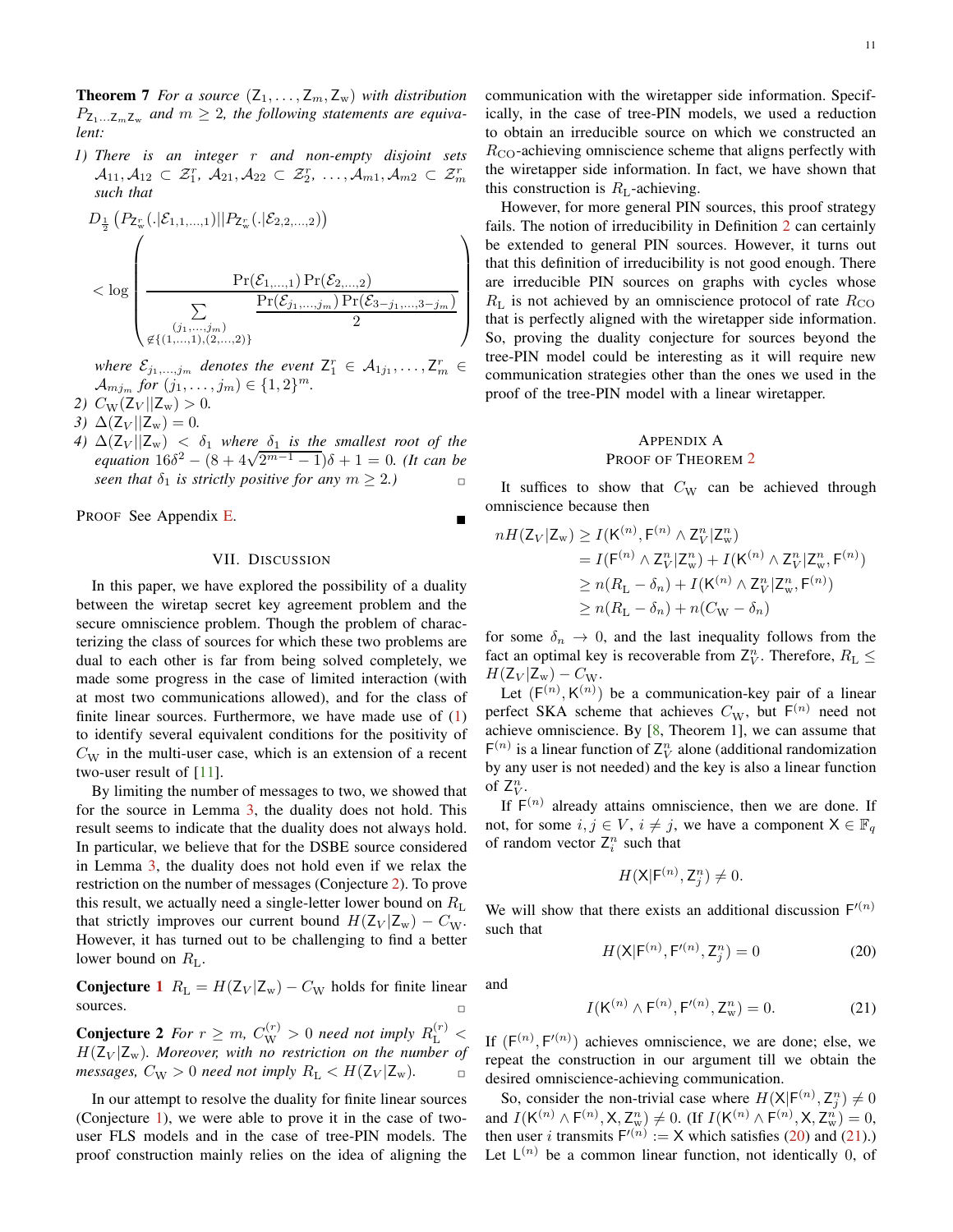**Theorem 7** *For a source* $(\mathsf{Z}_1, \ldots, \mathsf{Z}_m, \mathsf{Z}_\mathrm{w})$ *with distribution* $P_{\mathsf{Z}_1 \ldots \mathsf{Z}_m \mathsf{Z}_\mathrm{w}}$ *and* $m \geq 2$*, the following statements are equivalent:*

1) *There is an integer* $r$ *and non-empty disjoint sets* $\mathcal{A}_{11}, \mathcal{A}_{12} \subset \mathcal{Z}_1^r$, $\mathcal{A}_{21}, \mathcal{A}_{22} \subset \mathcal{Z}_2^r$, $\ldots, \mathcal{A}_{m1}, \mathcal{A}_{m2} \subset \mathcal{Z}_m^r$ *such that*

$$D_{\frac{1}{2}}\left(P_{\mathsf{Z}_\mathrm{w}^r}(.|\mathcal{E}_{1,1,\ldots,1}) || P_{\mathsf{Z}_\mathrm{w}^r}(.|\mathcal{E}_{2,2,\ldots,2})\right) < \log\left(\frac{\Pr(\mathcal{E}_{1,\ldots,1})\Pr(\mathcal{E}_{2,\ldots,2})}{\sum\limits_{\substack{(j_1,\ldots,j_m)\\ \notin\{(1,\ldots,1),(2,\ldots,2)\}}} \dfrac{\Pr(\mathcal{E}_{j_1,\ldots,j_m})\Pr(\mathcal{E}_{3-j_1,\ldots,3-j_m})}{2}}\right)$$

*where* $\mathcal{E}_{j_1,\ldots,j_m}$ *denotes the event* $\mathsf{Z}_1^r \in \mathcal{A}_{1j_1}, \ldots, \mathsf{Z}_m^r \in \mathcal{A}_{mj_m}$ *for* $(j_1, \ldots, j_m) \in \{1, 2\}^m$.

2) $C_\mathrm{W}(\mathsf{Z}_V || \mathsf{Z}_\mathrm{w}) > 0$.
3) $\Delta(\mathsf{Z}_V || \mathsf{Z}_\mathrm{w}) = 0$.
4) $\Delta(\mathsf{Z}_V || \mathsf{Z}_\mathrm{w}) < \delta_1$ *where* $\delta_1$ *is the smallest root of the equation* $16\delta^2 - (8 + 4\sqrt{2^{m-1} - 1})\delta + 1 = 0$. *(It can be seen that* $\delta_1$ *is strictly positive for any* $m \geq 2$.*)* □

PROOF See Appendix E. ■

## VII. Discussion

In this paper, we have explored the possibility of a duality between the wiretap secret key agreement problem and the secure omniscience problem. Though the problem of characterizing the class of sources for which these two problems are dual to each other is far from being solved completely, we made some progress in the case of limited interaction (with at most two communications allowed), and for the class of finite linear sources. Furthermore, we have made use of (1) to identify several equivalent conditions for the positivity of $C_\mathrm{W}$ in the multi-user case, which is an extension of a recent two-user result of [11].

By limiting the number of messages to two, we showed that for the source in Lemma 3, the duality does not hold. This result seems to indicate that the duality does not always hold. In particular, we believe that for the DSBE source considered in Lemma 3, the duality does not hold even if we relax the restriction on the number of messages (Conjecture 2). To prove this result, we actually need a single-letter lower bound on $R_\mathrm{L}$ that strictly improves our current bound $H(\mathsf{Z}_V|\mathsf{Z}_\mathrm{w}) - C_\mathrm{W}$. However, it has turned out to be challenging to find a better lower bound on $R_\mathrm{L}$.

**Conjecture 1** $R_\mathrm{L} = H(\mathsf{Z}_V|\mathsf{Z}_\mathrm{w}) - C_\mathrm{W}$ holds for finite linear sources. □

**Conjecture 2** *For* $r \geq m$, $C_\mathrm{W}^{(r)} > 0$ *need not imply* $R_\mathrm{L}^{(r)} < H(\mathsf{Z}_V|\mathsf{Z}_\mathrm{w})$*. Moreover, with no restriction on the number of messages,* $C_\mathrm{W} > 0$ *need not imply* $R_\mathrm{L} < H(\mathsf{Z}_V|\mathsf{Z}_\mathrm{w})$. □

In our attempt to resolve the duality for finite linear sources (Conjecture 1), we were able to prove it in the case of two-user FLS models and in the case of tree-PIN models. The proof construction mainly relies on the idea of aligning the communication with the wiretapper side information. Specifically, in the case of tree-PIN models, we used a reduction to obtain an irreducible source on which we constructed an $R_\mathrm{CO}$-achieving omniscience scheme that aligns perfectly with the wiretapper side information. In fact, we have shown that this construction is $R_\mathrm{L}$-achieving.

However, for more general PIN sources, this proof strategy fails. The notion of irreducibility in Definition 2 can certainly be extended to general PIN sources. However, it turns out that this definition of irreducibility is not good enough. There are irreducible PIN sources on graphs with cycles whose $R_\mathrm{L}$ is not achieved by an omniscience protocol of rate $R_\mathrm{CO}$ that is perfectly aligned with the wiretapper side information. So, proving the duality conjecture for sources beyond the tree-PIN model could be interesting as it will require new communication strategies other than the ones we used in the proof of the tree-PIN model with a linear wiretapper.

## Appendix A
## Proof of Theorem 2

It suffices to show that $C_\mathrm{W}$ can be achieved through omniscience because then

$$\begin{aligned}
nH(\mathsf{Z}_V|\mathsf{Z}_\mathrm{w}) &\geq I(\mathsf{K}^{(n)}, \mathsf{F}^{(n)} \wedge \mathsf{Z}_V^n|\mathsf{Z}_\mathrm{w}^n) \\
&= I(\mathsf{F}^{(n)} \wedge \mathsf{Z}_V^n|\mathsf{Z}_\mathrm{w}^n) + I(\mathsf{K}^{(n)} \wedge \mathsf{Z}_V^n|\mathsf{Z}_\mathrm{w}^n, \mathsf{F}^{(n)}) \\
&\geq n(R_\mathrm{L} - \delta_n) + I(\mathsf{K}^{(n)} \wedge \mathsf{Z}_V^n|\mathsf{Z}_\mathrm{w}^n, \mathsf{F}^{(n)}) \\
&\geq n(R_\mathrm{L} - \delta_n) + n(C_\mathrm{W} - \delta_n)
\end{aligned}$$

for some $\delta_n \to 0$, and the last inequality follows from the fact an optimal key is recoverable from $\mathsf{Z}_V^n$. Therefore, $R_\mathrm{L} \leq H(\mathsf{Z}_V|\mathsf{Z}_\mathrm{w}) - C_\mathrm{W}$.

Let $(\mathsf{F}^{(n)}, \mathsf{K}^{(n)})$ be a communication-key pair of a linear perfect SKA scheme that achieves $C_\mathrm{W}$, but $\mathsf{F}^{(n)}$ need not achieve omniscience. By [8, Theorem 1], we can assume that $\mathsf{F}^{(n)}$ is a linear function of $\mathsf{Z}_V^n$ alone (additional randomization by any user is not needed) and the key is also a linear function of $\mathsf{Z}_V^n$.

If $\mathsf{F}^{(n)}$ already attains omniscience, then we are done. If not, for some $i, j \in V$, $i \neq j$, we have a component $\mathsf{X} \in \mathbb{F}_q$ of random vector $\mathsf{Z}_i^n$ such that

$$H(\mathsf{X}|\mathsf{F}^{(n)}, \mathsf{Z}_j^n) \neq 0.$$

We will show that there exists an additional discussion $\mathsf{F}'^{(n)}$ such that

$$H(\mathsf{X}|\mathsf{F}^{(n)}, \mathsf{F}'^{(n)}, \mathsf{Z}_j^n) = 0 \tag{20}$$

and

$$I(\mathsf{K}^{(n)} \wedge \mathsf{F}^{(n)}, \mathsf{F}'^{(n)}, \mathsf{Z}_\mathrm{w}^n) = 0. \tag{21}$$

If $(\mathsf{F}^{(n)}, \mathsf{F}'^{(n)})$ achieves omniscience, we are done; else, we repeat the construction in our argument till we obtain the desired omniscience-achieving communication.

So, consider the non-trivial case where $H(\mathsf{X}|\mathsf{F}^{(n)}, \mathsf{Z}_j^n) \neq 0$ and $I(\mathsf{K}^{(n)} \wedge \mathsf{F}^{(n)}, \mathsf{X}, \mathsf{Z}_\mathrm{w}^n) \neq 0$. (If $I(\mathsf{K}^{(n)} \wedge \mathsf{F}^{(n)}, \mathsf{X}, \mathsf{Z}_\mathrm{w}^n) = 0$, then user $i$ transmits $\mathsf{F}'^{(n)} := \mathsf{X}$ which satisfies (20) and (21).) Let $\mathsf{L}^{(n)}$ be a common linear function, not identically 0, of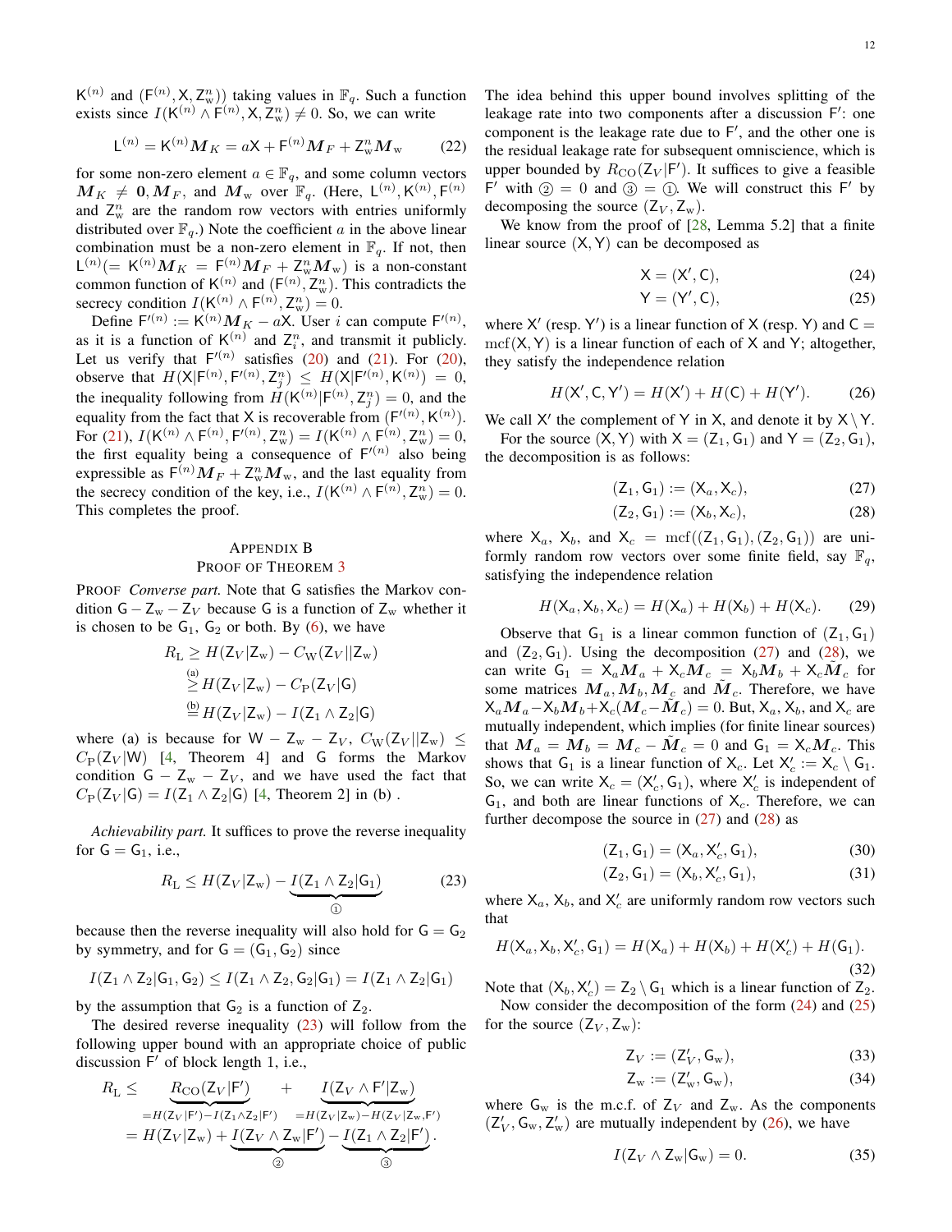$\mathsf{K}^{(n)}$ and $(\mathsf{F}^{(n)}, \mathsf{X}, \mathsf{Z}_{\rm w}^n)$ taking values in $\mathbb{F}_q$. Such a function exists since $I(\mathsf{K}^{(n)} \wedge \mathsf{F}^{(n)}, \mathsf{X}, \mathsf{Z}_{\rm w}^n) \neq 0$. So, we can write

$$\mathsf{L}^{(n)} = \mathsf{K}^{(n)}\boldsymbol{M}_K = a\mathsf{X} + \mathsf{F}^{(n)}\boldsymbol{M}_F + \mathsf{Z}_{\rm w}^n\boldsymbol{M}_{\rm w} \tag{22}$$

for some non-zero element $a \in \mathbb{F}_q$, and some column vectors $\boldsymbol{M}_K \neq \boldsymbol{0}, \boldsymbol{M}_F$, and $\boldsymbol{M}_{\rm w}$ over $\mathbb{F}_q$. (Here, $\mathsf{L}^{(n)}, \mathsf{K}^{(n)}, \mathsf{F}^{(n)}$ and $\mathsf{Z}_{\rm w}^n$ are the random row vectors with entries uniformly distributed over $\mathbb{F}_q$.) Note the coefficient $a$ in the above linear combination must be a non-zero element in $\mathbb{F}_q$. If not, then $\mathsf{L}^{(n)}(= \mathsf{K}^{(n)}\boldsymbol{M}_K = \mathsf{F}^{(n)}\boldsymbol{M}_F + \mathsf{Z}_{\rm w}^n\boldsymbol{M}_{\rm w})$ is a non-constant common function of $\mathsf{K}^{(n)}$ and $(\mathsf{F}^{(n)}, \mathsf{Z}_{\rm w}^n)$. This contradicts the secrecy condition $I(\mathsf{K}^{(n)} \wedge \mathsf{F}^{(n)}, \mathsf{Z}_{\rm w}^n) = 0$.

Define $\mathsf{F}'^{(n)} := \mathsf{K}^{(n)}\boldsymbol{M}_K - a\mathsf{X}$. User $i$ can compute $\mathsf{F}'^{(n)}$, as it is a function of $\mathsf{K}^{(n)}$ and $\mathsf{Z}_i^n$, and transmit it publicly. Let us verify that $\mathsf{F}'^{(n)}$ satisfies (20) and (21). For (20), observe that $H(\mathsf{X}|\mathsf{F}^{(n)}, \mathsf{F}'^{(n)}, \mathsf{Z}_j^n) \leq H(\mathsf{X}|\mathsf{F}'^{(n)}, \mathsf{K}^{(n)}) = 0$, the inequality following from $H(\mathsf{K}^{(n)}|\mathsf{F}^{(n)}, \mathsf{Z}_j^n) = 0$, and the equality from the fact that $\mathsf{X}$ is recoverable from $(\mathsf{F}'^{(n)}, \mathsf{K}^{(n)})$. For (21), $I(\mathsf{K}^{(n)} \wedge \mathsf{F}^{(n)}, \mathsf{F}'^{(n)}, \mathsf{Z}_{\rm w}^n) = I(\mathsf{K}^{(n)} \wedge \mathsf{F}^{(n)}, \mathsf{Z}_{\rm w}^n) = 0$, the first equality being a consequence of $\mathsf{F}'^{(n)}$ also being expressible as $\mathsf{F}^{(n)}\boldsymbol{M}_F + \mathsf{Z}_{\rm w}^n\boldsymbol{M}_{\rm w}$, and the last equality from the secrecy condition of the key, i.e., $I(\mathsf{K}^{(n)} \wedge \mathsf{F}^{(n)}, \mathsf{Z}_{\rm w}^n) = 0$. This completes the proof.

## Appendix B
## Proof of Theorem 3

PROOF *Converse part.* Note that $\mathsf{G}$ satisfies the Markov condition $\mathsf{G} - \mathsf{Z}_{\rm w} - \mathsf{Z}_V$ because $\mathsf{G}$ is a function of $\mathsf{Z}_{\rm w}$ whether it is chosen to be $\mathsf{G}_1$, $\mathsf{G}_2$ or both. By (6), we have

$$\begin{aligned}
R_{\rm L} &\geq H(\mathsf{Z}_V|\mathsf{Z}_{\rm w}) - C_{\rm W}(\mathsf{Z}_V||\mathsf{Z}_{\rm w}) \\
&\overset{\text{(a)}}{\geq} H(\mathsf{Z}_V|\mathsf{Z}_{\rm w}) - C_{\rm P}(\mathsf{Z}_V|\mathsf{G}) \\
&\overset{\text{(b)}}{=} H(\mathsf{Z}_V|\mathsf{Z}_{\rm w}) - I(\mathsf{Z}_1 \wedge \mathsf{Z}_2|\mathsf{G})
\end{aligned}$$

where (a) is because for $\mathsf{W} - \mathsf{Z}_{\rm w} - \mathsf{Z}_V$, $C_{\rm W}(\mathsf{Z}_V||\mathsf{Z}_{\rm w}) \leq C_{\rm P}(\mathsf{Z}_V|\mathsf{W})$ [4, Theorem 4] and $\mathsf{G}$ forms the Markov condition $\mathsf{G} - \mathsf{Z}_{\rm w} - \mathsf{Z}_V$, and we have used the fact that $C_{\rm P}(\mathsf{Z}_V|\mathsf{G}) = I(\mathsf{Z}_1 \wedge \mathsf{Z}_2|\mathsf{G})$ [4, Theorem 2] in (b) .

*Achievability part.* It suffices to prove the reverse inequality for $\mathsf{G} = \mathsf{G}_1$, i.e.,

$$R_{\rm L} \leq H(\mathsf{Z}_V|\mathsf{Z}_{\rm w}) - \underbrace{I(\mathsf{Z}_1 \wedge \mathsf{Z}_2|\mathsf{G}_1)}_{①} \tag{23}$$

because then the reverse inequality will also hold for $\mathsf{G} = \mathsf{G}_2$ by symmetry, and for $\mathsf{G} = (\mathsf{G}_1, \mathsf{G}_2)$ since

$$I(\mathsf{Z}_1 \wedge \mathsf{Z}_2|\mathsf{G}_1, \mathsf{G}_2) \leq I(\mathsf{Z}_1 \wedge \mathsf{Z}_2, \mathsf{G}_2|\mathsf{G}_1) = I(\mathsf{Z}_1 \wedge \mathsf{Z}_2|\mathsf{G}_1)$$

by the assumption that $\mathsf{G}_2$ is a function of $\mathsf{Z}_2$.

The desired reverse inequality (23) will follow from the following upper bound with an appropriate choice of public discussion $\mathsf{F}'$ of block length 1, i.e.,

$$\begin{aligned}
R_{\rm L} &\leq \underbrace{R_{\rm CO}(\mathsf{Z}_V|\mathsf{F}')}_{=H(\mathsf{Z}_V|\mathsf{F}') - I(\mathsf{Z}_1 \wedge \mathsf{Z}_2|\mathsf{F}')} + \underbrace{I(\mathsf{Z}_V \wedge \mathsf{F}'|\mathsf{Z}_{\rm w})}_{=H(\mathsf{Z}_V|\mathsf{Z}_{\rm w}) - H(\mathsf{Z}_V|\mathsf{Z}_{\rm w}, \mathsf{F}')} \\
&= H(\mathsf{Z}_V|\mathsf{Z}_{\rm w}) + \underbrace{I(\mathsf{Z}_V \wedge \mathsf{Z}_{\rm w}|\mathsf{F}')}_{②} - \underbrace{I(\mathsf{Z}_1 \wedge \mathsf{Z}_2|\mathsf{F}')}_{③}.
\end{aligned}$$

The idea behind this upper bound involves splitting of the leakage rate into two components after a discussion $\mathsf{F}'$: one component is the leakage rate due to $\mathsf{F}'$, and the other one is the residual leakage rate for subsequent omniscience, which is upper bounded by $R_{\rm CO}(\mathsf{Z}_V|\mathsf{F}')$. It suffices to give a feasible $\mathsf{F}'$ with ② $= 0$ and ③ $=$ ①. We will construct this $\mathsf{F}'$ by decomposing the source $(\mathsf{Z}_V, \mathsf{Z}_{\rm w})$.

We know from the proof of [28, Lemma 5.2] that a finite linear source $(\mathsf{X}, \mathsf{Y})$ can be decomposed as

$$\mathsf{X} = (\mathsf{X}', \mathsf{C}), \tag{24}$$
$$\mathsf{Y} = (\mathsf{Y}', \mathsf{C}), \tag{25}$$

where $\mathsf{X}'$ (resp. $\mathsf{Y}'$) is a linear function of $\mathsf{X}$ (resp. $\mathsf{Y}$) and $\mathsf{C} = \operatorname{mcf}(\mathsf{X}, \mathsf{Y})$ is a linear function of each of $\mathsf{X}$ and $\mathsf{Y}$; altogether, they satisfy the independence relation

$$H(\mathsf{X}', \mathsf{C}, \mathsf{Y}') = H(\mathsf{X}') + H(\mathsf{C}) + H(\mathsf{Y}'). \tag{26}$$

We call $\mathsf{X}'$ the complement of $\mathsf{Y}$ in $\mathsf{X}$, and denote it by $\mathsf{X} \setminus \mathsf{Y}$.

For the source $(\mathsf{X}, \mathsf{Y})$ with $\mathsf{X} = (\mathsf{Z}_1, \mathsf{G}_1)$ and $\mathsf{Y} = (\mathsf{Z}_2, \mathsf{G}_1)$, the decomposition is as follows:

$$(\mathsf{Z}_1, \mathsf{G}_1) := (\mathsf{X}_a, \mathsf{X}_c), \tag{27}$$
$$(\mathsf{Z}_2, \mathsf{G}_1) := (\mathsf{X}_b, \mathsf{X}_c), \tag{28}$$

where $\mathsf{X}_a$, $\mathsf{X}_b$, and $\mathsf{X}_c = \operatorname{mcf}((\mathsf{Z}_1, \mathsf{G}_1), (\mathsf{Z}_2, \mathsf{G}_1))$ are uniformly random row vectors over some finite field, say $\mathbb{F}_q$, satisfying the independence relation

$$H(\mathsf{X}_a, \mathsf{X}_b, \mathsf{X}_c) = H(\mathsf{X}_a) + H(\mathsf{X}_b) + H(\mathsf{X}_c). \tag{29}$$

Observe that $\mathsf{G}_1$ is a linear common function of $(\mathsf{Z}_1, \mathsf{G}_1)$ and $(\mathsf{Z}_2, \mathsf{G}_1)$. Using the decomposition (27) and (28), we can write $\mathsf{G}_1 = \mathsf{X}_a\boldsymbol{M}_a + \mathsf{X}_c\boldsymbol{M}_c = \mathsf{X}_b\boldsymbol{M}_b + \mathsf{X}_c\tilde{\boldsymbol{M}}_c$ for some matrices $\boldsymbol{M}_a, \boldsymbol{M}_b, \boldsymbol{M}_c$ and $\tilde{\boldsymbol{M}}_c$. Therefore, we have $\mathsf{X}_a\boldsymbol{M}_a - \mathsf{X}_b\boldsymbol{M}_b + \mathsf{X}_c(\boldsymbol{M}_c - \tilde{\boldsymbol{M}}_c) = 0$. But, $\mathsf{X}_a$, $\mathsf{X}_b$, and $\mathsf{X}_c$ are mutually independent, which implies (for finite linear sources) that $\boldsymbol{M}_a = \boldsymbol{M}_b = \boldsymbol{M}_c - \tilde{\boldsymbol{M}}_c = 0$ and $\mathsf{G}_1 = \mathsf{X}_c\boldsymbol{M}_c$. This shows that $\mathsf{G}_1$ is a linear function of $\mathsf{X}_c$. Let $\mathsf{X}_c' := \mathsf{X}_c \setminus \mathsf{G}_1$. So, we can write $\mathsf{X}_c = (\mathsf{X}_c', \mathsf{G}_1)$, where $\mathsf{X}_c'$ is independent of $\mathsf{G}_1$, and both are linear functions of $\mathsf{X}_c$. Therefore, we can further decompose the source in (27) and (28) as

$$(\mathsf{Z}_1, \mathsf{G}_1) = (\mathsf{X}_a, \mathsf{X}_c', \mathsf{G}_1), \tag{30}$$
$$(\mathsf{Z}_2, \mathsf{G}_1) = (\mathsf{X}_b, \mathsf{X}_c', \mathsf{G}_1), \tag{31}$$

where $\mathsf{X}_a$, $\mathsf{X}_b$, and $\mathsf{X}_c'$ are uniformly random row vectors such that

$$H(\mathsf{X}_a, \mathsf{X}_b, \mathsf{X}_c', \mathsf{G}_1) = H(\mathsf{X}_a) + H(\mathsf{X}_b) + H(\mathsf{X}_c') + H(\mathsf{G}_1). \tag{32}$$

Note that $(\mathsf{X}_b, \mathsf{X}_c') = \mathsf{Z}_2 \setminus \mathsf{G}_1$ which is a linear function of $\mathsf{Z}_2$.

Now consider the decomposition of the form (24) and (25) for the source $(\mathsf{Z}_V, \mathsf{Z}_{\rm w})$:

$$\mathsf{Z}_V := (\mathsf{Z}_V', \mathsf{G}_{\rm w}), \tag{33}$$
$$\mathsf{Z}_{\rm w} := (\mathsf{Z}_{\rm w}', \mathsf{G}_{\rm w}), \tag{34}$$

where $\mathsf{G}_{\rm w}$ is the m.c.f. of $\mathsf{Z}_V$ and $\mathsf{Z}_{\rm w}$. As the components $(\mathsf{Z}_V', \mathsf{G}_{\rm w}, \mathsf{Z}_{\rm w}')$ are mutually independent by (26), we have

$$I(\mathsf{Z}_V \wedge \mathsf{Z}_{\rm w}|\mathsf{G}_{\rm w}) = 0. \tag{35}$$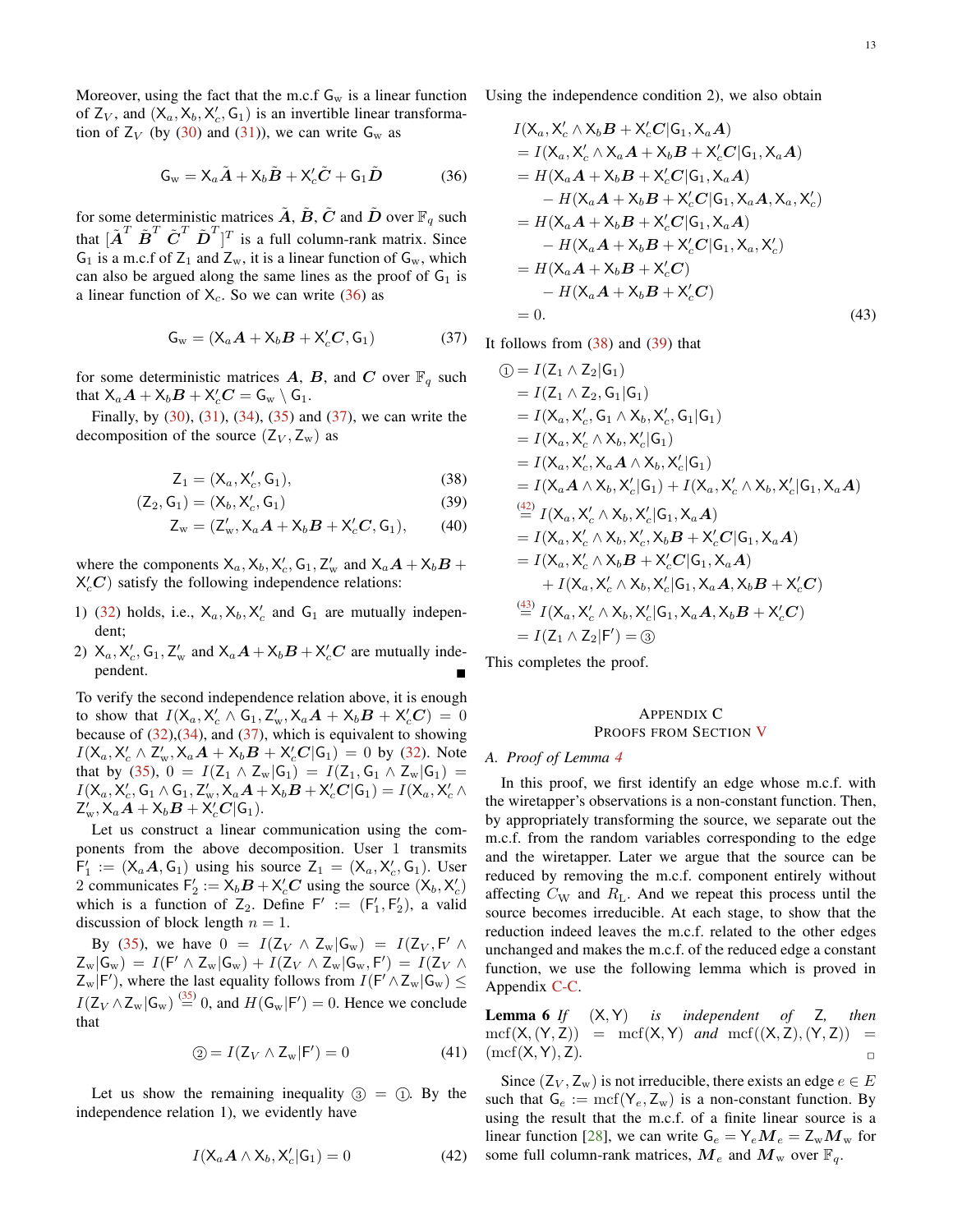Moreover, using the fact that the m.c.f $\mathsf{G}_{\rm w}$ is a linear function of $\mathsf{Z}_V$, and $(\mathsf{X}_a, \mathsf{X}_b, \mathsf{X}'_c, \mathsf{G}_1)$ is an invertible linear transformation of $\mathsf{Z}_V$ (by (30) and (31)), we can write $\mathsf{G}_{\rm w}$ as

$$\mathsf{G}_{\rm w} = \mathsf{X}_a \tilde{\boldsymbol{A}} + \mathsf{X}_b \tilde{\boldsymbol{B}} + \mathsf{X}'_c \tilde{\boldsymbol{C}} + \mathsf{G}_1 \tilde{\boldsymbol{D}} \tag{36}$$

for some deterministic matrices $\tilde{\boldsymbol{A}}$, $\tilde{\boldsymbol{B}}$, $\tilde{\boldsymbol{C}}$ and $\tilde{\boldsymbol{D}}$ over $\mathbb{F}_q$ such that $[\tilde{\boldsymbol{A}}^T\ \tilde{\boldsymbol{B}}^T\ \tilde{\boldsymbol{C}}^T\ \tilde{\boldsymbol{D}}^T]^T$ is a full column-rank matrix. Since $\mathsf{G}_1$ is a m.c.f of $\mathsf{Z}_1$ and $\mathsf{Z}_{\rm w}$, it is a linear function of $\mathsf{G}_{\rm w}$, which can also be argued along the same lines as the proof of $\mathsf{G}_1$ is a linear function of $\mathsf{X}_c$. So we can write (36) as

$$\mathsf{G}_{\rm w} = (\mathsf{X}_a \boldsymbol{A} + \mathsf{X}_b \boldsymbol{B} + \mathsf{X}'_c \boldsymbol{C}, \mathsf{G}_1) \tag{37}$$

for some deterministic matrices $\boldsymbol{A}$, $\boldsymbol{B}$, and $\boldsymbol{C}$ over $\mathbb{F}_q$ such that $\mathsf{X}_a \boldsymbol{A} + \mathsf{X}_b \boldsymbol{B} + \mathsf{X}'_c \boldsymbol{C} = \mathsf{G}_{\rm w} \setminus \mathsf{G}_1$.

Finally, by (30), (31), (34), (35) and (37), we can write the decomposition of the source $(\mathsf{Z}_V, \mathsf{Z}_{\rm w})$ as

$$\mathsf{Z}_1 = (\mathsf{X}_a, \mathsf{X}'_c, \mathsf{G}_1), \tag{38}$$
$$(\mathsf{Z}_2, \mathsf{G}_1) = (\mathsf{X}_b, \mathsf{X}'_c, \mathsf{G}_1) \tag{39}$$
$$\mathsf{Z}_{\rm w} = (\mathsf{Z}'_{\rm w}, \mathsf{X}_a \boldsymbol{A} + \mathsf{X}_b \boldsymbol{B} + \mathsf{X}'_c \boldsymbol{C}, \mathsf{G}_1), \tag{40}$$

where the components $\mathsf{X}_a, \mathsf{X}_b, \mathsf{X}'_c, \mathsf{G}_1, \mathsf{Z}'_{\rm w}$ and $\mathsf{X}_a \boldsymbol{A} + \mathsf{X}_b \boldsymbol{B} + \mathsf{X}'_c \boldsymbol{C})$ satisfy the following independence relations:

1) (32) holds, i.e., $\mathsf{X}_a, \mathsf{X}_b, \mathsf{X}'_c$ and $\mathsf{G}_1$ are mutually independent;
2) $\mathsf{X}_a, \mathsf{X}'_c, \mathsf{G}_1, \mathsf{Z}'_{\rm w}$ and $\mathsf{X}_a \boldsymbol{A} + \mathsf{X}_b \boldsymbol{B} + \mathsf{X}'_c \boldsymbol{C}$ are mutually independent. ■

To verify the second independence relation above, it is enough to show that $I(\mathsf{X}_a, \mathsf{X}'_c \wedge \mathsf{G}_1, \mathsf{Z}'_{\rm w}, \mathsf{X}_a \boldsymbol{A} + \mathsf{X}_b \boldsymbol{B} + \mathsf{X}'_c \boldsymbol{C}) = 0$ because of (32),(34), and (37), which is equivalent to showing $I(\mathsf{X}_a, \mathsf{X}'_c \wedge \mathsf{Z}'_{\rm w}, \mathsf{X}_a \boldsymbol{A} + \mathsf{X}_b \boldsymbol{B} + \mathsf{X}'_c \boldsymbol{C} | \mathsf{G}_1) = 0$ by (32). Note that by (35), $0 = I(\mathsf{Z}_1 \wedge \mathsf{Z}_{\rm w} | \mathsf{G}_1) = I(\mathsf{Z}_1, \mathsf{G}_1 \wedge \mathsf{Z}_{\rm w} | \mathsf{G}_1) = I(\mathsf{X}_a, \mathsf{X}'_c, \mathsf{G}_1 \wedge \mathsf{G}_1, \mathsf{Z}'_{\rm w}, \mathsf{X}_a \boldsymbol{A} + \mathsf{X}_b \boldsymbol{B} + \mathsf{X}'_c \boldsymbol{C} | \mathsf{G}_1) = I(\mathsf{X}_a, \mathsf{X}'_c \wedge \mathsf{Z}'_{\rm w}, \mathsf{X}_a \boldsymbol{A} + \mathsf{X}_b \boldsymbol{B} + \mathsf{X}'_c \boldsymbol{C} | \mathsf{G}_1)$.

Let us construct a linear communication using the components from the above decomposition. User 1 transmits $\mathsf{F}'_1 := (\mathsf{X}_a \boldsymbol{A}, \mathsf{G}_1)$ using his source $\mathsf{Z}_1 = (\mathsf{X}_a, \mathsf{X}'_c, \mathsf{G}_1)$. User 2 communicates $\mathsf{F}'_2 := \mathsf{X}_b \boldsymbol{B} + \mathsf{X}'_c \boldsymbol{C}$ using the source $(\mathsf{X}_b, \mathsf{X}'_c)$ which is a function of $\mathsf{Z}_2$. Define $\mathsf{F}' := (\mathsf{F}'_1, \mathsf{F}'_2)$, a valid discussion of block length $n = 1$.

By (35), we have $0 = I(\mathsf{Z}_V \wedge \mathsf{Z}_{\rm w} | \mathsf{G}_{\rm w}) = I(\mathsf{Z}_V, \mathsf{F}' \wedge \mathsf{Z}_{\rm w} | \mathsf{G}_{\rm w}) = I(\mathsf{F}' \wedge \mathsf{Z}_{\rm w} | \mathsf{G}_{\rm w}) + I(\mathsf{Z}_V \wedge \mathsf{Z}_{\rm w} | \mathsf{G}_{\rm w}, \mathsf{F}') = I(\mathsf{Z}_V \wedge \mathsf{Z}_{\rm w} | \mathsf{F}')$, where the last equality follows from $I(\mathsf{F}' \wedge \mathsf{Z}_{\rm w} | \mathsf{G}_{\rm w}) \leq I(\mathsf{Z}_V \wedge \mathsf{Z}_{\rm w} | \mathsf{G}_{\rm w}) \stackrel{(35)}{=} 0$, and $H(\mathsf{G}_{\rm w} | \mathsf{F}') = 0$. Hence we conclude that

$$② = I(\mathsf{Z}_V \wedge \mathsf{Z}_{\rm w} | \mathsf{F}') = 0 \tag{41}$$

Let us show the remaining inequality ③ = ①. By the independence relation 1), we evidently have

$$I(\mathsf{X}_a \boldsymbol{A} \wedge \mathsf{X}_b, \mathsf{X}'_c | \mathsf{G}_1) = 0 \tag{42}$$

Using the independence condition 2), we also obtain

$$\begin{aligned}
&I(\mathsf{X}_a, \mathsf{X}'_c \wedge \mathsf{X}_b \boldsymbol{B} + \mathsf{X}'_c \boldsymbol{C} | \mathsf{G}_1, \mathsf{X}_a \boldsymbol{A}) \\
&= I(\mathsf{X}_a, \mathsf{X}'_c \wedge \mathsf{X}_a \boldsymbol{A} + \mathsf{X}_b \boldsymbol{B} + \mathsf{X}'_c \boldsymbol{C} | \mathsf{G}_1, \mathsf{X}_a \boldsymbol{A}) \\
&= H(\mathsf{X}_a \boldsymbol{A} + \mathsf{X}_b \boldsymbol{B} + \mathsf{X}'_c \boldsymbol{C} | \mathsf{G}_1, \mathsf{X}_a \boldsymbol{A}) \\
&\quad - H(\mathsf{X}_a \boldsymbol{A} + \mathsf{X}_b \boldsymbol{B} + \mathsf{X}'_c \boldsymbol{C} | \mathsf{G}_1, \mathsf{X}_a \boldsymbol{A}, \mathsf{X}_a, \mathsf{X}'_c) \\
&= H(\mathsf{X}_a \boldsymbol{A} + \mathsf{X}_b \boldsymbol{B} + \mathsf{X}'_c \boldsymbol{C} | \mathsf{G}_1, \mathsf{X}_a \boldsymbol{A}) \\
&\quad - H(\mathsf{X}_a \boldsymbol{A} + \mathsf{X}_b \boldsymbol{B} + \mathsf{X}'_c \boldsymbol{C} | \mathsf{G}_1, \mathsf{X}_a, \mathsf{X}'_c) \\
&= H(\mathsf{X}_a \boldsymbol{A} + \mathsf{X}_b \boldsymbol{B} + \mathsf{X}'_c \boldsymbol{C}) \\
&\quad - H(\mathsf{X}_a \boldsymbol{A} + \mathsf{X}_b \boldsymbol{B} + \mathsf{X}'_c \boldsymbol{C}) \\
&= 0.
\end{aligned} \tag{43}$$

It follows from (38) and (39) that

$$\begin{aligned}
① &= I(\mathsf{Z}_1 \wedge \mathsf{Z}_2 | \mathsf{G}_1) \\
&= I(\mathsf{Z}_1 \wedge \mathsf{Z}_2, \mathsf{G}_1 | \mathsf{G}_1) \\
&= I(\mathsf{X}_a, \mathsf{X}'_c, \mathsf{G}_1 \wedge \mathsf{X}_b, \mathsf{X}'_c, \mathsf{G}_1 | \mathsf{G}_1) \\
&= I(\mathsf{X}_a, \mathsf{X}'_c \wedge \mathsf{X}_b, \mathsf{X}'_c | \mathsf{G}_1) \\
&= I(\mathsf{X}_a, \mathsf{X}'_c, \mathsf{X}_a \boldsymbol{A} \wedge \mathsf{X}_b, \mathsf{X}'_c | \mathsf{G}_1) \\
&= I(\mathsf{X}_a \boldsymbol{A} \wedge \mathsf{X}_b, \mathsf{X}'_c | \mathsf{G}_1) + I(\mathsf{X}_a, \mathsf{X}'_c \wedge \mathsf{X}_b, \mathsf{X}'_c | \mathsf{G}_1, \mathsf{X}_a \boldsymbol{A}) \\
&\stackrel{(42)}{=} I(\mathsf{X}_a, \mathsf{X}'_c \wedge \mathsf{X}_b, \mathsf{X}'_c | \mathsf{G}_1, \mathsf{X}_a \boldsymbol{A}) \\
&= I(\mathsf{X}_a, \mathsf{X}'_c \wedge \mathsf{X}_b, \mathsf{X}'_c, \mathsf{X}_b \boldsymbol{B} + \mathsf{X}'_c \boldsymbol{C} | \mathsf{G}_1, \mathsf{X}_a \boldsymbol{A}) \\
&= I(\mathsf{X}_a, \mathsf{X}'_c \wedge \mathsf{X}_b \boldsymbol{B} + \mathsf{X}'_c \boldsymbol{C} | \mathsf{G}_1, \mathsf{X}_a \boldsymbol{A}) \\
&\quad + I(\mathsf{X}_a, \mathsf{X}'_c \wedge \mathsf{X}_b, \mathsf{X}'_c | \mathsf{G}_1, \mathsf{X}_a \boldsymbol{A}, \mathsf{X}_b \boldsymbol{B} + \mathsf{X}'_c \boldsymbol{C}) \\
&\stackrel{(43)}{=} I(\mathsf{X}_a, \mathsf{X}'_c \wedge \mathsf{X}_b, \mathsf{X}'_c | \mathsf{G}_1, \mathsf{X}_a \boldsymbol{A}, \mathsf{X}_b \boldsymbol{B} + \mathsf{X}'_c \boldsymbol{C}) \\
&= I(\mathsf{Z}_1 \wedge \mathsf{Z}_2 | \mathsf{F}') = ③
\end{aligned}$$

This completes the proof.

## Appendix C
## Proofs from Section V

### A. Proof of Lemma 4

In this proof, we first identify an edge whose m.c.f. with the wiretapper's observations is a non-constant function. Then, by appropriately transforming the source, we separate out the m.c.f. from the random variables corresponding to the edge and the wiretapper. Later we argue that the source can be reduced by removing the m.c.f. component entirely without affecting $C_{\rm W}$ and $R_{\rm L}$. And we repeat this process until the source becomes irreducible. At each stage, to show that the reduction indeed leaves the m.c.f. related to the other edges unchanged and makes the m.c.f. of the reduced edge a constant function, we use the following lemma which is proved in Appendix C-C.

**Lemma 6** *If* $(\mathsf{X}, \mathsf{Y})$ *is independent of* $\mathsf{Z}$, *then* $\mathrm{mcf}(\mathsf{X}, (\mathsf{Y}, \mathsf{Z})) = \mathrm{mcf}(\mathsf{X}, \mathsf{Y})$ *and* $\mathrm{mcf}((\mathsf{X}, \mathsf{Z}), (\mathsf{Y}, \mathsf{Z})) = (\mathrm{mcf}(\mathsf{X}, \mathsf{Y}), \mathsf{Z})$. □

Since $(\mathsf{Z}_V, \mathsf{Z}_{\rm w})$ is not irreducible, there exists an edge $e \in E$ such that $\mathsf{G}_e := \mathrm{mcf}(\mathsf{Y}_e, \mathsf{Z}_{\rm w})$ is a non-constant function. By using the result that the m.c.f. of a finite linear source is a linear function [28], we can write $\mathsf{G}_e = \mathsf{Y}_e \boldsymbol{M}_e = \mathsf{Z}_{\rm w} \boldsymbol{M}_{\rm w}$ for some full column-rank matrices, $\boldsymbol{M}_e$ and $\boldsymbol{M}_{\rm w}$ over $\mathbb{F}_q$.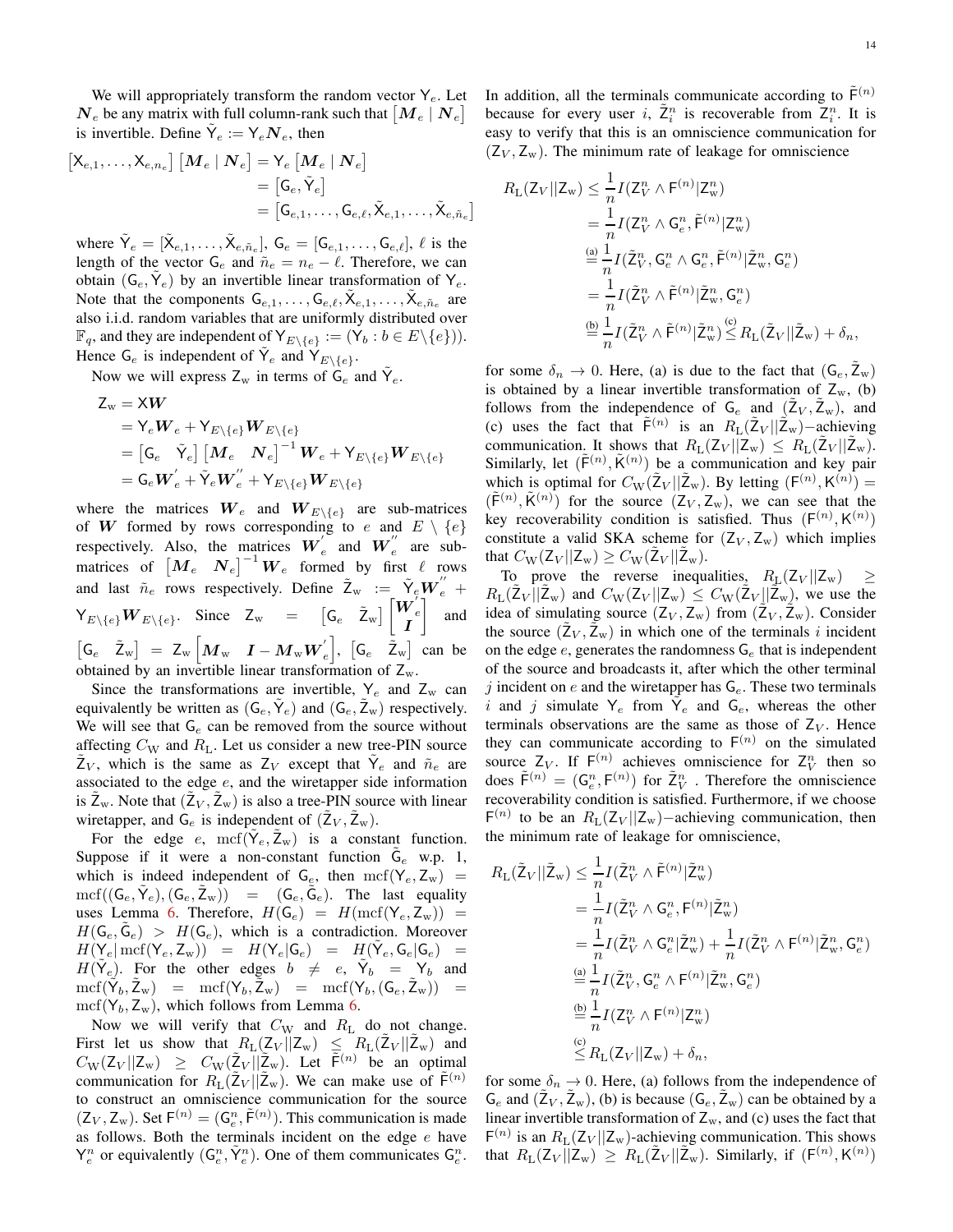We will appropriately transform the random vector $\mathsf{Y}_e$. Let $\boldsymbol{N}_e$ be any matrix with full column-rank such that $\left[\boldsymbol{M}_e \mid \boldsymbol{N}_e\right]$ is invertible. Define $\tilde{\mathsf{Y}}_e := \mathsf{Y}_e \boldsymbol{N}_e$, then

$$
\begin{aligned}
\left[\mathsf{X}_{e,1}, \ldots, \mathsf{X}_{e,n_e}\right]\left[\boldsymbol{M}_e \mid \boldsymbol{N}_e\right] &= \mathsf{Y}_e\left[\boldsymbol{M}_e \mid \boldsymbol{N}_e\right] \\
&= \left[\mathsf{G}_e, \tilde{\mathsf{Y}}_e\right] \\
&= \left[\mathsf{G}_{e,1}, \ldots, \mathsf{G}_{e,\ell}, \tilde{\mathsf{X}}_{e,1}, \ldots, \tilde{\mathsf{X}}_{e,\tilde{n}_e}\right]
\end{aligned}
$$

where $\tilde{\mathsf{Y}}_e = [\tilde{\mathsf{X}}_{e,1}, \ldots, \tilde{\mathsf{X}}_{e,\tilde{n}_e}]$, $\mathsf{G}_e = [\mathsf{G}_{e,1}, \ldots, \mathsf{G}_{e,\ell}]$, $\ell$ is the length of the vector $\mathsf{G}_e$ and $\tilde{n}_e = n_e - \ell$. Therefore, we can obtain $(\mathsf{G}_e, \tilde{\mathsf{Y}}_e)$ by an invertible linear transformation of $\mathsf{Y}_e$. Note that the components $\mathsf{G}_{e,1}, \ldots, \mathsf{G}_{e,\ell}, \tilde{\mathsf{X}}_{e,1}, \ldots, \tilde{\mathsf{X}}_{e,\tilde{n}_e}$ are also i.i.d. random variables that are uniformly distributed over $\mathbb{F}_q$, and they are independent of $\mathsf{Y}_{E\setminus\{e\}} := (\mathsf{Y}_b : b \in E\setminus\{e\})$). Hence $\mathsf{G}_e$ is independent of $\tilde{\mathsf{Y}}_e$ and $\mathsf{Y}_{E\setminus\{e\}}$.

Now we will express $\mathsf{Z}_{\mathrm{w}}$ in terms of $\mathsf{G}_e$ and $\tilde{\mathsf{Y}}_e$.

$$
\begin{aligned}
\mathsf{Z}_{\mathrm{w}} &= \mathsf{X}\boldsymbol{W} \\
&= \mathsf{Y}_e \boldsymbol{W}_e + \mathsf{Y}_{E\setminus\{e\}} \boldsymbol{W}_{E\setminus\{e\}} \\
&= \begin{bmatrix}\mathsf{G}_e & \tilde{\mathsf{Y}}_e\end{bmatrix}\begin{bmatrix}\boldsymbol{M}_e & \boldsymbol{N}_e\end{bmatrix}^{-1}\boldsymbol{W}_e + \mathsf{Y}_{E\setminus\{e\}} \boldsymbol{W}_{E\setminus\{e\}} \\
&= \mathsf{G}_e \boldsymbol{W}_e^{'} + \tilde{\mathsf{Y}}_e \boldsymbol{W}_e^{''} + \mathsf{Y}_{E\setminus\{e\}} \boldsymbol{W}_{E\setminus\{e\}}
\end{aligned}
$$

where the matrices $\boldsymbol{W}_e$ and $\boldsymbol{W}_{E\setminus\{e\}}$ are sub-matrices of $\boldsymbol{W}$ formed by rows corresponding to $e$ and $E\setminus\{e\}$ respectively. Also, the matrices $\boldsymbol{W}_e^{'}$ and $\boldsymbol{W}_e^{''}$ are sub-matrices of $\begin{bmatrix}\boldsymbol{M}_e & \boldsymbol{N}_e\end{bmatrix}^{-1}\boldsymbol{W}_e$ formed by first $\ell$ rows and last $\tilde{n}_e$ rows respectively. Define $\tilde{\mathsf{Z}}_{\mathrm{w}} := \tilde{\mathsf{Y}}_e \boldsymbol{W}_e^{''} + \mathsf{Y}_{E\setminus\{e\}} \boldsymbol{W}_{E\setminus\{e\}}$. Since $\mathsf{Z}_{\mathrm{w}} = \begin{bmatrix}\mathsf{G}_e & \tilde{\mathsf{Z}}_{\mathrm{w}}\end{bmatrix}\begin{bmatrix}\boldsymbol{W}_e^{'} \\ \boldsymbol{I}\end{bmatrix}$ and $\begin{bmatrix}\mathsf{G}_e & \tilde{\mathsf{Z}}_{\mathrm{w}}\end{bmatrix} = \mathsf{Z}_{\mathrm{w}}\begin{bmatrix}\boldsymbol{M}_{\mathrm{w}} & \boldsymbol{I} - \boldsymbol{M}_{\mathrm{w}}\boldsymbol{W}_e^{'}\end{bmatrix}$, $\begin{bmatrix}\mathsf{G}_e & \tilde{\mathsf{Z}}_{\mathrm{w}}\end{bmatrix}$ can be obtained by an invertible linear transformation of $\mathsf{Z}_{\mathrm{w}}$.

Since the transformations are invertible, $\mathsf{Y}_e$ and $\mathsf{Z}_{\mathrm{w}}$ can equivalently be written as $(\mathsf{G}_e, \tilde{\mathsf{Y}}_e)$ and $(\mathsf{G}_e, \tilde{\mathsf{Z}}_{\mathrm{w}})$ respectively. We will see that $\mathsf{G}_e$ can be removed from the source without affecting $C_{\mathrm{W}}$ and $R_{\mathrm{L}}$. Let us consider a new tree-PIN source $\tilde{\mathsf{Z}}_V$, which is the same as $\mathsf{Z}_V$ except that $\tilde{\mathsf{Y}}_e$ and $\tilde{n}_e$ are associated to the edge $e$, and the wiretapper side information is $\tilde{\mathsf{Z}}_{\mathrm{w}}$. Note that $(\tilde{\mathsf{Z}}_V, \tilde{\mathsf{Z}}_{\mathrm{w}})$ is also a tree-PIN source with linear wiretapper, and $\mathsf{G}_e$ is independent of $(\tilde{\mathsf{Z}}_V, \tilde{\mathsf{Z}}_{\mathrm{w}})$.

For the edge $e$, $\mathrm{mcf}(\tilde{\mathsf{Y}}_e, \tilde{\mathsf{Z}}_{\mathrm{w}})$ is a constant function. Suppose if it were a non-constant function $\tilde{\mathsf{G}}_e$ w.p. 1, which is indeed independent of $\mathsf{G}_e$, then $\mathrm{mcf}(\mathsf{Y}_e, \mathsf{Z}_{\mathrm{w}}) = \mathrm{mcf}((\mathsf{G}_e, \tilde{\mathsf{Y}}_e), (\mathsf{G}_e, \tilde{\mathsf{Z}}_{\mathrm{w}})) = (\mathsf{G}_e, \tilde{\mathsf{G}}_e)$. The last equality uses Lemma 6. Therefore, $H(\mathsf{G}_e) = H(\mathrm{mcf}(\mathsf{Y}_e, \mathsf{Z}_{\mathrm{w}})) = H(\mathsf{G}_e, \tilde{\mathsf{G}}_e) > H(\mathsf{G}_e)$, which is a contradiction. Moreover $H(\mathsf{Y}_e | \mathrm{mcf}(\mathsf{Y}_e, \mathsf{Z}_{\mathrm{w}})) = H(\mathsf{Y}_e | \mathsf{G}_e) = H(\tilde{\mathsf{Y}}_e, \mathsf{G}_e | \mathsf{G}_e) = H(\tilde{\mathsf{Y}}_e)$. For the other edges $b \neq e$, $\tilde{\mathsf{Y}}_b = \mathsf{Y}_b$ and $\mathrm{mcf}(\tilde{\mathsf{Y}}_b, \tilde{\mathsf{Z}}_{\mathrm{w}}) = \mathrm{mcf}(\mathsf{Y}_b, \tilde{\mathsf{Z}}_{\mathrm{w}}) = \mathrm{mcf}(\mathsf{Y}_b, (\mathsf{G}_e, \tilde{\mathsf{Z}}_{\mathrm{w}})) = \mathrm{mcf}(\mathsf{Y}_b, \mathsf{Z}_{\mathrm{w}})$, which follows from Lemma 6.

Now we will verify that $C_{\mathrm{W}}$ and $R_{\mathrm{L}}$ do not change. First let us show that $R_{\mathrm{L}}(\mathsf{Z}_V || \mathsf{Z}_{\mathrm{w}}) \leq R_{\mathrm{L}}(\tilde{\mathsf{Z}}_V || \tilde{\mathsf{Z}}_{\mathrm{w}})$ and $C_{\mathrm{W}}(\mathsf{Z}_V || \mathsf{Z}_{\mathrm{w}}) \geq C_{\mathrm{W}}(\tilde{\mathsf{Z}}_V || \tilde{\mathsf{Z}}_{\mathrm{w}})$. Let $\tilde{\mathsf{F}}^{(n)}$ be an optimal communication for $R_{\mathrm{L}}(\tilde{\mathsf{Z}}_V || \tilde{\mathsf{Z}}_{\mathrm{w}})$. We can make use of $\tilde{\mathsf{F}}^{(n)}$ to construct an omniscience communication for the source $(\mathsf{Z}_V, \mathsf{Z}_{\mathrm{w}})$. Set $\mathsf{F}^{(n)} = (\mathsf{G}_e^n, \tilde{\mathsf{F}}^{(n)})$. This communication is made as follows. Both the terminals incident on the edge $e$ have $\mathsf{Y}_e^n$ or equivalently $(\mathsf{G}_e^n, \tilde{\mathsf{Y}}_e^n)$. One of them communicates $\mathsf{G}_e^n$. In addition, all the terminals communicate according to $\tilde{\mathsf{F}}^{(n)}$ because for every user $i$, $\tilde{\mathsf{Z}}_i^n$ is recoverable from $\mathsf{Z}_i^n$. It is easy to verify that this is an omniscience communication for $(\mathsf{Z}_V, \mathsf{Z}_{\mathrm{w}})$. The minimum rate of leakage for omniscience

$$
\begin{aligned}
R_{\mathrm{L}}(\mathsf{Z}_V || \mathsf{Z}_{\mathrm{w}}) &\leq \frac{1}{n} I(\mathsf{Z}_V^n \wedge \mathsf{F}^{(n)} | \mathsf{Z}_{\mathrm{w}}^n) \\
&= \frac{1}{n} I(\mathsf{Z}_V^n \wedge \mathsf{G}_e^n, \tilde{\mathsf{F}}^{(n)} | \mathsf{Z}_{\mathrm{w}}^n) \\
&\overset{\text{(a)}}{=} \frac{1}{n} I(\tilde{\mathsf{Z}}_V^n, \mathsf{G}_e^n \wedge \mathsf{G}_e^n, \tilde{\mathsf{F}}^{(n)} | \tilde{\mathsf{Z}}_{\mathrm{w}}^n, \mathsf{G}_e^n) \\
&= \frac{1}{n} I(\tilde{\mathsf{Z}}_V^n \wedge \tilde{\mathsf{F}}^{(n)} | \tilde{\mathsf{Z}}_{\mathrm{w}}^n, \mathsf{G}_e^n) \\
&\overset{\text{(b)}}{=} \frac{1}{n} I(\tilde{\mathsf{Z}}_V^n \wedge \tilde{\mathsf{F}}^{(n)} | \tilde{\mathsf{Z}}_{\mathrm{w}}^n) \overset{\text{(c)}}{\leq} R_{\mathrm{L}}(\tilde{\mathsf{Z}}_V || \tilde{\mathsf{Z}}_{\mathrm{w}}) + \delta_n,
\end{aligned}
$$

for some $\delta_n \to 0$. Here, (a) is due to the fact that $(\mathsf{G}_e, \tilde{\mathsf{Z}}_{\mathrm{w}})$ is obtained by a linear invertible transformation of $\mathsf{Z}_{\mathrm{w}}$, (b) follows from the independence of $\mathsf{G}_e$ and $(\tilde{\mathsf{Z}}_V, \tilde{\mathsf{Z}}_{\mathrm{w}})$, and (c) uses the fact that $\tilde{\mathsf{F}}^{(n)}$ is an $R_{\mathrm{L}}(\tilde{\mathsf{Z}}_V || \tilde{\mathsf{Z}}_{\mathrm{w}})-$achieving communication. It shows that $R_{\mathrm{L}}(\mathsf{Z}_V || \mathsf{Z}_{\mathrm{w}}) \leq R_{\mathrm{L}}(\tilde{\mathsf{Z}}_V || \tilde{\mathsf{Z}}_{\mathrm{w}})$. Similarly, let $(\tilde{\mathsf{F}}^{(n)}, \tilde{\mathsf{K}}^{(n)})$ be a communication and key pair which is optimal for $C_{\mathrm{W}}(\tilde{\mathsf{Z}}_V || \tilde{\mathsf{Z}}_{\mathrm{w}})$. By letting $(\mathsf{F}^{(n)}, \mathsf{K}^{(n)}) = (\tilde{\mathsf{F}}^{(n)}, \tilde{\mathsf{K}}^{(n)})$ for the source $(\mathsf{Z}_V, \mathsf{Z}_{\mathrm{w}})$, we can see that the key recoverability condition is satisfied. Thus $(\mathsf{F}^{(n)}, \mathsf{K}^{(n)})$ constitute a valid SKA scheme for $(\mathsf{Z}_V, \mathsf{Z}_{\mathrm{w}})$ which implies that $C_{\mathrm{W}}(\mathsf{Z}_V || \mathsf{Z}_{\mathrm{w}}) \geq C_{\mathrm{W}}(\tilde{\mathsf{Z}}_V || \tilde{\mathsf{Z}}_{\mathrm{w}})$.

To prove the reverse inequalities, $R_{\mathrm{L}}(\mathsf{Z}_V || \mathsf{Z}_{\mathrm{w}}) \geq R_{\mathrm{L}}(\tilde{\mathsf{Z}}_V || \tilde{\mathsf{Z}}_{\mathrm{w}})$ and $C_{\mathrm{W}}(\mathsf{Z}_V || \mathsf{Z}_{\mathrm{w}}) \leq C_{\mathrm{W}}(\tilde{\mathsf{Z}}_V || \tilde{\mathsf{Z}}_{\mathrm{w}})$, we use the idea of simulating source $(\mathsf{Z}_V, \mathsf{Z}_{\mathrm{w}})$ from $(\tilde{\mathsf{Z}}_V, \tilde{\mathsf{Z}}_{\mathrm{w}})$. Consider the source $(\tilde{\mathsf{Z}}_V, \tilde{\mathsf{Z}}_{\mathrm{w}})$ in which one of the terminals $i$ incident on the edge $e$, generates the randomness $\mathsf{G}_e$ that is independent of the source and broadcasts it, after which the other terminal $j$ incident on $e$ and the wiretapper has $\mathsf{G}_e$. These two terminals $i$ and $j$ simulate $\mathsf{Y}_e$ from $\tilde{\mathsf{Y}}_e$ and $\mathsf{G}_e$, whereas the other terminals observations are the same as those of $\mathsf{Z}_V$. Hence they can communicate according to $\mathsf{F}^{(n)}$ on the simulated source $\mathsf{Z}_V$. If $\mathsf{F}^{(n)}$ achieves omniscience for $\mathsf{Z}_V^n$ then so does $\tilde{\mathsf{F}}^{(n)} = (\mathsf{G}_e^n, \mathsf{F}^{(n)})$ for $\tilde{\mathsf{Z}}_V^n$ . Therefore the omniscience recoverability condition is satisfied. Furthermore, if we choose $\mathsf{F}^{(n)}$ to be an $R_{\mathrm{L}}(\mathsf{Z}_V || \mathsf{Z}_{\mathrm{w}})-$achieving communication, then the minimum rate of leakage for omniscience,

$$
\begin{aligned}
R_{\mathrm{L}}(\tilde{\mathsf{Z}}_V || \tilde{\mathsf{Z}}_{\mathrm{w}}) &\leq \frac{1}{n} I(\tilde{\mathsf{Z}}_V^n \wedge \tilde{\mathsf{F}}^{(n)} | \tilde{\mathsf{Z}}_{\mathrm{w}}^n) \\
&= \frac{1}{n} I(\tilde{\mathsf{Z}}_V^n \wedge \mathsf{G}_e^n, \mathsf{F}^{(n)} | \tilde{\mathsf{Z}}_{\mathrm{w}}^n) \\
&= \frac{1}{n} I(\tilde{\mathsf{Z}}_V^n \wedge \mathsf{G}_e^n | \tilde{\mathsf{Z}}_{\mathrm{w}}^n) + \frac{1}{n} I(\tilde{\mathsf{Z}}_V^n \wedge \mathsf{F}^{(n)} | \tilde{\mathsf{Z}}_{\mathrm{w}}^n, \mathsf{G}_e^n) \\
&\overset{\text{(a)}}{=} \frac{1}{n} I(\tilde{\mathsf{Z}}_V^n, \mathsf{G}_e^n \wedge \mathsf{F}^{(n)} | \tilde{\mathsf{Z}}_{\mathrm{w}}^n, \mathsf{G}_e^n) \\
&\overset{\text{(b)}}{=} \frac{1}{n} I(\mathsf{Z}_V^n \wedge \mathsf{F}^{(n)} | \mathsf{Z}_{\mathrm{w}}^n) \\
&\overset{\text{(c)}}{\leq} R_{\mathrm{L}}(\mathsf{Z}_V || \mathsf{Z}_{\mathrm{w}}) + \delta_n,
\end{aligned}
$$

for some $\delta_n \to 0$. Here, (a) follows from the independence of $\mathsf{G}_e$ and $(\tilde{\mathsf{Z}}_V, \tilde{\mathsf{Z}}_{\mathrm{w}})$, (b) is because $(\mathsf{G}_e, \tilde{\mathsf{Z}}_{\mathrm{w}})$ can be obtained by a linear invertible transformation of $\mathsf{Z}_{\mathrm{w}}$, and (c) uses the fact that $\mathsf{F}^{(n)}$ is an $R_{\mathrm{L}}(\mathsf{Z}_V || \mathsf{Z}_{\mathrm{w}})$-achieving communication. This shows that $R_{\mathrm{L}}(\mathsf{Z}_V || \mathsf{Z}_{\mathrm{w}}) \geq R_{\mathrm{L}}(\tilde{\mathsf{Z}}_V || \tilde{\mathsf{Z}}_{\mathrm{w}})$. Similarly, if $(\mathsf{F}^{(n)}, \mathsf{K}^{(n)})$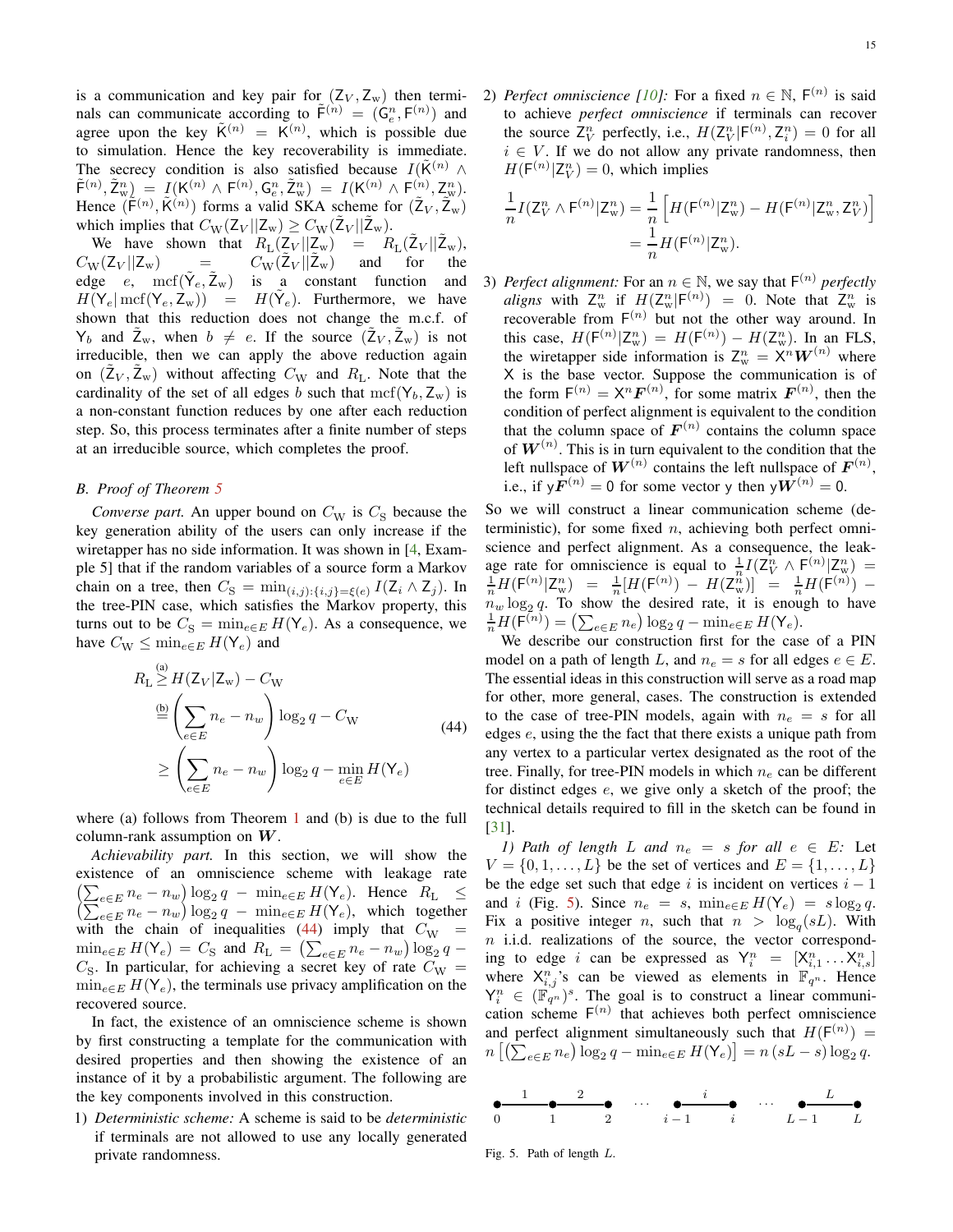is a communication and key pair for $(\mathsf{Z}_V, \mathsf{Z}_{\mathrm{w}})$ then terminals can communicate according to $\tilde{\mathsf{F}}^{(n)} = (\mathsf{G}_e^n, \mathsf{F}^{(n)})$ and agree upon the key $\tilde{\mathsf{K}}^{(n)} = \mathsf{K}^{(n)}$, which is possible due to simulation. Hence the key recoverability is immediate. The secrecy condition is also satisfied because $I(\tilde{\mathsf{K}}^{(n)} \wedge \tilde{\mathsf{F}}^{(n)}, \tilde{\mathsf{Z}}_{\mathrm{w}}^n) = I(\mathsf{K}^{(n)} \wedge \mathsf{F}^{(n)}, \mathsf{G}_e^n, \tilde{\mathsf{Z}}_{\mathrm{w}}^n) = I(\mathsf{K}^{(n)} \wedge \mathsf{F}^{(n)}, \mathsf{Z}_{\mathrm{w}}^n)$. Hence $(\tilde{\mathsf{F}}^{(n)}, \tilde{\mathsf{K}}^{(n)})$ forms a valid SKA scheme for $(\tilde{\mathsf{Z}}_V, \tilde{\mathsf{Z}}_{\mathrm{w}})$ which implies that $C_{\mathrm{W}}(\mathsf{Z}_V||\mathsf{Z}_{\mathrm{w}}) \geq C_{\mathrm{W}}(\tilde{\mathsf{Z}}_V||\tilde{\mathsf{Z}}_{\mathrm{w}})$.

We have shown that $R_{\mathrm{L}}(\mathsf{Z}_V||\mathsf{Z}_{\mathrm{w}}) = R_{\mathrm{L}}(\tilde{\mathsf{Z}}_V||\tilde{\mathsf{Z}}_{\mathrm{w}})$, $C_{\mathrm{W}}(\mathsf{Z}_V||\mathsf{Z}_{\mathrm{w}}) = C_{\mathrm{W}}(\tilde{\mathsf{Z}}_V||\tilde{\mathsf{Z}}_{\mathrm{w}})$ and for the edge $e$, $\mathrm{mcf}(\tilde{\mathsf{Y}}_e, \tilde{\mathsf{Z}}_{\mathrm{w}})$ is a constant function and $H(\mathsf{Y}_e|\,\mathrm{mcf}(\mathsf{Y}_e, \mathsf{Z}_{\mathrm{w}})) = H(\tilde{\mathsf{Y}}_e)$. Furthermore, we have shown that this reduction does not change the m.c.f. of $\mathsf{Y}_b$ and $\tilde{\mathsf{Z}}_{\mathrm{w}}$, when $b \neq e$. If the source $(\tilde{\mathsf{Z}}_V, \tilde{\mathsf{Z}}_{\mathrm{w}})$ is not irreducible, then we can apply the above reduction again on $(\tilde{\mathsf{Z}}_V, \tilde{\mathsf{Z}}_{\mathrm{w}})$ without affecting $C_{\mathrm{W}}$ and $R_{\mathrm{L}}$. Note that the cardinality of the set of all edges $b$ such that $\mathrm{mcf}(\mathsf{Y}_b, \mathsf{Z}_{\mathrm{w}})$ is a non-constant function reduces by one after each reduction step. So, this process terminates after a finite number of steps at an irreducible source, which completes the proof.

### B. Proof of Theorem 5

*Converse part.* An upper bound on $C_{\mathrm{W}}$ is $C_{\mathrm{S}}$ because the key generation ability of the users can only increase if the wiretapper has no side information. It was shown in [4, Example 5] that if the random variables of a source form a Markov chain on a tree, then $C_{\mathrm{S}} = \min_{(i,j):\{i,j\}=\xi(e)} I(\mathsf{Z}_i \wedge \mathsf{Z}_j)$. In the tree-PIN case, which satisfies the Markov property, this turns out to be $C_{\mathrm{S}} = \min_{e \in E} H(\mathsf{Y}_e)$. As a consequence, we have $C_{\mathrm{W}} \leq \min_{e\in E} H(\mathsf{Y}_e)$ and

$$
\begin{aligned}
R_{\mathrm{L}} &\overset{(a)}{\geq} H(\mathsf{Z}_V|\mathsf{Z}_{\mathrm{w}}) - C_{\mathrm{W}} \\
&\overset{(b)}{=} \left(\sum_{e\in E} n_e - n_w\right)\log_2 q - C_{\mathrm{W}} \\
&\geq \left(\sum_{e\in E} n_e - n_w\right)\log_2 q - \min_{e\in E} H(\mathsf{Y}_e)
\end{aligned}
\tag{44}
$$

where (a) follows from Theorem 1 and (b) is due to the full column-rank assumption on $\boldsymbol{W}$.

*Achievability part.* In this section, we will show the existence of an omniscience scheme with leakage rate $\left(\sum_{e\in E} n_e - n_w\right)\log_2 q - \min_{e\in E} H(\mathsf{Y}_e)$. Hence $R_{\mathrm{L}} \leq \left(\sum_{e\in E} n_e - n_w\right)\log_2 q - \min_{e\in E} H(\mathsf{Y}_e)$, which together with the chain of inequalities (44) imply that $C_{\mathrm{W}} = \min_{e\in E} H(\mathsf{Y}_e) = C_{\mathrm{S}}$ and $R_{\mathrm{L}} = \left(\sum_{e\in E} n_e - n_w\right)\log_2 q - C_{\mathrm{S}}$. In particular, for achieving a secret key of rate $C_{\mathrm{W}} = \min_{e\in E} H(\mathsf{Y}_e)$, the terminals use privacy amplification on the recovered source.

In fact, the existence of an omniscience scheme is shown by first constructing a template for the communication with desired properties and then showing the existence of an instance of it by a probabilistic argument. The following are the key components involved in this construction.

1) *Deterministic scheme:* A scheme is said to be *deterministic* if terminals are not allowed to use any locally generated private randomness.

2) *Perfect omniscience [10]:* For a fixed $n \in \mathbb{N}$, $\mathsf{F}^{(n)}$ is said to achieve *perfect omniscience* if terminals can recover the source $\mathsf{Z}_V^n$ perfectly, i.e., $H(\mathsf{Z}_V^n|\mathsf{F}^{(n)}, \mathsf{Z}_i^n) = 0$ for all $i \in V$. If we do not allow any private randomness, then $H(\mathsf{F}^{(n)}|\mathsf{Z}_V^n) = 0$, which implies

$$
\begin{aligned}
\frac{1}{n} I(\mathsf{Z}_V^n \wedge \mathsf{F}^{(n)}|\mathsf{Z}_{\mathrm{w}}^n) &= \frac{1}{n}\left[H(\mathsf{F}^{(n)}|\mathsf{Z}_{\mathrm{w}}^n) - H(\mathsf{F}^{(n)}|\mathsf{Z}_{\mathrm{w}}^n, \mathsf{Z}_V^n)\right] \\
&= \frac{1}{n} H(\mathsf{F}^{(n)}|\mathsf{Z}_{\mathrm{w}}^n).
\end{aligned}
$$

3) *Perfect alignment:* For an $n \in \mathbb{N}$, we say that $\mathsf{F}^{(n)}$ *perfectly aligns* with $\mathsf{Z}_{\mathrm{w}}^n$ if $H(\mathsf{Z}_{\mathrm{w}}^n|\mathsf{F}^{(n)}) = 0$. Note that $\mathsf{Z}_{\mathrm{w}}^n$ is recoverable from $\mathsf{F}^{(n)}$ but not the other way around. In this case, $H(\mathsf{F}^{(n)}|\mathsf{Z}_{\mathrm{w}}^n) = H(\mathsf{F}^{(n)}) - H(\mathsf{Z}_{\mathrm{w}}^n)$. In an FLS, the wiretapper side information is $\mathsf{Z}_{\mathrm{w}}^n = \mathsf{X}^n \boldsymbol{W}^{(n)}$ where $\mathsf{X}$ is the base vector. Suppose the communication is of the form $\mathsf{F}^{(n)} = \mathsf{X}^n \boldsymbol{F}^{(n)}$, for some matrix $\boldsymbol{F}^{(n)}$, then the condition of perfect alignment is equivalent to the condition that the column space of $\boldsymbol{F}^{(n)}$ contains the column space of $\boldsymbol{W}^{(n)}$. This is in turn equivalent to the condition that the left nullspace of $\boldsymbol{W}^{(n)}$ contains the left nullspace of $\boldsymbol{F}^{(n)}$, i.e., if $\mathsf{y}\boldsymbol{F}^{(n)} = 0$ for some vector $\mathsf{y}$ then $\mathsf{y}\boldsymbol{W}^{(n)} = 0$.

So we will construct a linear communication scheme (deterministic), for some fixed $n$, achieving both perfect omniscience and perfect alignment. As a consequence, the leakage rate for omniscience is equal to $\frac{1}{n} I(\mathsf{Z}_V^n \wedge \mathsf{F}^{(n)}|\mathsf{Z}_{\mathrm{w}}^n) = \frac{1}{n} H(\mathsf{F}^{(n)}|\mathsf{Z}_{\mathrm{w}}^n) = \frac{1}{n}[H(\mathsf{F}^{(n)}) - H(\mathsf{Z}_{\mathrm{w}}^n)] = \frac{1}{n} H(\mathsf{F}^{(n)}) - n_w \log_2 q$. To show the desired rate, it is enough to have $\frac{1}{n} H(\mathsf{F}^{(n)}) = \left(\sum_{e\in E} n_e\right)\log_2 q - \min_{e\in E} H(\mathsf{Y}_e)$.

We describe our construction first for the case of a PIN model on a path of length $L$, and $n_e = s$ for all edges $e \in E$. The essential ideas in this construction will serve as a road map for other, more general, cases. The construction is extended to the case of tree-PIN models, again with $n_e = s$ for all edges $e$, using the fact that there exists a unique path from any vertex to a particular vertex designated as the root of the tree. Finally, for tree-PIN models in which $n_e$ can be different for distinct edges $e$, we give only a sketch of the proof; the technical details required to fill in the sketch can be found in [31].

#### 1) Path of length $L$ and $n_e = s$ for all $e \in E$:

Let $V = \{0, 1, \ldots, L\}$ be the set of vertices and $E = \{1, \ldots, L\}$ be the edge set such that edge $i$ is incident on vertices $i-1$ and $i$ (Fig. 5). Since $n_e = s$, $\min_{e\in E} H(\mathsf{Y}_e) = s\log_2 q$. Fix a positive integer $n$, such that $n > \log_q(sL)$. With $n$ i.i.d. realizations of the source, the vector corresponding to edge $i$ can be expressed as $\mathsf{Y}_i^n = [\mathsf{X}_{i,1}^n \ldots \mathsf{X}_{i,s}^n]$ where $\mathsf{X}_{i,j}^n$'s can be viewed as elements in $\mathbb{F}_{q^n}$. Hence $\mathsf{Y}_i^n \in (\mathbb{F}_{q^n})^s$. The goal is to construct a linear communication $\mathsf{F}^{(n)}$ that achieves both perfect omniscience and perfect alignment simultaneously such that $H(\mathsf{F}^{(n)}) = n\left[\left(\sum_{e\in E} n_e\right)\log_2 q - \min_{e\in E} H(\mathsf{Y}_e)\right] = n\,(sL - s)\log_2 q$.

Fig. 5. Path of length $L$.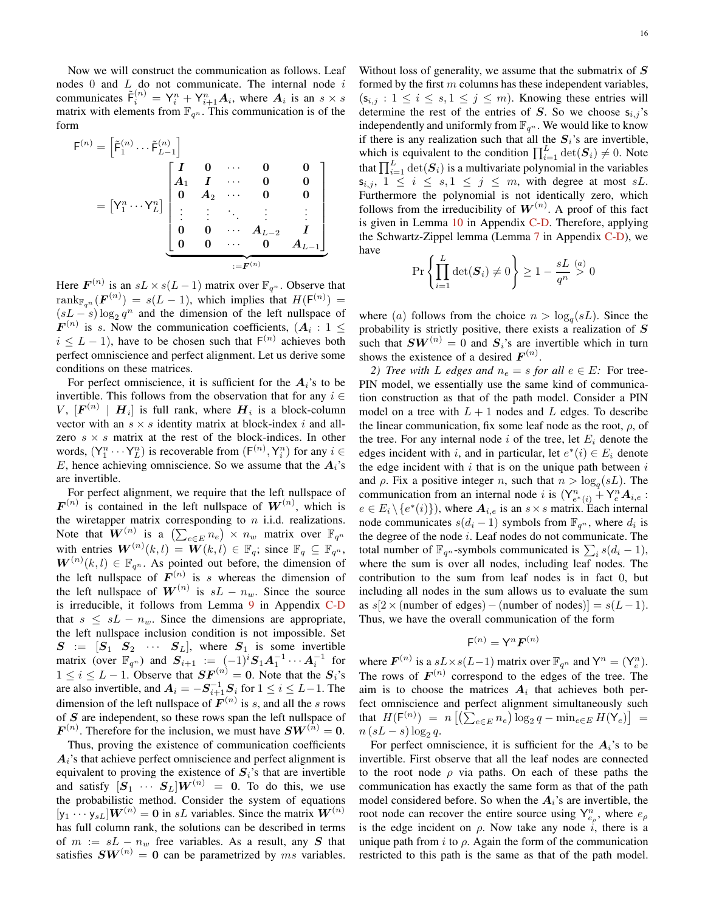Now we will construct the communication as follows. Leaf nodes 0 and $L$ do not communicate. The internal node $i$ communicates $\tilde{\mathsf{F}}_i^{(n)} = \mathsf{Y}_i^n + \mathsf{Y}_{i+1}^n \boldsymbol{A}_i$, where $\boldsymbol{A}_i$ is an $s \times s$ matrix with elements from $\mathbb{F}_{q^n}$. This communication is of the form

$$
\begin{aligned}
\mathsf{F}^{(n)} &= \left[\tilde{\mathsf{F}}_1^{(n)} \cdots \tilde{\mathsf{F}}_{L-1}^{(n)}\right] \\
&= \left[\mathsf{Y}_1^n \cdots \mathsf{Y}_L^n\right] \underbrace{\begin{bmatrix} \boldsymbol{I} & \boldsymbol{0} & \cdots & \boldsymbol{0} & \boldsymbol{0} \\ \boldsymbol{A}_1 & \boldsymbol{I} & \cdots & \boldsymbol{0} & \boldsymbol{0} \\ \boldsymbol{0} & \boldsymbol{A}_2 & \cdots & \boldsymbol{0} & \boldsymbol{0} \\ \vdots & \vdots & \ddots & \vdots & \vdots \\ \boldsymbol{0} & \boldsymbol{0} & \cdots & \boldsymbol{A}_{L-2} & \boldsymbol{I} \\ \boldsymbol{0} & \boldsymbol{0} & \cdots & \boldsymbol{0} & \boldsymbol{A}_{L-1} \end{bmatrix}}_{:=\boldsymbol{F}^{(n)}}
\end{aligned}
$$

Here $\boldsymbol{F}^{(n)}$ is an $sL \times s(L-1)$ matrix over $\mathbb{F}_{q^n}$. Observe that $\operatorname{rank}_{\mathbb{F}_{q^n}}(\boldsymbol{F}^{(n)}) = s(L-1)$, which implies that $H(\mathsf{F}^{(n)}) = (sL - s)\log_2 q^n$ and the dimension of the left nullspace of $\boldsymbol{F}^{(n)}$ is $s$. Now the communication coefficients, ($\boldsymbol{A}_i : 1 \leq i \leq L-1$), have to be chosen such that $\mathsf{F}^{(n)}$ achieves both perfect omniscience and perfect alignment. Let us derive some conditions on these matrices.

For perfect omniscience, it is sufficient for the $\boldsymbol{A}_i$'s to be invertible. This follows from the observation that for any $i \in V$, $[\boldsymbol{F}^{(n)} \mid \boldsymbol{H}_i]$ is full rank, where $\boldsymbol{H}_i$ is a block-column vector with an $s \times s$ identity matrix at block-index $i$ and all-zero $s \times s$ matrix at the rest of the block-indices. In other words, $(\mathsf{Y}_1^n \cdots \mathsf{Y}_L^n)$ is recoverable from $(\mathsf{F}^{(n)}, \mathsf{Y}_i^n)$ for any $i \in E$, hence achieving omniscience. So we assume that the $\boldsymbol{A}_i$'s are invertible.

For perfect alignment, we require that the left nullspace of $\boldsymbol{F}^{(n)}$ is contained in the left nullspace of $\boldsymbol{W}^{(n)}$, which is the wiretapper matrix corresponding to $n$ i.i.d. realizations. Note that $\boldsymbol{W}^{(n)}$ is a $\left(\sum_{e \in E} n_e\right) \times n_w$ matrix over $\mathbb{F}_{q^n}$ with entries $\boldsymbol{W}^{(n)}(k,l) = \boldsymbol{W}(k,l) \in \mathbb{F}_q$; since $\mathbb{F}_q \subseteq \mathbb{F}_{q^n}$, $\boldsymbol{W}^{(n)}(k,l) \in \mathbb{F}_{q^n}$. As pointed out before, the dimension of the left nullspace of $\boldsymbol{F}^{(n)}$ is $s$ whereas the dimension of the left nullspace of $\boldsymbol{W}^{(n)}$ is $sL - n_w$. Since the source is irreducible, it follows from Lemma 9 in Appendix C-D that $s \leq sL - n_w$. Since the dimensions are appropriate, the left nullspace inclusion condition is not impossible. Set $\boldsymbol{S} := [\boldsymbol{S}_1 \ \boldsymbol{S}_2 \ \cdots \ \boldsymbol{S}_L]$, where $\boldsymbol{S}_1$ is some invertible matrix (over $\mathbb{F}_{q^n}$) and $\boldsymbol{S}_{i+1} := (-1)^i \boldsymbol{S}_1 \boldsymbol{A}_1^{-1} \cdots \boldsymbol{A}_i^{-1}$ for $1 \leq i \leq L-1$. Observe that $\boldsymbol{S}\boldsymbol{F}^{(n)} = \boldsymbol{0}$. Note that the $\boldsymbol{S}_i$'s are also invertible, and $\boldsymbol{A}_i = -\boldsymbol{S}_{i+1}^{-1}\boldsymbol{S}_i$ for $1 \leq i \leq L-1$. The dimension of the left nullspace of $\boldsymbol{F}^{(n)}$ is $s$, and all the $s$ rows of $\boldsymbol{S}$ are independent, so these rows span the left nullspace of $\boldsymbol{F}^{(n)}$. Therefore for the inclusion, we must have $\boldsymbol{S}\boldsymbol{W}^{(n)} = \boldsymbol{0}$.

Thus, proving the existence of communication coefficients $\boldsymbol{A}_i$'s that achieve perfect omniscience and perfect alignment is equivalent to proving the existence of $\boldsymbol{S}_i$'s that are invertible and satisfy $[\boldsymbol{S}_1 \ \cdots \ \boldsymbol{S}_L]\boldsymbol{W}^{(n)} = \boldsymbol{0}$. To do this, we use the probabilistic method. Consider the system of equations $[\mathsf{y}_1 \cdots \mathsf{y}_{sL}]\boldsymbol{W}^{(n)} = \boldsymbol{0}$ in $sL$ variables. Since the matrix $\boldsymbol{W}^{(n)}$ has full column rank, the solutions can be described in terms of $m := sL - n_w$ free variables. As a result, any $\boldsymbol{S}$ that satisfies $\boldsymbol{S}\boldsymbol{W}^{(n)} = \boldsymbol{0}$ can be parametrized by $ms$ variables. Without loss of generality, we assume that the submatrix of $\boldsymbol{S}$ formed by the first $m$ columns has these independent variables, $(\mathsf{s}_{i,j} : 1 \leq i \leq s, 1 \leq j \leq m)$. Knowing these entries will determine the rest of the entries of $\boldsymbol{S}$. So we choose $\mathsf{s}_{i,j}$'s independently and uniformly from $\mathbb{F}_{q^n}$. We would like to know if there is any realization such that all the $\boldsymbol{S}_i$'s are invertible, which is equivalent to the condition $\prod_{i=1}^L \det(\boldsymbol{S}_i) \neq 0$. Note that $\prod_{i=1}^L \det(\boldsymbol{S}_i)$ is a multivariate polynomial in the variables $\mathsf{s}_{i,j}$, $1 \leq i \leq s, 1 \leq j \leq m$, with degree at most $sL$. Furthermore the polynomial is not identically zero, which follows from the irreducibility of $\boldsymbol{W}^{(n)}$. A proof of this fact is given in Lemma 10 in Appendix C-D. Therefore, applying the Schwartz-Zippel lemma (Lemma 7 in Appendix C-D), we have

$$
\Pr\left\{\prod_{i=1}^L \det(\boldsymbol{S}_i) \neq 0\right\} \geq 1 - \frac{sL}{q^n} \overset{(a)}{>} 0
$$

where $(a)$ follows from the choice $n > \log_q(sL)$. Since the probability is strictly positive, there exists a realization of $\boldsymbol{S}$ such that $\boldsymbol{S}\boldsymbol{W}^{(n)} = 0$ and $\boldsymbol{S}_i$'s are invertible which in turn shows the existence of a desired $\boldsymbol{F}^{(n)}$.

*2) Tree with $L$ edges and $n_e = s$ for all $e \in E$:* For tree-PIN model, we essentially use the same kind of communication construction as that of the path model. Consider a PIN model on a tree with $L+1$ nodes and $L$ edges. To describe the linear communication, fix some leaf node as the root, $\rho$, of the tree. For any internal node $i$ of the tree, let $E_i$ denote the edges incident with $i$, and in particular, let $e^*(i) \in E_i$ denote the edge incident with $i$ that is on the unique path between $i$ and $\rho$. Fix a positive integer $n$, such that $n > \log_q(sL)$. The communication from an internal node $i$ is $(\mathsf{Y}_{e^*(i)}^n + \mathsf{Y}_e^n \boldsymbol{A}_{i,e} : e \in E_i \setminus \{e^*(i)\})$, where $\boldsymbol{A}_{i,e}$ is an $s \times s$ matrix. Each internal node communicates $s(d_i - 1)$ symbols from $\mathbb{F}_{q^n}$, where $d_i$ is the degree of the node $i$. Leaf nodes do not communicate. The total number of $\mathbb{F}_{q^n}$-symbols communicated is $\sum_i s(d_i - 1)$, where the sum is over all nodes, including leaf nodes. The contribution to the sum from leaf nodes is in fact 0, but including all nodes in the sum allows us to evaluate the sum as $s[2 \times (\text{number of edges}) - (\text{number of nodes})] = s(L-1)$. Thus, we have the overall communication of the form

$$
\mathsf{F}^{(n)} = \mathsf{Y}^n \boldsymbol{F}^{(n)}
$$

where $\boldsymbol{F}^{(n)}$ is a $sL \times s(L-1)$ matrix over $\mathbb{F}_{q^n}$ and $\mathsf{Y}^n = (\mathsf{Y}_e^n)$. The rows of $\boldsymbol{F}^{(n)}$ correspond to the edges of the tree. The aim is to choose the matrices $\boldsymbol{A}_i$ that achieves both perfect omniscience and perfect alignment simultaneously such that $H(\mathsf{F}^{(n)}) = n\left[\left(\sum_{e \in E} n_e\right)\log_2 q - \min_{e \in E} H(\mathsf{Y}_e)\right] = n\,(sL - s)\log_2 q$.

For perfect omniscience, it is sufficient for the $\boldsymbol{A}_i$'s to be invertible. First observe that all the leaf nodes are connected to the root node $\rho$ via paths. On each of these paths the communication has exactly the same form as that of the path model considered before. So when the $\boldsymbol{A}_i$'s are invertible, the root node can recover the entire source using $\mathsf{Y}_{e_\rho}^n$, where $e_\rho$ is the edge incident on $\rho$. Now take any node $i$, there is a unique path from $i$ to $\rho$. Again the form of the communication restricted to this path is the same as that of the path model.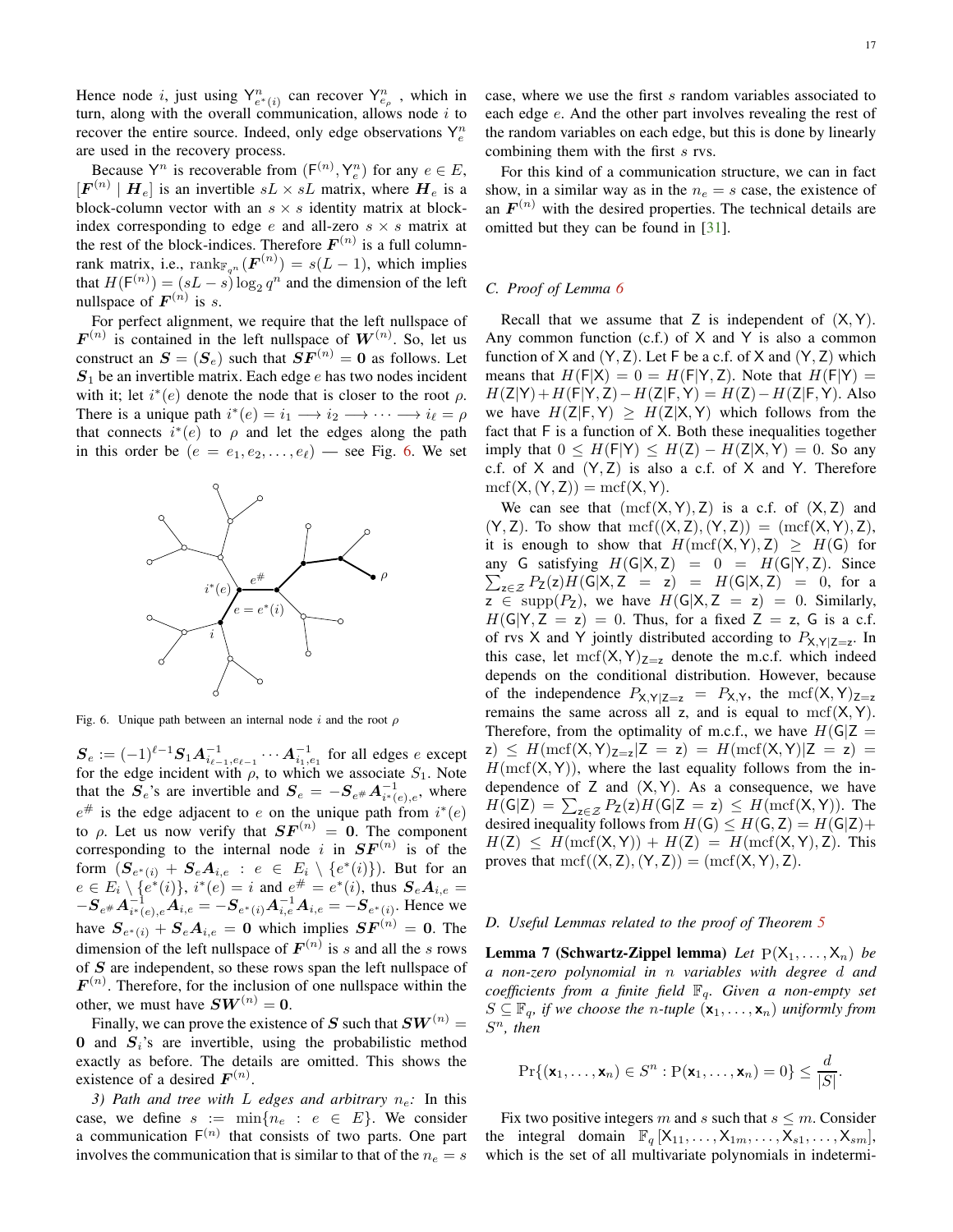Hence node $i$, just using $\mathsf{Y}^n_{e^*(i)}$ can recover $\mathsf{Y}^n_{e_\rho}$ , which in turn, along with the overall communication, allows node $i$ to recover the entire source. Indeed, only edge observations $\mathsf{Y}^n_e$ are used in the recovery process.

Because $\mathsf{Y}^n$ is recoverable from $(\mathsf{F}^{(n)}, \mathsf{Y}^n_e)$ for any $e \in E$, $[\boldsymbol{F}^{(n)} \mid \boldsymbol{H}_e]$ is an invertible $sL \times sL$ matrix, where $\boldsymbol{H}_e$ is a block-column vector with an $s \times s$ identity matrix at block-index corresponding to edge $e$ and all-zero $s \times s$ matrix at the rest of the block-indices. Therefore $\boldsymbol{F}^{(n)}$ is a full column-rank matrix, i.e., $\mathrm{rank}_{\mathbb{F}_{q^n}}(\boldsymbol{F}^{(n)}) = s(L-1)$, which implies that $H(\mathsf{F}^{(n)}) = (sL - s)\log_2 q^n$ and the dimension of the left nullspace of $\boldsymbol{F}^{(n)}$ is $s$.

For perfect alignment, we require that the left nullspace of $\boldsymbol{F}^{(n)}$ is contained in the left nullspace of $\boldsymbol{W}^{(n)}$. So, let us construct an $\boldsymbol{S} = (\boldsymbol{S}_e)$ such that $\boldsymbol{S}\boldsymbol{F}^{(n)} = \mathbf{0}$ as follows. Let $\boldsymbol{S}_1$ be an invertible matrix. Each edge $e$ has two nodes incident with it; let $i^*(e)$ denote the node that is closer to the root $\rho$. There is a unique path $i^*(e) = i_1 \longrightarrow i_2 \longrightarrow \cdots \longrightarrow i_\ell = \rho$ that connects $i^*(e)$ to $\rho$ and let the edges along the path in this order be $(e = e_1, e_2, \ldots, e_\ell)$ — see Fig. 6. We set

Fig. 6. Unique path between an internal node $i$ and the root $\rho$

$\boldsymbol{S}_e := (-1)^{\ell-1}\boldsymbol{S}_1\boldsymbol{A}^{-1}_{i_{\ell-1},e_{\ell-1}} \cdots \boldsymbol{A}^{-1}_{i_1,e_1}$ for all edges $e$ except for the edge incident with $\rho$, to which we associate $S_1$. Note that the $\boldsymbol{S}_e$'s are invertible and $\boldsymbol{S}_e = -\boldsymbol{S}_{e^\#}\boldsymbol{A}^{-1}_{i^*(e),e}$, where $e^\#$ is the edge adjacent to $e$ on the unique path from $i^*(e)$ to $\rho$. Let us now verify that $\boldsymbol{S}\boldsymbol{F}^{(n)} = \mathbf{0}$. The component corresponding to the internal node $i$ in $\boldsymbol{S}\boldsymbol{F}^{(n)}$ is of the form $(\boldsymbol{S}_{e^*(i)} + \boldsymbol{S}_e\boldsymbol{A}_{i,e} : e \in E_i \setminus \{e^*(i)\})$. But for an $e \in E_i \setminus \{e^*(i)\}$, $i^*(e) = i$ and $e^\# = e^*(i)$, thus $\boldsymbol{S}_e\boldsymbol{A}_{i,e} = -\boldsymbol{S}_{e^\#}\boldsymbol{A}^{-1}_{i^*(e),e}\boldsymbol{A}_{i,e} = -\boldsymbol{S}_{e^*(i)}\boldsymbol{A}^{-1}_{i,e}\boldsymbol{A}_{i,e} = -\boldsymbol{S}_{e^*(i)}$. Hence we have $\boldsymbol{S}_{e^*(i)} + \boldsymbol{S}_e\boldsymbol{A}_{i,e} = \mathbf{0}$ which implies $\boldsymbol{S}\boldsymbol{F}^{(n)} = \mathbf{0}$. The dimension of the left nullspace of $\boldsymbol{F}^{(n)}$ is $s$ and all the $s$ rows of $\boldsymbol{S}$ are independent, so these rows span the left nullspace of $\boldsymbol{F}^{(n)}$. Therefore, for the inclusion of one nullspace within the other, we must have $\boldsymbol{S}\boldsymbol{W}^{(n)} = \mathbf{0}$.

Finally, we can prove the existence of $\boldsymbol{S}$ such that $\boldsymbol{S}\boldsymbol{W}^{(n)} = \mathbf{0}$ and $\boldsymbol{S}_i$'s are invertible, using the probabilistic method exactly as before. The details are omitted. This shows the existence of a desired $\boldsymbol{F}^{(n)}$.

*3) Path and tree with $L$ edges and arbitrary $n_e$:* In this case, we define $s := \min\{n_e : e \in E\}$. We consider a communication $\mathsf{F}^{(n)}$ that consists of two parts. One part involves the communication that is similar to that of the $n_e = s$ case, where we use the first $s$ random variables associated to each edge $e$. And the other part involves revealing the rest of the random variables on each edge, but this is done by linearly combining them with the first $s$ rvs.

For this kind of a communication structure, we can in fact show, in a similar way as in the $n_e = s$ case, the existence of an $\boldsymbol{F}^{(n)}$ with the desired properties. The technical details are omitted but they can be found in [31].

### C. Proof of Lemma 6

Recall that we assume that $\mathsf{Z}$ is independent of $(\mathsf{X}, \mathsf{Y})$. Any common function (c.f.) of $\mathsf{X}$ and $\mathsf{Y}$ is also a common function of $\mathsf{X}$ and $(\mathsf{Y}, \mathsf{Z})$. Let $\mathsf{F}$ be a c.f. of $\mathsf{X}$ and $(\mathsf{Y}, \mathsf{Z})$ which means that $H(\mathsf{F}|\mathsf{X}) = 0 = H(\mathsf{F}|\mathsf{Y}, \mathsf{Z})$. Note that $H(\mathsf{F}|\mathsf{Y}) = H(\mathsf{Z}|\mathsf{Y}) + H(\mathsf{F}|\mathsf{Y}, \mathsf{Z}) - H(\mathsf{Z}|\mathsf{F}, \mathsf{Y}) = H(\mathsf{Z}) - H(\mathsf{Z}|\mathsf{F}, \mathsf{Y})$. Also we have $H(\mathsf{Z}|\mathsf{F}, \mathsf{Y}) \geq H(\mathsf{Z}|\mathsf{X}, \mathsf{Y})$ which follows from the fact that $\mathsf{F}$ is a function of $\mathsf{X}$. Both these inequalities together imply that $0 \leq H(\mathsf{F}|\mathsf{Y}) \leq H(\mathsf{Z}) - H(\mathsf{Z}|\mathsf{X}, \mathsf{Y}) = 0$. So any c.f. of $\mathsf{X}$ and $(\mathsf{Y}, \mathsf{Z})$ is also a c.f. of $\mathsf{X}$ and $\mathsf{Y}$. Therefore $\mathrm{mcf}(\mathsf{X}, (\mathsf{Y}, \mathsf{Z})) = \mathrm{mcf}(\mathsf{X}, \mathsf{Y})$.

We can see that $(\mathrm{mcf}(\mathsf{X}, \mathsf{Y}), \mathsf{Z})$ is a c.f. of $(\mathsf{X}, \mathsf{Z})$ and $(\mathsf{Y}, \mathsf{Z})$. To show that $\mathrm{mcf}((\mathsf{X}, \mathsf{Z}), (\mathsf{Y}, \mathsf{Z})) = (\mathrm{mcf}(\mathsf{X}, \mathsf{Y}), \mathsf{Z})$, it is enough to show that $H(\mathrm{mcf}(\mathsf{X}, \mathsf{Y}), \mathsf{Z}) \geq H(\mathsf{G})$ for any $\mathsf{G}$ satisfying $H(\mathsf{G}|\mathsf{X}, \mathsf{Z}) = 0 = H(\mathsf{G}|\mathsf{Y}, \mathsf{Z})$. Since $\sum_{\mathsf{z} \in \mathcal{Z}} P_{\mathsf{Z}}(\mathsf{z}) H(\mathsf{G}|\mathsf{X}, \mathsf{Z} = \mathsf{z}) = H(\mathsf{G}|\mathsf{X}, \mathsf{Z}) = 0$, for a $\mathsf{z} \in \mathrm{supp}(P_{\mathsf{Z}})$, we have $H(\mathsf{G}|\mathsf{X}, \mathsf{Z} = \mathsf{z}) = 0$. Similarly, $H(\mathsf{G}|\mathsf{Y}, \mathsf{Z} = \mathsf{z}) = 0$. Thus, for a fixed $\mathsf{Z} = \mathsf{z}$, $\mathsf{G}$ is a c.f. of rvs $\mathsf{X}$ and $\mathsf{Y}$ jointly distributed according to $P_{\mathsf{X},\mathsf{Y}|\mathsf{Z}=\mathsf{z}}$. In this case, let $\mathrm{mcf}(\mathsf{X}, \mathsf{Y})_{\mathsf{Z}=\mathsf{z}}$ denote the m.c.f. which indeed depends on the conditional distribution. However, because of the independence $P_{\mathsf{X},\mathsf{Y}|\mathsf{Z}=\mathsf{z}} = P_{\mathsf{X},\mathsf{Y}}$, the $\mathrm{mcf}(\mathsf{X}, \mathsf{Y})_{\mathsf{Z}=\mathsf{z}}$ remains the same across all $\mathsf{z}$, and is equal to $\mathrm{mcf}(\mathsf{X}, \mathsf{Y})$. Therefore, from the optimality of m.c.f., we have $H(\mathsf{G}|\mathsf{Z} = \mathsf{z}) \leq H(\mathrm{mcf}(\mathsf{X}, \mathsf{Y})_{\mathsf{Z}=\mathsf{z}}|\mathsf{Z} = \mathsf{z}) = H(\mathrm{mcf}(\mathsf{X}, \mathsf{Y})|\mathsf{Z} = \mathsf{z}) = H(\mathrm{mcf}(\mathsf{X}, \mathsf{Y}))$, where the last equality follows from the independence of $\mathsf{Z}$ and $(\mathsf{X}, \mathsf{Y})$. As a consequence, we have $H(\mathsf{G}|\mathsf{Z}) = \sum_{\mathsf{z} \in \mathcal{Z}} P_{\mathsf{Z}}(\mathsf{z}) H(\mathsf{G}|\mathsf{Z} = \mathsf{z}) \leq H(\mathrm{mcf}(\mathsf{X}, \mathsf{Y}))$. The desired inequality follows from $H(\mathsf{G}) \leq H(\mathsf{G}, \mathsf{Z}) = H(\mathsf{G}|\mathsf{Z}) + H(\mathsf{Z}) \leq H(\mathrm{mcf}(\mathsf{X}, \mathsf{Y})) + H(\mathsf{Z}) = H(\mathrm{mcf}(\mathsf{X}, \mathsf{Y}), \mathsf{Z})$. This proves that $\mathrm{mcf}((\mathsf{X}, \mathsf{Z}), (\mathsf{Y}, \mathsf{Z})) = (\mathrm{mcf}(\mathsf{X}, \mathsf{Y}), \mathsf{Z})$.

### D. Useful Lemmas related to the proof of Theorem 5

**Lemma 7 (Schwartz-Zippel lemma)** *Let $\mathrm{P}(\mathsf{X}_1, \ldots, \mathsf{X}_n)$ be a non-zero polynomial in $n$ variables with degree $d$ and coefficients from a finite field $\mathbb{F}_q$. Given a non-empty set $S \subseteq \mathbb{F}_q$, if we choose the $n$-tuple $(\mathsf{x}_1, \ldots, \mathsf{x}_n)$ uniformly from $S^n$, then*

$$\Pr\{(\mathsf{x}_1, \ldots, \mathsf{x}_n) \in S^n : \mathrm{P}(\mathsf{x}_1, \ldots, \mathsf{x}_n) = 0\} \leq \frac{d}{|S|}.$$

Fix two positive integers $m$ and $s$ such that $s \leq m$. Consider the integral domain $\mathbb{F}_q[\mathsf{X}_{11}, \ldots, \mathsf{X}_{1m}, \ldots, \mathsf{X}_{s1}, \ldots, \mathsf{X}_{sm}]$, which is the set of all multivariate polynomials in indetermi-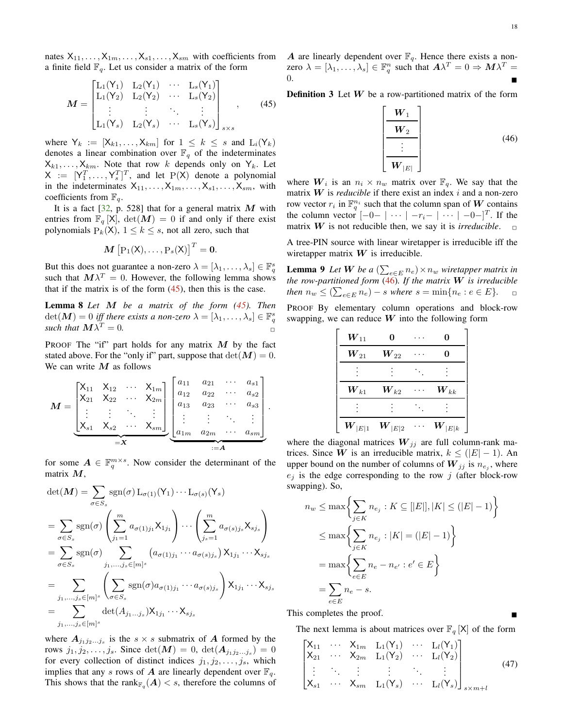nates $\mathsf{X}_{11}, \ldots, \mathsf{X}_{1m}, \ldots, \mathsf{X}_{s1}, \ldots, \mathsf{X}_{sm}$ with coefficients from a finite field $\mathbb{F}_q$. Let us consider a matrix of the form

$$\boldsymbol{M} = \begin{bmatrix} \mathrm{L}_1(\mathsf{Y}_1) & \mathrm{L}_2(\mathsf{Y}_1) & \cdots & \mathrm{L}_s(\mathsf{Y}_1) \\ \mathrm{L}_1(\mathsf{Y}_2) & \mathrm{L}_2(\mathsf{Y}_2) & \cdots & \mathrm{L}_s(\mathsf{Y}_2) \\ \vdots & \vdots & \ddots & \vdots \\ \mathrm{L}_1(\mathsf{Y}_s) & \mathrm{L}_2(\mathsf{Y}_s) & \cdots & \mathrm{L}_s(\mathsf{Y}_s) \end{bmatrix}_{s \times s}, \tag{45}$$

where $\mathsf{Y}_k := [\mathsf{X}_{k1}, \ldots, \mathsf{X}_{km}]$ for $1 \leq k \leq s$ and $\mathrm{L}_i(\mathsf{Y}_k)$ denotes a linear combination over $\mathbb{F}_q$ of the indeterminates $\mathsf{X}_{k1}, \ldots, \mathsf{X}_{km}$. Note that row $k$ depends only on $\mathsf{Y}_k$. Let $\mathsf{X} := [\mathsf{Y}_1^T, \ldots, \mathsf{Y}_s^T]^T$, and let $\mathrm{P}(\mathsf{X})$ denote a polynomial in the indeterminates $\mathsf{X}_{11}, \ldots, \mathsf{X}_{1m}, \ldots, \mathsf{X}_{s1}, \ldots, \mathsf{X}_{sm}$, with coefficients from $\mathbb{F}_q$.

It is a fact [32, p. 528] that for a general matrix $\boldsymbol{M}$ with entries from $\mathbb{F}_q[\mathsf{X}]$, $\det(\boldsymbol{M}) = 0$ if and only if there exist polynomials $\mathrm{P}_k(\mathsf{X})$, $1 \leq k \leq s$, not all zero, such that

$$\boldsymbol{M}\left[\mathrm{P}_1(\mathsf{X}), \ldots, \mathrm{P}_s(\mathsf{X})\right]^T = \mathbf{0}.$$

But this does not guarantee a non-zero $\lambda = [\lambda_1, \ldots, \lambda_s] \in \mathbb{F}_q^s$ such that $\boldsymbol{M}\lambda^T = 0$. However, the following lemma shows that if the matrix is of the form (45), then this is the case.

**Lemma 8** *Let $\boldsymbol{M}$ be a matrix of the form (45). Then $\det(\boldsymbol{M}) = 0$ iff there exists a non-zero $\lambda = [\lambda_1, \ldots, \lambda_s] \in \mathbb{F}_q^s$ such that $\boldsymbol{M}\lambda^T = 0$.* ◻

PROOF The "if" part holds for any matrix $\boldsymbol{M}$ by the fact stated above. For the "only if" part, suppose that $\det(\boldsymbol{M}) = 0$. We can write $\boldsymbol{M}$ as follows

$$\boldsymbol{M} = \underbrace{\begin{bmatrix} \mathsf{X}_{11} & \mathsf{X}_{12} & \cdots & \mathsf{X}_{1m} \\ \mathsf{X}_{21} & \mathsf{X}_{22} & \cdots & \mathsf{X}_{2m} \\ \vdots & \vdots & \ddots & \vdots \\ \mathsf{X}_{s1} & \mathsf{X}_{s2} & \cdots & \mathsf{X}_{sm} \end{bmatrix}}_{=\boldsymbol{X}} \underbrace{\begin{bmatrix} a_{11} & a_{21} & \cdots & a_{s1} \\ a_{12} & a_{22} & \cdots & a_{s2} \\ a_{13} & a_{23} & \cdots & a_{s3} \\ \vdots & \vdots & \ddots & \vdots \\ a_{1m} & a_{2m} & \cdots & a_{sm} \end{bmatrix}}_{:=\boldsymbol{A}}.$$

for some $\boldsymbol{A} \in \mathbb{F}_q^{m \times s}$. Now consider the determinant of the matrix $\boldsymbol{M}$,

$$\begin{aligned}
\det(\boldsymbol{M}) &= \sum_{\sigma \in S_s} \mathrm{sgn}(\sigma)\, \mathrm{L}_{\sigma(1)}(\mathsf{Y}_1) \cdots \mathrm{L}_{\sigma(s)}(\mathsf{Y}_s) \\
&= \sum_{\sigma \in S_s} \mathrm{sgn}(\sigma) \left( \sum_{j_1=1}^{m} a_{\sigma(1)j_1} \mathsf{X}_{1j_1} \right) \cdots \left( \sum_{j_s=1}^{m} a_{\sigma(s)j_s} \mathsf{X}_{sj_s} \right) \\
&= \sum_{\sigma \in S_s} \mathrm{sgn}(\sigma) \sum_{j_1, \ldots, j_s \in [m]^s} \left( a_{\sigma(1)j_1} \cdots a_{\sigma(s)j_s} \right) \mathsf{X}_{1j_1} \cdots \mathsf{X}_{sj_s} \\
&= \sum_{j_1, \ldots, j_s \in [m]^s} \left( \sum_{\sigma \in S_s} \mathrm{sgn}(\sigma) a_{\sigma(1)j_1} \cdots a_{\sigma(s)j_s} \right) \mathsf{X}_{1j_1} \cdots \mathsf{X}_{sj_s} \\
&= \sum_{j_1, \ldots, j_s \in [m]^s} \det(A_{j_1 \ldots j_s}) \mathsf{X}_{1j_1} \cdots \mathsf{X}_{sj_s}
\end{aligned}$$

where $\boldsymbol{A}_{j_1 j_2 \ldots j_s}$ is the $s \times s$ submatrix of $\boldsymbol{A}$ formed by the rows $j_1, j_2, \ldots, j_s$. Since $\det(\boldsymbol{M}) = 0$, $\det(\boldsymbol{A}_{j_1 j_2 \ldots j_s}) = 0$ for every collection of distinct indices $j_1, j_2, \ldots, j_s$, which implies that any $s$ rows of $\boldsymbol{A}$ are linearly dependent over $\mathbb{F}_q$. This shows that the $\mathrm{rank}_{\mathbb{F}_q}(\boldsymbol{A}) < s$, therefore the columns of $\boldsymbol{A}$ are linearly dependent over $\mathbb{F}_q$. Hence there exists a non-zero $\lambda = [\lambda_1, \ldots, \lambda_s] \in \mathbb{F}_q^n$ such that $\boldsymbol{A}\lambda^T = 0 \Rightarrow \boldsymbol{M}\lambda^T = 0$. ■

**Definition 3** Let $\boldsymbol{W}$ be a row-partitioned matrix of the form

$$\begin{bmatrix} \boldsymbol{W}_1 \\ \hline \boldsymbol{W}_2 \\ \hline \vdots \\ \hline \boldsymbol{W}_{|E|} \end{bmatrix} \tag{46}$$

where $\boldsymbol{W}_i$ is an $n_i \times n_w$ matrix over $\mathbb{F}_q$. We say that the matrix $\boldsymbol{W}$ is *reducible* if there exist an index $i$ and a non-zero row vector $r_i$ in $\mathbb{F}_q^{n_i}$ such that the column span of $\boldsymbol{W}$ contains the column vector $[-0- \mid \cdots \mid -r_i- \mid \cdots \mid -0-]^T$. If the matrix $\boldsymbol{W}$ is not reducible then, we say it is *irreducible*. ◻

A tree-PIN source with linear wiretapper is irreducible iff the wiretapper matrix $\boldsymbol{W}$ is irreducible.

**Lemma 9** *Let $\boldsymbol{W}$ be a $(\sum_{e \in E} n_e) \times n_w$ wiretapper matrix in the row-partitioned form (46). If the matrix $\boldsymbol{W}$ is irreducible then $n_w \leq (\sum_{e \in E} n_e) - s$ where $s = \min\{n_e : e \in E\}$.* ◻

PROOF By elementary column operations and block-row swapping, we can reduce $\boldsymbol{W}$ into the following form

$$\begin{bmatrix} \boldsymbol{W}_{11} & \mathbf{0} & \cdots & \mathbf{0} \\ \hline \boldsymbol{W}_{21} & \boldsymbol{W}_{22} & \cdots & \mathbf{0} \\ \hline \vdots & \vdots & \ddots & \vdots \\ \hline \boldsymbol{W}_{k1} & \boldsymbol{W}_{k2} & \cdots & \boldsymbol{W}_{kk} \\ \hline \vdots & \vdots & \ddots & \vdots \\ \hline \boldsymbol{W}_{|E|1} & \boldsymbol{W}_{|E|2} & \cdots & \boldsymbol{W}_{|E|k} \end{bmatrix}$$

where the diagonal matrices $\boldsymbol{W}_{jj}$ are full column-rank matrices. Since $\boldsymbol{W}$ is an irreducible matrix, $k \leq (|E| - 1)$. An upper bound on the number of columns of $\boldsymbol{W}_{jj}$ is $n_{e_j}$, where $e_j$ is the edge corresponding to the row $j$ (after block-row swapping). So,

$$\begin{aligned}
n_w &\leq \max\left\{ \sum_{j \in K} n_{e_j} : K \subseteq [|E|], |K| \leq (|E| - 1) \right\} \\
&\leq \max\left\{ \sum_{j \in K} n_{e_j} : |K| = (|E| - 1) \right\} \\
&= \max\left\{ \sum_{e \in E} n_e - n_{e'} : e' \in E \right\} \\
&= \sum_{e \in E} n_e - s.
\end{aligned}$$

This completes the proof. ■

The next lemma is about matrices over $\mathbb{F}_q[\mathsf{X}]$ of the form

$$\begin{bmatrix} \mathsf{X}_{11} & \cdots & \mathsf{X}_{1m} & \mathrm{L}_1(\mathsf{Y}_1) & \cdots & \mathrm{L}_l(\mathsf{Y}_1) \\ \mathsf{X}_{21} & \cdots & \mathsf{X}_{2m} & \mathrm{L}_1(\mathsf{Y}_2) & \cdots & \mathrm{L}_l(\mathsf{Y}_2) \\ \vdots & \ddots & \vdots & \vdots & \ddots & \vdots \\ \mathsf{X}_{s1} & \cdots & \mathsf{X}_{sm} & \mathrm{L}_1(\mathsf{Y}_s) & \cdots & \mathrm{L}_l(\mathsf{Y}_s) \end{bmatrix}_{s \times m+l} \tag{47}$$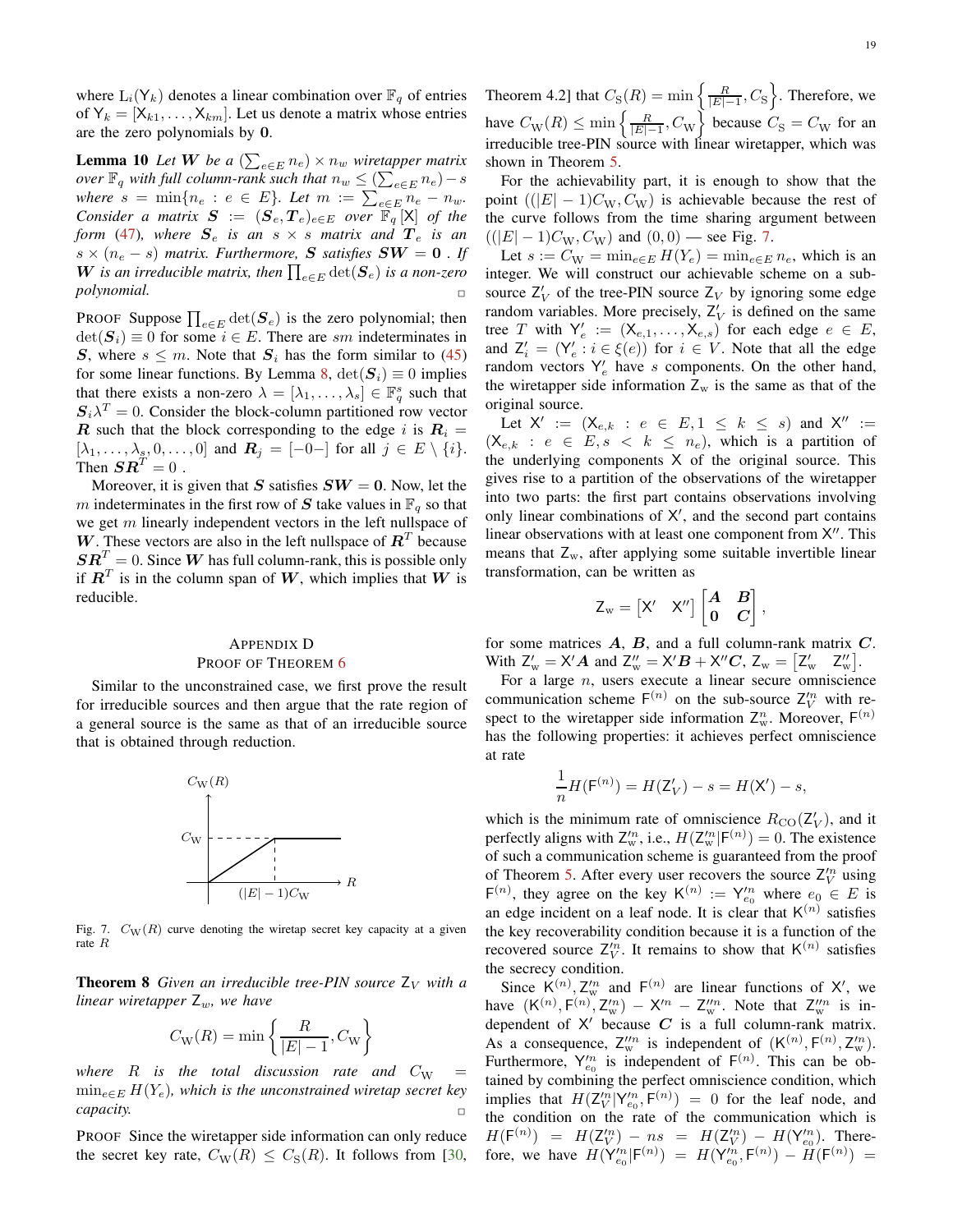where $\mathrm{L}_i(\mathsf{Y}_k)$ denotes a linear combination over $\mathbb{F}_q$ of entries of $\mathsf{Y}_k = [\mathsf{X}_{k1}, \ldots, \mathsf{X}_{km}]$. Let us denote a matrix whose entries are the zero polynomials by $\mathbf{0}$.

**Lemma 10** *Let $\boldsymbol{W}$ be a $(\sum_{e\in E} n_e) \times n_w$ wiretapper matrix over $\mathbb{F}_q$ with full column-rank such that $n_w \leq (\sum_{e\in E} n_e) - s$ where $s = \min\{n_e : e \in E\}$. Let $m := \sum_{e\in E} n_e - n_w$. Consider a matrix $\boldsymbol{S} := (\boldsymbol{S}_e, \boldsymbol{T}_e)_{e\in E}$ over $\mathbb{F}_q[\mathsf{X}]$ of the form (47), where $\boldsymbol{S}_e$ is an $s \times s$ matrix and $\boldsymbol{T}_e$ is an $s \times (n_e - s)$ matrix. Furthermore, $\boldsymbol{S}$ satisfies $\boldsymbol{S}\boldsymbol{W} = \mathbf{0}$ . If $\boldsymbol{W}$ is an irreducible matrix, then $\prod_{e\in E} \det(\boldsymbol{S}_e)$ is a non-zero polynomial.* □

PROOF Suppose $\prod_{e\in E} \det(\boldsymbol{S}_e)$ is the zero polynomial; then $\det(\boldsymbol{S}_i) \equiv 0$ for some $i \in E$. There are $sm$ indeterminates in $\boldsymbol{S}$, where $s \leq m$. Note that $\boldsymbol{S}_i$ has the form similar to (45) for some linear functions. By Lemma 8, $\det(\boldsymbol{S}_i) \equiv 0$ implies that there exists a non-zero $\lambda = [\lambda_1, \ldots, \lambda_s] \in \mathbb{F}_q^s$ such that $\boldsymbol{S}_i\lambda^T = 0$. Consider the block-column partitioned row vector $\boldsymbol{R}$ such that the block corresponding to the edge $i$ is $\boldsymbol{R}_i = [\lambda_1, \ldots, \lambda_s, 0, \ldots, 0]$ and $\boldsymbol{R}_j = [-0-]$ for all $j \in E \setminus \{i\}$. Then $\boldsymbol{S}\boldsymbol{R}^T = 0$ .

Moreover, it is given that $\boldsymbol{S}$ satisfies $\boldsymbol{S}\boldsymbol{W} = \mathbf{0}$. Now, let the $m$ indeterminates in the first row of $\boldsymbol{S}$ take values in $\mathbb{F}_q$ so that we get $m$ linearly independent vectors in the left nullspace of $\boldsymbol{W}$. These vectors are also in the left nullspace of $\boldsymbol{R}^T$ because $\boldsymbol{S}\boldsymbol{R}^T = 0$. Since $\boldsymbol{W}$ has full column-rank, this is possible only if $\boldsymbol{R}^T$ is in the column span of $\boldsymbol{W}$, which implies that $\boldsymbol{W}$ is reducible.

## Appendix D
## Proof of Theorem 6

Similar to the unconstrained case, we first prove the result for irreducible sources and then argue that the rate region of a general source is the same as that of an irreducible source that is obtained through reduction.

Fig. 7. $C_{\mathrm{W}}(R)$ curve denoting the wiretap secret key capacity at a given rate $R$

**Theorem 8** *Given an irreducible tree-PIN source $\mathsf{Z}_V$ with a linear wiretapper $\mathsf{Z}_w$, we have*

$$C_{\mathrm{W}}(R) = \min\left\{\frac{R}{|E|-1}, C_{\mathrm{W}}\right\}$$

*where $R$ is the total discussion rate and $C_{\mathrm{W}} = \min_{e\in E} H(Y_e)$, which is the unconstrained wiretap secret key capacity.* □

PROOF Since the wiretapper side information can only reduce the secret key rate, $C_{\mathrm{W}}(R) \leq C_{\mathrm{S}}(R)$. It follows from [30, Theorem 4.2] that $C_{\mathrm{S}}(R) = \min\left\{\frac{R}{|E|-1}, C_{\mathrm{S}}\right\}$. Therefore, we have $C_{\mathrm{W}}(R) \leq \min\left\{\frac{R}{|E|-1}, C_{\mathrm{W}}\right\}$ because $C_{\mathrm{S}} = C_{\mathrm{W}}$ for an irreducible tree-PIN source with linear wiretapper, which was shown in Theorem 5.

For the achievability part, it is enough to show that the point $((|E|-1)C_{\mathrm{W}}, C_{\mathrm{W}})$ is achievable because the rest of the curve follows from the time sharing argument between $((|E|-1)C_{\mathrm{W}}, C_{\mathrm{W}})$ and $(0, 0)$ — see Fig. 7.

Let $s := C_{\mathrm{W}} = \min_{e\in E} H(Y_e) = \min_{e\in E} n_e$, which is an integer. We will construct our achievable scheme on a sub-source $\mathsf{Z}'_V$ of the tree-PIN source $\mathsf{Z}_V$ by ignoring some edge random variables. More precisely, $\mathsf{Z}'_V$ is defined on the same tree $T$ with $\mathsf{Y}'_e := (\mathsf{X}_{e,1}, \ldots, \mathsf{X}_{e,s})$ for each edge $e \in E$, and $\mathsf{Z}'_i = (\mathsf{Y}'_e : i \in \xi(e))$ for $i \in V$. Note that all the edge random vectors $\mathsf{Y}'_e$ have $s$ components. On the other hand, the wiretapper side information $\mathsf{Z}_{\mathrm{w}}$ is the same as that of the original source.

Let $\mathsf{X}' := (\mathsf{X}_{e,k} : e \in E, 1 \leq k \leq s)$ and $\mathsf{X}'' := (\mathsf{X}_{e,k} : e \in E, s < k \leq n_e)$, which is a partition of the underlying components $\mathsf{X}$ of the original source. This gives rise to a partition of the observations of the wiretapper into two parts: the first part contains observations involving only linear combinations of $\mathsf{X}'$, and the second part contains linear observations with at least one component from $\mathsf{X}''$. This means that $\mathsf{Z}_{\mathrm{w}}$, after applying some suitable invertible linear transformation, can be written as

$$\mathsf{Z}_{\mathrm{w}} = \begin{bmatrix} \mathsf{X}' & \mathsf{X}'' \end{bmatrix} \begin{bmatrix} \boldsymbol{A} & \boldsymbol{B} \\ \mathbf{0} & \boldsymbol{C} \end{bmatrix},$$

for some matrices $\boldsymbol{A}$, $\boldsymbol{B}$, and a full column-rank matrix $\boldsymbol{C}$. With $\mathsf{Z}'_{\mathrm{w}} = \mathsf{X}'\boldsymbol{A}$ and $\mathsf{Z}''_{\mathrm{w}} = \mathsf{X}'\boldsymbol{B} + \mathsf{X}''\boldsymbol{C}$, $\mathsf{Z}_{\mathrm{w}} = \begin{bmatrix} \mathsf{Z}'_{\mathrm{w}} & \mathsf{Z}''_{\mathrm{w}} \end{bmatrix}$.

For a large $n$, users execute a linear secure omniscience communication scheme $\mathsf{F}^{(n)}$ on the sub-source $\mathsf{Z}'^n_V$ with respect to the wiretapper side information $\mathsf{Z}'^n_{\mathrm{w}}$. Moreover, $\mathsf{F}^{(n)}$ has the following properties: it achieves perfect omniscience at rate

$$\frac{1}{n}H(\mathsf{F}^{(n)}) = H(\mathsf{Z}'_V) - s = H(\mathsf{X}') - s,$$

which is the minimum rate of omniscience $R_{\mathrm{CO}}(\mathsf{Z}'_V)$, and it perfectly aligns with $\mathsf{Z}'^n_{\mathrm{w}}$, i.e., $H(\mathsf{Z}'^n_{\mathrm{w}}|\mathsf{F}^{(n)}) = 0$. The existence of such a communication scheme is guaranteed from the proof of Theorem 5. After every user recovers the source $\mathsf{Z}'^n_V$ using $\mathsf{F}^{(n)}$, they agree on the key $\mathsf{K}^{(n)} := \mathsf{Y}'^n_{e_0}$ where $e_0 \in E$ is an edge incident on a leaf node. It is clear that $\mathsf{K}^{(n)}$ satisfies the key recoverability condition because it is a function of the recovered source $\mathsf{Z}'^n_V$. It remains to show that $\mathsf{K}^{(n)}$ satisfies the secrecy condition.

Since $\mathsf{K}^{(n)}, \mathsf{Z}'^n_{\mathrm{w}}$ and $\mathsf{F}^{(n)}$ are linear functions of $\mathsf{X}'$, we have $(\mathsf{K}^{(n)}, \mathsf{F}^{(n)}, \mathsf{Z}'^n_{\mathrm{w}}) - \mathsf{X}'^n - \mathsf{Z}''^n_{\mathrm{w}}$. Note that $\mathsf{Z}''^n_{\mathrm{w}}$ is independent of $\mathsf{X}'$ because $\boldsymbol{C}$ is a full column-rank matrix. As a consequence, $\mathsf{Z}''^n_{\mathrm{w}}$ is independent of $(\mathsf{K}^{(n)}, \mathsf{F}^{(n)}, \mathsf{Z}'^n_{\mathrm{w}})$. Furthermore, $\mathsf{Y}'^n_{e_0}$ is independent of $\mathsf{F}^{(n)}$. This can be obtained by combining the perfect omniscience condition, which implies that $H(\mathsf{Z}'^n_V|\mathsf{Y}'^n_{e_0}, \mathsf{F}^{(n)}) = 0$ for the leaf node, and the condition on the rate of the communication which is $H(\mathsf{F}^{(n)}) = H(\mathsf{Z}'^n_V) - ns = H(\mathsf{Z}'^n_V) - H(\mathsf{Y}'^n_{e_0})$. Therefore, we have $H(\mathsf{Y}'^n_{e_0}|\mathsf{F}^{(n)}) = H(\mathsf{Y}'^n_{e_0}, \mathsf{F}^{(n)}) - H(\mathsf{F}^{(n)}) =$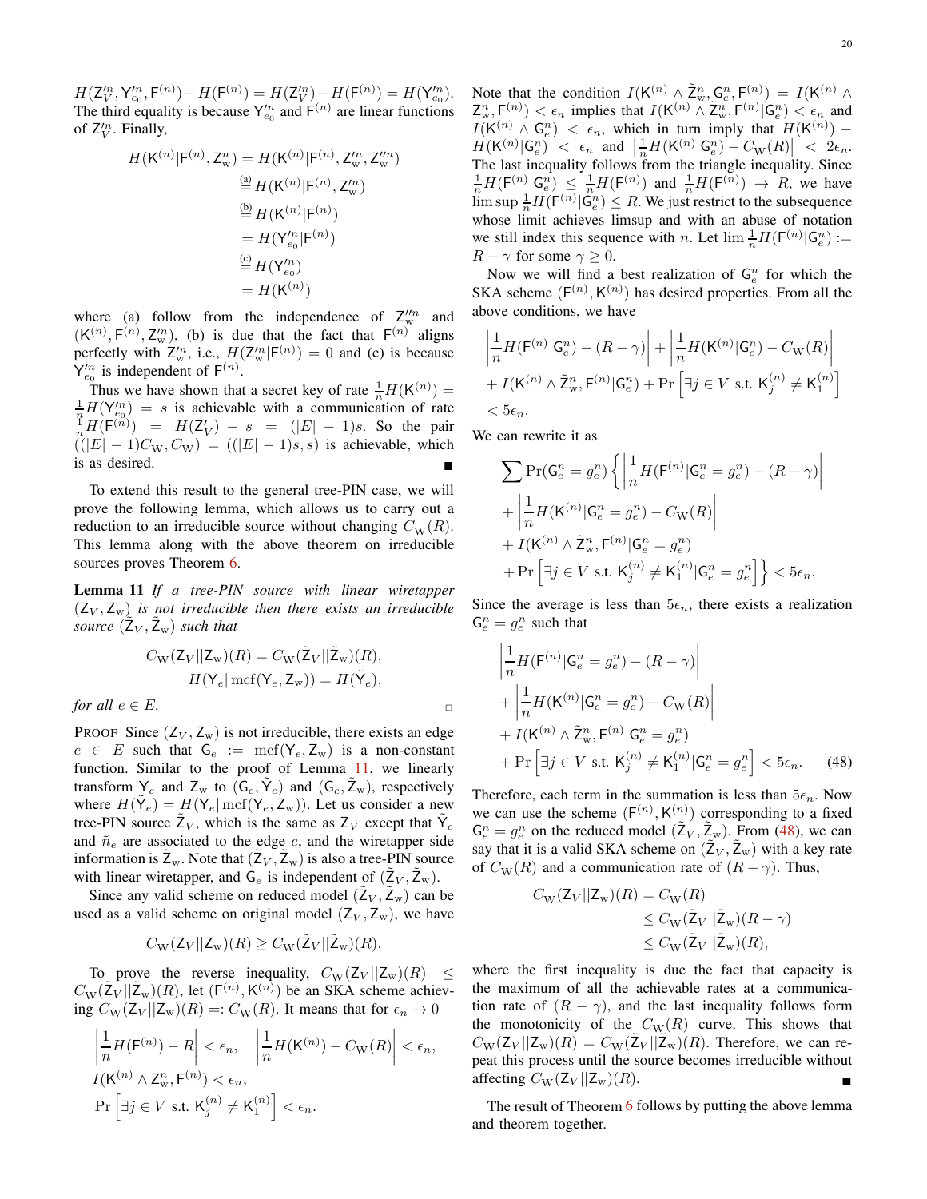$H(\mathsf{Z}'^n_V, \mathsf{Y}'^n_{e_0}, \mathsf{F}^{(n)}) - H(\mathsf{F}^{(n)}) = H(\mathsf{Z}'^n_V) - H(\mathsf{F}^{(n)}) = H(\mathsf{Y}'^n_{e_0})$. The third equality is because $\mathsf{Y}'^n_{e_0}$ and $\mathsf{F}^{(n)}$ are linear functions of $\mathsf{Z}'^n_V$. Finally,

$$
\begin{aligned}
H(\mathsf{K}^{(n)}|\mathsf{F}^{(n)}, \mathsf{Z}^n_{\mathrm{w}}) &= H(\mathsf{K}^{(n)}|\mathsf{F}^{(n)}, \mathsf{Z}'^n_{\mathrm{w}}, \mathsf{Z}''^n_{\mathrm{w}}) \\
&\overset{\text{(a)}}{=} H(\mathsf{K}^{(n)}|\mathsf{F}^{(n)}, \mathsf{Z}'^n_{\mathrm{w}}) \\
&\overset{\text{(b)}}{=} H(\mathsf{K}^{(n)}|\mathsf{F}^{(n)}) \\
&= H(\mathsf{Y}'^n_{e_0}|\mathsf{F}^{(n)}) \\
&\overset{\text{(c)}}{=} H(\mathsf{Y}'^n_{e_0}) \\
&= H(\mathsf{K}^{(n)})
\end{aligned}
$$

where (a) follow from the independence of $\mathsf{Z}''^n_{\mathrm{w}}$ and $(\mathsf{K}^{(n)}, \mathsf{F}^{(n)}, \mathsf{Z}'^n_{\mathrm{w}})$, (b) is due that the fact that $\mathsf{F}^{(n)}$ aligns perfectly with $\mathsf{Z}'^n_{\mathrm{w}}$, i.e., $H(\mathsf{Z}'^n_{\mathrm{w}}|\mathsf{F}^{(n)}) = 0$ and (c) is because $\mathsf{Y}'^n_{e_0}$ is independent of $\mathsf{F}^{(n)}$.

Thus we have shown that a secret key of rate $\frac{1}{n}H(\mathsf{K}^{(n)}) = \frac{1}{n}H(\mathsf{Y}'^n_{e_0}) = s$ is achievable with a communication of rate $\frac{1}{n}H(\mathsf{F}^{(n)}) = H(\mathsf{Z}'_V) - s = (|E|-1)s$. So the pair $((|E|-1)C_{\mathrm{W}}, C_{\mathrm{W}}) = ((|E|-1)s, s)$ is achievable, which is as desired. ∎

To extend this result to the general tree-PIN case, we will prove the following lemma, which allows us to carry out a reduction to an irreducible source without changing $C_{\mathrm{W}}(R)$. This lemma along with the above theorem on irreducible sources proves Theorem 6.

**Lemma 11** *If a tree-PIN source with linear wiretapper $(\mathsf{Z}_V, \mathsf{Z}_{\mathrm{w}})$ is not irreducible then there exists an irreducible source $(\tilde{\mathsf{Z}}_V, \tilde{\mathsf{Z}}_{\mathrm{w}})$ such that*

$$
\begin{aligned}
C_{\mathrm{W}}(\mathsf{Z}_V||\mathsf{Z}_{\mathrm{w}})(R) &= C_{\mathrm{W}}(\tilde{\mathsf{Z}}_V||\tilde{\mathsf{Z}}_{\mathrm{w}})(R), \\
H(\mathsf{Y}_e|\operatorname{mcf}(\mathsf{Y}_e, \mathsf{Z}_{\mathrm{w}})) &= H(\tilde{\mathsf{Y}}_e),
\end{aligned}
$$

*for all $e \in E$.* □

PROOF Since $(\mathsf{Z}_V, \mathsf{Z}_{\mathrm{w}})$ is not irreducible, there exists an edge $e \in E$ such that $\mathsf{G}_e := \operatorname{mcf}(\mathsf{Y}_e, \mathsf{Z}_{\mathrm{w}})$ is a non-constant function. Similar to the proof of Lemma 11, we linearly transform $\mathsf{Y}_e$ and $\mathsf{Z}_{\mathrm{w}}$ to $(\mathsf{G}_e, \tilde{\mathsf{Y}}_e)$ and $(\mathsf{G}_e, \tilde{\mathsf{Z}}_{\mathrm{w}})$, respectively where $H(\tilde{\mathsf{Y}}_e) = H(\mathsf{Y}_e|\operatorname{mcf}(\mathsf{Y}_e, \mathsf{Z}_{\mathrm{w}}))$. Let us consider a new tree-PIN source $\tilde{\mathsf{Z}}_V$, which is the same as $\mathsf{Z}_V$ except that $\tilde{\mathsf{Y}}_e$ and $\tilde{n}_e$ are associated to the edge $e$, and the wiretapper side information is $\tilde{\mathsf{Z}}_{\mathrm{w}}$. Note that $(\tilde{\mathsf{Z}}_V, \tilde{\mathsf{Z}}_{\mathrm{w}})$ is also a tree-PIN source with linear wiretapper, and $\mathsf{G}_e$ is independent of $(\tilde{\mathsf{Z}}_V, \tilde{\mathsf{Z}}_{\mathrm{w}})$.

Since any valid scheme on reduced model $(\tilde{\mathsf{Z}}_V, \tilde{\mathsf{Z}}_{\mathrm{w}})$ can be used as a valid scheme on original model $(\mathsf{Z}_V, \mathsf{Z}_{\mathrm{w}})$, we have

$$
C_{\mathrm{W}}(\mathsf{Z}_V||\mathsf{Z}_{\mathrm{w}})(R) \geq C_{\mathrm{W}}(\tilde{\mathsf{Z}}_V||\tilde{\mathsf{Z}}_{\mathrm{w}})(R).
$$

To prove the reverse inequality, $C_{\mathrm{W}}(\mathsf{Z}_V||\mathsf{Z}_{\mathrm{w}})(R) \leq C_{\mathrm{W}}(\tilde{\mathsf{Z}}_V||\tilde{\mathsf{Z}}_{\mathrm{w}})(R)$, let $(\mathsf{F}^{(n)}, \mathsf{K}^{(n)})$ be an SKA scheme achieving $C_{\mathrm{W}}(\mathsf{Z}_V||\mathsf{Z}_{\mathrm{w}})(R) =: C_{\mathrm{W}}(R)$. It means that for $\epsilon_n \to 0$

$$
\begin{aligned}
&\left|\frac{1}{n}H(\mathsf{F}^{(n)}) - R\right| < \epsilon_n, \quad \left|\frac{1}{n}H(\mathsf{K}^{(n)}) - C_{\mathrm{W}}(R)\right| < \epsilon_n, \\
&I(\mathsf{K}^{(n)} \wedge \mathsf{Z}^n_{\mathrm{w}}, \mathsf{F}^{(n)}) < \epsilon_n, \\
&\Pr\left[\exists j \in V \text{ s.t. } \mathsf{K}^{(n)}_j \neq \mathsf{K}^{(n)}_1\right] < \epsilon_n.
\end{aligned}
$$

Note that the condition $I(\mathsf{K}^{(n)} \wedge \tilde{\mathsf{Z}}^n_{\mathrm{w}}, \mathsf{G}^n_e, \mathsf{F}^{(n)}) = I(\mathsf{K}^{(n)} \wedge \mathsf{Z}^n_{\mathrm{w}}, \mathsf{F}^{(n)}) < \epsilon_n$ implies that $I(\mathsf{K}^{(n)} \wedge \tilde{\mathsf{Z}}^n_{\mathrm{w}}, \mathsf{F}^{(n)}|\mathsf{G}^n_e) < \epsilon_n$ and $I(\mathsf{K}^{(n)} \wedge \mathsf{G}^n_e) < \epsilon_n$, which in turn imply that $H(\mathsf{K}^{(n)}) - H(\mathsf{K}^{(n)}|\mathsf{G}^n_e) < \epsilon_n$ and $\left|\frac{1}{n}H(\mathsf{K}^{(n)}|\mathsf{G}^n_e) - C_{\mathrm{W}}(R)\right| < 2\epsilon_n$. The last inequality follows from the triangle inequality. Since $\frac{1}{n}H(\mathsf{F}^{(n)}|\mathsf{G}^n_e) \leq \frac{1}{n}H(\mathsf{F}^{(n)})$ and $\frac{1}{n}H(\mathsf{F}^{(n)}) \to R$, we have $\limsup \frac{1}{n}H(\mathsf{F}^{(n)}|\mathsf{G}^n_e) \leq R$. We just restrict to the subsequence whose limit achieves limsup and with an abuse of notation we still index this sequence with $n$. Let $\lim \frac{1}{n}H(\mathsf{F}^{(n)}|\mathsf{G}^n_e) := R - \gamma$ for some $\gamma \geq 0$.

Now we will find a best realization of $\mathsf{G}^n_e$ for which the SKA scheme $(\mathsf{F}^{(n)}, \mathsf{K}^{(n)})$ has desired properties. From all the above conditions, we have

$$
\begin{aligned}
&\left|\frac{1}{n}H(\mathsf{F}^{(n)}|\mathsf{G}^n_e) - (R-\gamma)\right| + \left|\frac{1}{n}H(\mathsf{K}^{(n)}|\mathsf{G}^n_e) - C_{\mathrm{W}}(R)\right| \\
&+ I(\mathsf{K}^{(n)} \wedge \tilde{\mathsf{Z}}^n_{\mathrm{w}}, \mathsf{F}^{(n)}|\mathsf{G}^n_e) + \Pr\left[\exists j \in V \text{ s.t. } \mathsf{K}^{(n)}_j \neq \mathsf{K}^{(n)}_1\right] \\
&< 5\epsilon_n.
\end{aligned}
$$

We can rewrite it as

$$
\begin{aligned}
&\sum \Pr(\mathsf{G}^n_e = g^n_e)\left\{\left|\frac{1}{n}H(\mathsf{F}^{(n)}|\mathsf{G}^n_e = g^n_e) - (R-\gamma)\right|\right. \\
&+ \left|\frac{1}{n}H(\mathsf{K}^{(n)}|\mathsf{G}^n_e = g^n_e) - C_{\mathrm{W}}(R)\right| \\
&+ I(\mathsf{K}^{(n)} \wedge \tilde{\mathsf{Z}}^n_{\mathrm{w}}, \mathsf{F}^{(n)}|\mathsf{G}^n_e = g^n_e) \\
&\left.+ \Pr\left[\exists j \in V \text{ s.t. } \mathsf{K}^{(n)}_j \neq \mathsf{K}^{(n)}_1|\mathsf{G}^n_e = g^n_e\right]\right\} < 5\epsilon_n.
\end{aligned}
$$

Since the average is less than $5\epsilon_n$, there exists a realization $\mathsf{G}^n_e = g^n_e$ such that

$$
\begin{aligned}
&\left|\frac{1}{n}H(\mathsf{F}^{(n)}|\mathsf{G}^n_e = g^n_e) - (R-\gamma)\right| \\
&+ \left|\frac{1}{n}H(\mathsf{K}^{(n)}|\mathsf{G}^n_e = g^n_e) - C_{\mathrm{W}}(R)\right| \\
&+ I(\mathsf{K}^{(n)} \wedge \tilde{\mathsf{Z}}^n_{\mathrm{w}}, \mathsf{F}^{(n)}|\mathsf{G}^n_e = g^n_e) \\
&+ \Pr\left[\exists j \in V \text{ s.t. } \mathsf{K}^{(n)}_j \neq \mathsf{K}^{(n)}_1|\mathsf{G}^n_e = g^n_e\right] < 5\epsilon_n. \qquad (48)
\end{aligned}
$$

Therefore, each term in the summation is less than $5\epsilon_n$. Now we can use the scheme $(\mathsf{F}^{(n)}, \mathsf{K}^{(n)})$ corresponding to a fixed $\mathsf{G}^n_e = g^n_e$ on the reduced model $(\tilde{\mathsf{Z}}_V, \tilde{\mathsf{Z}}_{\mathrm{w}})$. From (48), we can say that it is a valid SKA scheme on $(\tilde{\mathsf{Z}}_V, \tilde{\mathsf{Z}}_{\mathrm{w}})$ with a key rate of $C_{\mathrm{W}}(R)$ and a communication rate of $(R-\gamma)$. Thus,

$$
\begin{aligned}
C_{\mathrm{W}}(\mathsf{Z}_V||\mathsf{Z}_{\mathrm{w}})(R) &= C_{\mathrm{W}}(R) \\
&\leq C_{\mathrm{W}}(\tilde{\mathsf{Z}}_V||\tilde{\mathsf{Z}}_{\mathrm{w}})(R-\gamma) \\
&\leq C_{\mathrm{W}}(\tilde{\mathsf{Z}}_V||\tilde{\mathsf{Z}}_{\mathrm{w}})(R),
\end{aligned}
$$

where the first inequality is due the fact that capacity is the maximum of all the achievable rates at a communication rate of $(R-\gamma)$, and the last inequality follows form the monotonicity of the $C_{\mathrm{W}}(R)$ curve. This shows that $C_{\mathrm{W}}(\mathsf{Z}_V||\mathsf{Z}_{\mathrm{w}})(R) = C_{\mathrm{W}}(\tilde{\mathsf{Z}}_V||\tilde{\mathsf{Z}}_{\mathrm{w}})(R)$. Therefore, we can repeat this process until the source becomes irreducible without affecting $C_{\mathrm{W}}(\mathsf{Z}_V||\mathsf{Z}_{\mathrm{w}})(R)$. ∎

The result of Theorem 6 follows by putting the above lemma and theorem together.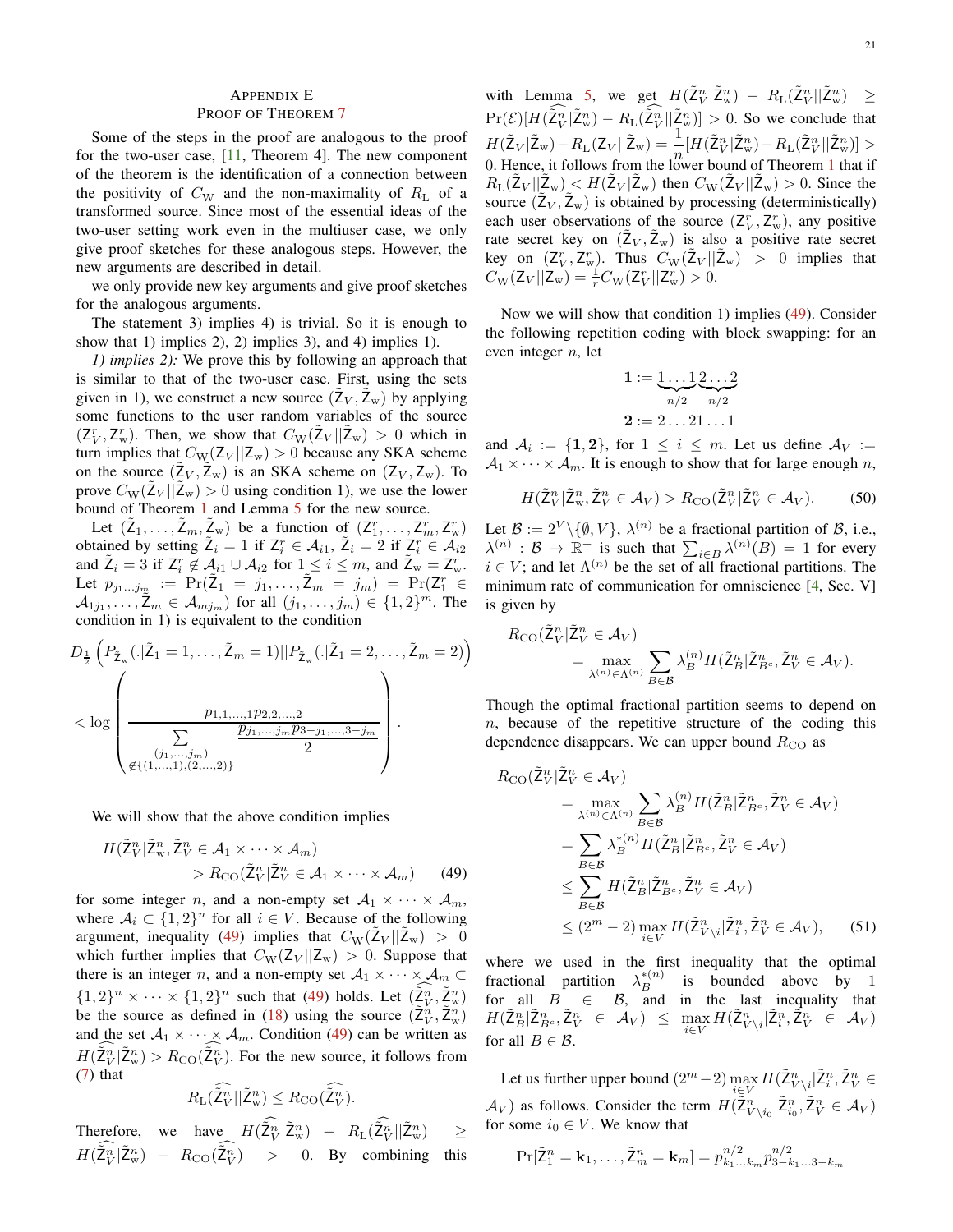# Appendix E
## Proof of Theorem 7

Some of the steps in the proof are analogous to the proof for the two-user case, [11, Theorem 4]. The new component of the theorem is the identification of a connection between the positivity of $C_{\rm W}$ and the non-maximality of $R_{\rm L}$ of a transformed source. Since most of the essential ideas of the two-user setting work even in the multiuser case, we only give proof sketches for these analogous steps. However, the new arguments are described in detail.

we only provide new key arguments and give proof sketches for the analogous arguments.

The statement 3) implies 4) is trivial. So it is enough to show that 1) implies 2), 2) implies 3), and 4) implies 1).

*1) implies 2):* We prove this by following an approach that is similar to that of the two-user case. First, using the sets given in 1), we construct a new source $(\tilde{\mathsf{Z}}_V, \tilde{\mathsf{Z}}_{\rm w})$ by applying some functions to the user random variables of the source $(\mathsf{Z}_V^r, \mathsf{Z}_{\rm w}^r)$. Then, we show that $C_{\rm W}(\tilde{\mathsf{Z}}_V||\tilde{\mathsf{Z}}_{\rm w}) > 0$ which in turn implies that $C_{\rm W}(\mathsf{Z}_V||\mathsf{Z}_{\rm w}) > 0$ because any SKA scheme on the source $(\tilde{\mathsf{Z}}_V, \tilde{\mathsf{Z}}_{\rm w})$ is an SKA scheme on $(\mathsf{Z}_V, \mathsf{Z}_{\rm w})$. To prove $C_{\rm W}(\tilde{\mathsf{Z}}_V||\tilde{\mathsf{Z}}_{\rm w}) > 0$ using condition 1), we use the lower bound of Theorem 1 and Lemma 5 for the new source.

Let $(\tilde{\mathsf{Z}}_1, \dots, \tilde{\mathsf{Z}}_m, \tilde{\mathsf{Z}}_{\rm w})$ be a function of $(\mathsf{Z}_1^r, \dots, \mathsf{Z}_m^r, \mathsf{Z}_{\rm w}^r)$ obtained by setting $\tilde{\mathsf{Z}}_i = 1$ if $\mathsf{Z}_i^r \in \mathcal{A}_{i1}$, $\tilde{\mathsf{Z}}_i = 2$ if $\mathsf{Z}_i^r \in \mathcal{A}_{i2}$ and $\tilde{\mathsf{Z}}_i = 3$ if $\mathsf{Z}_i^r \notin \mathcal{A}_{i1} \cup \mathcal{A}_{i2}$ for $1 \le i \le m$, and $\tilde{\mathsf{Z}}_{\rm w} = \mathsf{Z}_{\rm w}^r$. Let $p_{j_1 \dots j_m} := \Pr(\tilde{\mathsf{Z}}_1 = j_1, \dots, \tilde{\mathsf{Z}}_m = j_m) = \Pr(\mathsf{Z}_1^r \in \mathcal{A}_{1j_1}, \dots, \tilde{\mathsf{Z}}_m \in \mathcal{A}_{mj_m})$ for all $(j_1, \dots, j_m) \in \{1,2\}^m$. The condition in 1) is equivalent to the condition

$$
D_{\frac{1}{2}}\left(P_{\tilde{\mathsf{Z}}_{\rm w}}(.|\tilde{\mathsf{Z}}_1 = 1, \dots, \tilde{\mathsf{Z}}_m = 1) || P_{\tilde{\mathsf{Z}}_{\rm w}}(.|\tilde{\mathsf{Z}}_1 = 2, \dots, \tilde{\mathsf{Z}}_m = 2)\right)
< \log\left(\frac{p_{1,1,\dots,1}p_{2,2,\dots,2}}{\sum\limits_{\substack{(j_1,\dots,j_m) \\ \notin \{(1,\dots,1),(2,\dots,2)\}}} \frac{p_{j_1,\dots,j_m}p_{3-j_1,\dots,3-j_m}}{2}}\right).
$$

We will show that the above condition implies

$$
H(\tilde{\mathsf{Z}}_V^n|\tilde{\mathsf{Z}}_{\rm w}^n, \tilde{\mathsf{Z}}_V^n \in \mathcal{A}_1 \times \dots \times \mathcal{A}_m) > R_{\rm CO}(\tilde{\mathsf{Z}}_V^n|\tilde{\mathsf{Z}}_V^n \in \mathcal{A}_1 \times \dots \times \mathcal{A}_m) \tag{49}
$$

for some integer $n$, and a non-empty set $\mathcal{A}_1 \times \dots \times \mathcal{A}_m$, where $\mathcal{A}_i \subset \{1,2\}^n$ for all $i \in V$. Because of the following argument, inequality (49) implies that $C_{\rm W}(\tilde{\mathsf{Z}}_V||\tilde{\mathsf{Z}}_{\rm w}) > 0$ which further implies that $C_{\rm W}(\mathsf{Z}_V||\mathsf{Z}_{\rm w}) > 0$. Suppose that there is an integer $n$, and a non-empty set $\mathcal{A}_1 \times \dots \times \mathcal{A}_m \subset \{1,2\}^n \times \dots \times \{1,2\}^n$ such that (49) holds. Let $(\widehat{\tilde{\mathsf{Z}}_V^n}, \tilde{\mathsf{Z}}_{\rm w}^n)$ be the source as defined in (18) using the source $(\tilde{\mathsf{Z}}_V^n, \tilde{\mathsf{Z}}_{\rm w}^n)$ and the set $\mathcal{A}_1 \times \dots \times \mathcal{A}_m$. Condition (49) can be written as $H(\widehat{\tilde{\mathsf{Z}}_V^n}|\tilde{\mathsf{Z}}_{\rm w}^n) > R_{\rm CO}(\widehat{\tilde{\mathsf{Z}}_V^n})$. For the new source, it follows from (7) that

$$
R_{\rm L}(\widehat{\tilde{\mathsf{Z}}_V^n}||\tilde{\mathsf{Z}}_{\rm w}^n) \le R_{\rm CO}(\widehat{\tilde{\mathsf{Z}}_V^n}).
$$

Therefore, we have $H(\widehat{\tilde{\mathsf{Z}}_V^n}|\tilde{\mathsf{Z}}_{\rm w}^n) - R_{\rm L}(\widehat{\tilde{\mathsf{Z}}_V^n}||\tilde{\mathsf{Z}}_{\rm w}^n) \ge H(\widehat{\tilde{\mathsf{Z}}_V^n}|\tilde{\mathsf{Z}}_{\rm w}^n) - R_{\rm CO}(\widehat{\tilde{\mathsf{Z}}_V^n}) > 0$. By combining this with Lemma 5, we get $H(\tilde{\mathsf{Z}}_V^n|\tilde{\mathsf{Z}}_{\rm w}^n) - R_{\rm L}(\tilde{\mathsf{Z}}_V^n||\tilde{\mathsf{Z}}_{\rm w}^n) \ge \Pr(\mathcal{E})[H(\widehat{\tilde{\mathsf{Z}}_V^n}|\tilde{\mathsf{Z}}_{\rm w}^n) - R_{\rm L}(\widehat{\tilde{\mathsf{Z}}_V^n}||\tilde{\mathsf{Z}}_{\rm w}^n)] > 0$. So we conclude that $H(\tilde{\mathsf{Z}}_V|\tilde{\mathsf{Z}}_{\rm w}) - R_{\rm L}(\mathsf{Z}_V||\tilde{\mathsf{Z}}_{\rm w}) = \frac{1}{n}[H(\tilde{\mathsf{Z}}_V^n|\tilde{\mathsf{Z}}_{\rm w}^n) - R_{\rm L}(\tilde{\mathsf{Z}}_V^n||\tilde{\mathsf{Z}}_{\rm w}^n)] > 0$. Hence, it follows from the lower bound of Theorem 1 that if $R_{\rm L}(\tilde{\mathsf{Z}}_V||\tilde{\mathsf{Z}}_{\rm w}) < H(\tilde{\mathsf{Z}}_V|\tilde{\mathsf{Z}}_{\rm w})$ then $C_{\rm W}(\tilde{\mathsf{Z}}_V||\tilde{\mathsf{Z}}_{\rm w}) > 0$. Since the source $(\tilde{\mathsf{Z}}_V, \tilde{\mathsf{Z}}_{\rm w})$ is obtained by processing (deterministically) each user observations of the source $(\mathsf{Z}_V^r, \mathsf{Z}_{\rm w}^r)$, any positive rate secret key on $(\tilde{\mathsf{Z}}_V, \tilde{\mathsf{Z}}_{\rm w})$ is also a positive rate secret key on $(\mathsf{Z}_V^r, \mathsf{Z}_{\rm w}^r)$. Thus $C_{\rm W}(\tilde{\mathsf{Z}}_V||\tilde{\mathsf{Z}}_{\rm w}) > 0$ implies that $C_{\rm W}(\mathsf{Z}_V||\mathsf{Z}_{\rm w}) = \frac{1}{r}C_{\rm W}(\mathsf{Z}_V^r||\mathsf{Z}_{\rm w}^r) > 0$.

Now we will show that condition 1) implies (49). Consider the following repetition coding with block swapping: for an even integer $n$, let

$$
\mathbf{1} := \underbrace{1\dots1}_{n/2}\underbrace{2\dots2}_{n/2}
$$

$$
\mathbf{2} := 2\dots21\dots1
$$

and $\mathcal{A}_i := \{\mathbf{1}, \mathbf{2}\}$, for $1 \le i \le m$. Let us define $\mathcal{A}_V := \mathcal{A}_1 \times \dots \times \mathcal{A}_m$. It is enough to show that for large enough $n$,

$$
H(\tilde{\mathsf{Z}}_V^n|\tilde{\mathsf{Z}}_{\rm w}^n, \tilde{\mathsf{Z}}_V^n \in \mathcal{A}_V) > R_{\rm CO}(\tilde{\mathsf{Z}}_V^n|\tilde{\mathsf{Z}}_V^n \in \mathcal{A}_V). \tag{50}
$$

Let $\mathcal{B} := 2^V \backslash \{\emptyset, V\}$, $\lambda^{(n)}$ be a fractional partition of $\mathcal{B}$, i.e., $\lambda^{(n)} : \mathcal{B} \to \mathbb{R}^+$ is such that $\sum_{i \in B} \lambda^{(n)}(B) = 1$ for every $i \in V$; and let $\Lambda^{(n)}$ be the set of all fractional partitions. The minimum rate of communication for omniscience [4, Sec. V] is given by

$$
R_{\rm CO}(\tilde{\mathsf{Z}}_V^n|\tilde{\mathsf{Z}}_V^n \in \mathcal{A}_V) = \max_{\lambda^{(n)} \in \Lambda^{(n)}} \sum_{B \in \mathcal{B}} \lambda_B^{(n)} H(\tilde{\mathsf{Z}}_B^n|\tilde{\mathsf{Z}}_{B^c}^n, \tilde{\mathsf{Z}}_V^n \in \mathcal{A}_V).
$$

Though the optimal fractional partition seems to depend on $n$, because of the repetitive structure of the coding this dependence disappears. We can upper bound $R_{\rm CO}$ as

$$
\begin{aligned}
R_{\rm CO}(\tilde{\mathsf{Z}}_V^n|\tilde{\mathsf{Z}}_V^n \in \mathcal{A}_V) &= \max_{\lambda^{(n)} \in \Lambda^{(n)}} \sum_{B \in \mathcal{B}} \lambda_B^{(n)} H(\tilde{\mathsf{Z}}_B^n|\tilde{\mathsf{Z}}_{B^c}^n, \tilde{\mathsf{Z}}_V^n \in \mathcal{A}_V) \\
&= \sum_{B \in \mathcal{B}} \lambda_B^{*(n)} H(\tilde{\mathsf{Z}}_B^n|\tilde{\mathsf{Z}}_{B^c}^n, \tilde{\mathsf{Z}}_V^n \in \mathcal{A}_V) \\
&\le \sum_{B \in \mathcal{B}} H(\tilde{\mathsf{Z}}_B^n|\tilde{\mathsf{Z}}_{B^c}^n, \tilde{\mathsf{Z}}_V^n \in \mathcal{A}_V) \\
&\le (2^m - 2) \max_{i \in V} H(\tilde{\mathsf{Z}}_{V\backslash i}^n|\tilde{\mathsf{Z}}_i^n, \tilde{\mathsf{Z}}_V^n \in \mathcal{A}_V),
\end{aligned} \tag{51}
$$

where we used in the first inequality that the optimal fractional partition $\lambda_B^{*(n)}$ is bounded above by 1 for all $B \in \mathcal{B}$, and in the last inequality that $H(\tilde{\mathsf{Z}}_B^n|\tilde{\mathsf{Z}}_{B^c}^n, \tilde{\mathsf{Z}}_V^n \in \mathcal{A}_V) \le \max_{i \in V} H(\tilde{\mathsf{Z}}_{V\backslash i}^n|\tilde{\mathsf{Z}}_i^n, \tilde{\mathsf{Z}}_V^n \in \mathcal{A}_V)$ for all $B \in \mathcal{B}$.

Let us further upper bound $(2^m - 2) \max_{i \in V} H(\tilde{\mathsf{Z}}_{V\backslash i}^n|\tilde{\mathsf{Z}}_i^n, \tilde{\mathsf{Z}}_V^n \in \mathcal{A}_V)$ as follows. Consider the term $H(\tilde{\mathsf{Z}}_{V\backslash i_0}^n|\tilde{\mathsf{Z}}_{i_0}^n, \tilde{\mathsf{Z}}_V^n \in \mathcal{A}_V)$ for some $i_0 \in V$. We know that

$$
\Pr[\tilde{\mathsf{Z}}_1^n = \mathbf{k}_1, \dots, \tilde{\mathsf{Z}}_m^n = \mathbf{k}_m] = p_{k_1 \dots k_m}^{n/2} p_{3-k_1 \dots 3-k_m}^{n/2}
$$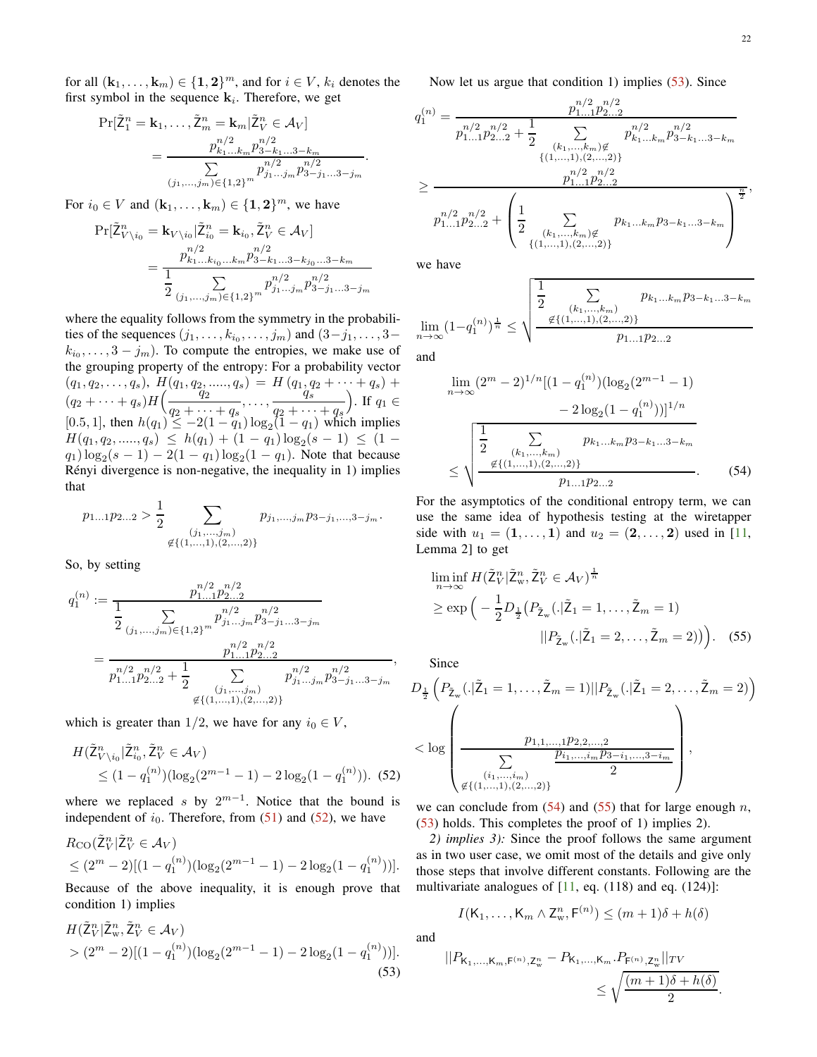for all $(\mathbf{k}_1, \ldots, \mathbf{k}_m) \in \{\mathbf{1}, \mathbf{2}\}^m$, and for $i \in V$, $k_i$ denotes the first symbol in the sequence $\mathbf{k}_i$. Therefore, we get

$$\Pr[\tilde{\mathsf{Z}}_1^n = \mathbf{k}_1, \ldots, \tilde{\mathsf{Z}}_m^n = \mathbf{k}_m | \tilde{\mathsf{Z}}_V^n \in \mathcal{A}_V] = \frac{p_{k_1 \ldots k_m}^{n/2} p_{3-k_1 \ldots 3-k_m}^{n/2}}{\sum_{(j_1, \ldots, j_m) \in \{1,2\}^m} p_{j_1 \ldots j_m}^{n/2} p_{3-j_1 \ldots 3-j_m}^{n/2}}.$$

For $i_0 \in V$ and $(\mathbf{k}_1, \ldots, \mathbf{k}_m) \in \{\mathbf{1}, \mathbf{2}\}^m$, we have

$$\Pr[\tilde{\mathsf{Z}}_{V \setminus i_0}^n = \mathbf{k}_{V \setminus i_0} | \tilde{\mathsf{Z}}_{i_0}^n = \mathbf{k}_{i_0}, \tilde{\mathsf{Z}}_V^n \in \mathcal{A}_V] = \frac{p_{k_1 \ldots k_{i_0} \ldots k_m}^{n/2} p_{3-k_1 \ldots 3-k_{j_0} \ldots 3-k_m}^{n/2}}{\frac{1}{2} \sum_{(j_1, \ldots, j_m) \in \{1,2\}^m} p_{j_1 \ldots j_m}^{n/2} p_{3-j_1 \ldots 3-j_m}^{n/2}}$$

where the equality follows from the symmetry in the probabilities of the sequences $(j_1, \ldots, k_{i_0}, \ldots, j_m)$ and $(3-j_1, \ldots, 3-k_{i_0}, \ldots, 3-j_m)$. To compute the entropies, we make use of the grouping property of the entropy: For a probability vector $(q_1, q_2, \ldots, q_s)$, $H(q_1, q_2, \ldots\ldots, q_s) = H(q_1, q_2 + \cdots + q_s) + (q_2 + \cdots + q_s) H\Big(\frac{q_2}{q_2 + \cdots + q_s}, \ldots, \frac{q_s}{q_2 + \cdots + q_s}\Big)$. If $q_1 \in [0.5, 1]$, then $h(q_1) \leq -2(1-q_1)\log_2(1-q_1)$ which implies $H(q_1, q_2, \ldots\ldots, q_s) \leq h(q_1) + (1-q_1)\log_2(s-1) \leq (1-q_1)\log_2(s-1) - 2(1-q_1)\log_2(1-q_1)$. Note that because Rényi divergence is non-negative, the inequality in 1) implies that

$$p_{1\ldots1} p_{2\ldots2} > \frac{1}{2} \sum_{\substack{(j_1, \ldots, j_m) \\ \notin \{(1, \ldots, 1), (2, \ldots, 2)\}}} p_{j_1, \ldots, j_m} p_{3-j_1, \ldots, 3-j_m}.$$

So, by setting

$$q_1^{(n)} := \frac{p_{1\ldots1}^{n/2} p_{2\ldots2}^{n/2}}{\frac{1}{2} \sum_{(j_1, \ldots, j_m) \in \{1,2\}^m} p_{j_1 \ldots j_m}^{n/2} p_{3-j_1 \ldots 3-j_m}^{n/2}} = \frac{p_{1\ldots1}^{n/2} p_{2\ldots2}^{n/2}}{p_{1\ldots1}^{n/2} p_{2\ldots2}^{n/2} + \frac{1}{2} \sum_{\substack{(j_1, \ldots, j_m) \\ \notin \{(1, \ldots, 1), (2, \ldots, 2)\}}} p_{j_1 \ldots j_m}^{n/2} p_{3-j_1 \ldots 3-j_m}^{n/2}},$$

which is greater than $1/2$, we have for any $i_0 \in V$,

$$H(\tilde{\mathsf{Z}}_{V \setminus i_0}^n | \tilde{\mathsf{Z}}_{i_0}^n, \tilde{\mathsf{Z}}_V^n \in \mathcal{A}_V) \leq (1-q_1^{(n)})(\log_2(2^{m-1}-1) - 2\log_2(1-q_1^{(n)})). \quad (52)$$

where we replaced $s$ by $2^{m-1}$. Notice that the bound is independent of $i_0$. Therefore, from (51) and (52), we have

$$R_{\text{CO}}(\tilde{\mathsf{Z}}_V^n | \tilde{\mathsf{Z}}_V^n \in \mathcal{A}_V) \leq (2^m - 2)[(1-q_1^{(n)})(\log_2(2^{m-1}-1) - 2\log_2(1-q_1^{(n)}))].$$

Because of the above inequality, it is enough prove that condition 1) implies

$$H(\tilde{\mathsf{Z}}_V^n | \tilde{\mathsf{Z}}_{\mathrm{w}}^n, \tilde{\mathsf{Z}}_V^n \in \mathcal{A}_V) > (2^m - 2)[(1-q_1^{(n)})(\log_2(2^{m-1}-1) - 2\log_2(1-q_1^{(n)}))]. \quad (53)$$

Now let us argue that condition 1) implies (53). Since

$$q_1^{(n)} = \frac{p_{1\ldots1}^{n/2} p_{2\ldots2}^{n/2}}{p_{1\ldots1}^{n/2} p_{2\ldots2}^{n/2} + \frac{1}{2} \sum_{\substack{(k_1, \ldots, k_m) \notin \\ \{(1, \ldots, 1), (2, \ldots, 2)\}}} p_{k_1 \ldots k_m}^{n/2} p_{3-k_1 \ldots 3-k_m}^{n/2}} \geq \frac{p_{1\ldots1}^{n/2} p_{2\ldots2}^{n/2}}{p_{1\ldots1}^{n/2} p_{2\ldots2}^{n/2} + \left(\frac{1}{2} \sum_{\substack{(k_1, \ldots, k_m) \notin \\ \{(1, \ldots, 1), (2, \ldots, 2)\}}} p_{k_1 \ldots k_m} p_{3-k_1 \ldots 3-k_m}\right)^{\frac{n}{2}}},$$

we have

$$\lim_{n\to\infty} (1-q_1^{(n)})^{\frac{1}{n}} \leq \sqrt{\frac{\frac{1}{2} \sum_{\substack{(k_1, \ldots, k_m) \\ \notin \{(1, \ldots, 1), (2, \ldots, 2)\}}} p_{k_1 \ldots k_m} p_{3-k_1 \ldots 3-k_m}}{p_{1\ldots1} p_{2\ldots2}}}$$

and

$$\lim_{n\to\infty} (2^m-2)^{1/n} [(1-q_1^{(n)})(\log_2(2^{m-1}-1) - 2\log_2(1-q_1^{(n)}))]^{1/n} \leq \sqrt{\frac{\frac{1}{2} \sum_{\substack{(k_1, \ldots, k_m) \\ \notin \{(1, \ldots, 1), (2, \ldots, 2)\}}} p_{k_1 \ldots k_m} p_{3-k_1 \ldots 3-k_m}}{p_{1\ldots1} p_{2\ldots2}}}. \quad (54)$$

For the asymptotics of the conditional entropy term, we can use the same idea of hypothesis testing at the wiretapper side with $u_1 = (\mathbf{1}, \ldots, \mathbf{1})$ and $u_2 = (\mathbf{2}, \ldots, \mathbf{2})$ used in [11, Lemma 2] to get

$$\liminf_{n\to\infty} H(\tilde{\mathsf{Z}}_V^n | \tilde{\mathsf{Z}}_{\mathrm{w}}^n, \tilde{\mathsf{Z}}_V^n \in \mathcal{A}_V)^{\frac{1}{n}} \geq \exp\Big(-\frac{1}{2} D_{\frac{1}{2}}\big(P_{\tilde{\mathsf{Z}}_{\mathrm{w}}}(.|\tilde{\mathsf{Z}}_1 = 1, \ldots, \tilde{\mathsf{Z}}_m = 1) || P_{\tilde{\mathsf{Z}}_{\mathrm{w}}}(.|\tilde{\mathsf{Z}}_1 = 2, \ldots, \tilde{\mathsf{Z}}_m = 2)\big)\Big). \quad (55)$$

Since

$$D_{\frac{1}{2}}\Big(P_{\tilde{\mathsf{Z}}_{\mathrm{w}}}(.|\tilde{\mathsf{Z}}_1 = 1, \ldots, \tilde{\mathsf{Z}}_m = 1) || P_{\tilde{\mathsf{Z}}_{\mathrm{w}}}(.|\tilde{\mathsf{Z}}_1 = 2, \ldots, \tilde{\mathsf{Z}}_m = 2)\Big) < \log\left(\frac{p_{1,1,\ldots,1} p_{2,2,\ldots,2}}{\sum_{\substack{(i_1, \ldots, i_m) \\ \notin \{(1, \ldots, 1), (2, \ldots, 2)\}}} \frac{p_{i_1, \ldots, i_m} p_{3-i_1, \ldots, 3-i_m}}{2}}\right),$$

we can conclude from (54) and (55) that for large enough $n$, (53) holds. This completes the proof of 1) implies 2).

*2) implies 3):* Since the proof follows the same argument as in two user case, we omit most of the details and give only those steps that involve different constants. Following are the multivariate analogues of [11, eq. (118) and eq. (124)]:

$$I(\mathsf{K}_1, \ldots, \mathsf{K}_m \wedge \mathsf{Z}_{\mathrm{w}}^n, \mathsf{F}^{(n)}) \leq (m+1)\delta + h(\delta)$$

and

$$||P_{\mathsf{K}_1, \ldots, \mathsf{K}_m, \mathsf{F}^{(n)}, \mathsf{Z}_{\mathrm{w}}^n} - P_{\mathsf{K}_1, \ldots, \mathsf{K}_m} . P_{\mathsf{F}^{(n)}, \mathsf{Z}_{\mathrm{w}}^n}||_{TV} \leq \sqrt{\frac{(m+1)\delta + h(\delta)}{2}}.$$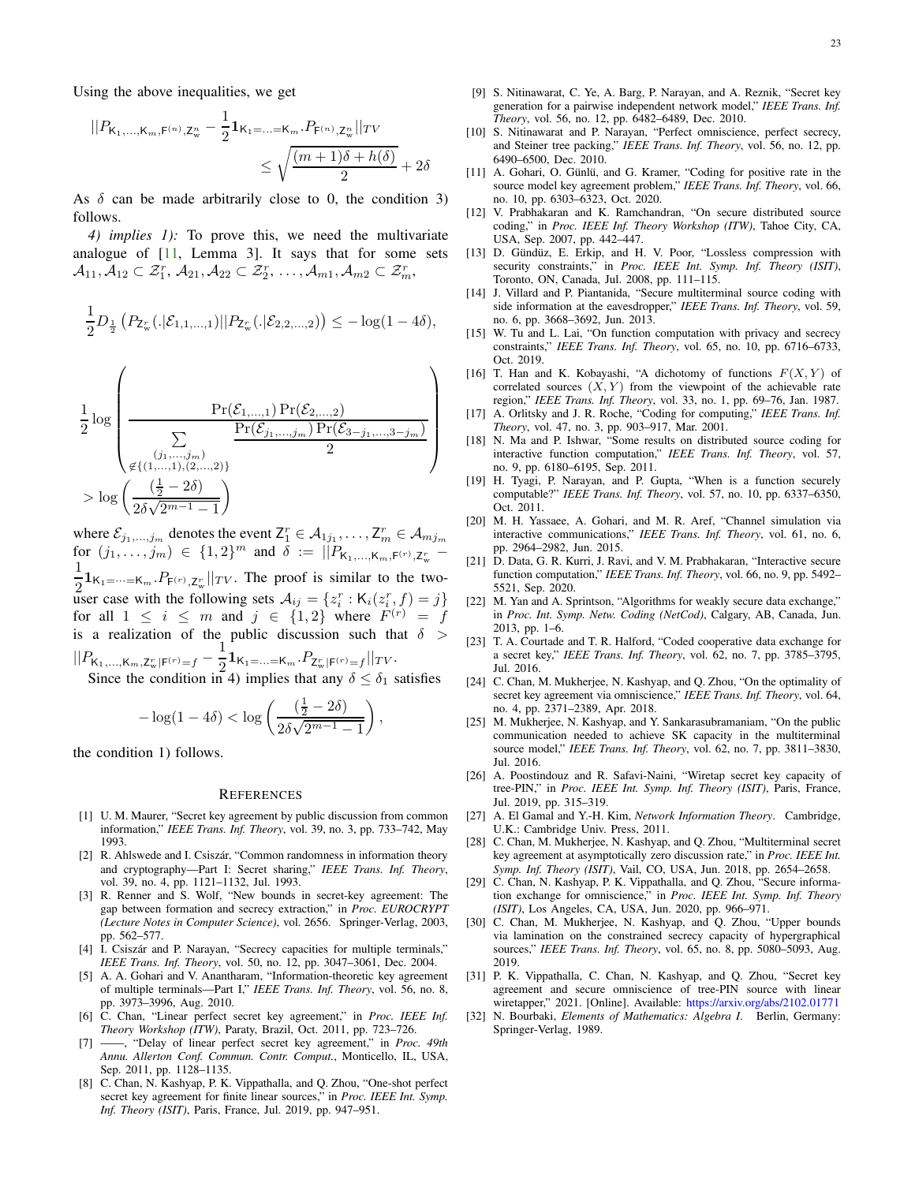Using the above inequalities, we get

$$||P_{\mathsf{K}_1,\ldots,\mathsf{K}_m,\mathsf{F}^{(n)},\mathsf{Z}_{\mathrm{w}}^n} - \frac{1}{2}\mathbf{1}_{\mathsf{K}_1=\ldots=\mathsf{K}_m}.P_{\mathsf{F}^{(n)},\mathsf{Z}_{\mathrm{w}}^n}||_{TV} \leq \sqrt{\frac{(m+1)\delta + h(\delta)}{2}} + 2\delta$$

As $\delta$ can be made arbitrarily close to 0, the condition 3) follows.

*4) implies 1):* To prove this, we need the multivariate analogue of [11, Lemma 3]. It says that for some sets $\mathcal{A}_{11}, \mathcal{A}_{12} \subset \mathcal{Z}_1^r$, $\mathcal{A}_{21}, \mathcal{A}_{22} \subset \mathcal{Z}_2^r, \ldots, \mathcal{A}_{m1}, \mathcal{A}_{m2} \subset \mathcal{Z}_m^r$,

$$\frac{1}{2} D_{\frac{1}{2}}\left(P_{\mathsf{Z}_{\mathrm{w}}^r}(.|\mathcal{E}_{1,1,\ldots,1})||P_{\mathsf{Z}_{\mathrm{w}}^r}(.|\mathcal{E}_{2,2,\ldots,2})\right) \leq -\log(1-4\delta),$$

$$\frac{1}{2}\log\left(\frac{\Pr(\mathcal{E}_{1,\ldots,1})\Pr(\mathcal{E}_{2,\ldots,2})}{\sum\limits_{\substack{(j_1,\ldots,j_m)\\ \notin\{(1,\ldots,1),(2,\ldots,2)\}}} \frac{\Pr(\mathcal{E}_{j_1,\ldots,j_m})\Pr(\mathcal{E}_{3-j_1,\ldots,3-j_m})}{2}}\right) > \log\left(\frac{(\frac{1}{2}-2\delta)}{2\delta\sqrt{2^{m-1}-1}}\right)$$

where $\mathcal{E}_{j_1,\ldots,j_m}$ denotes the event $\mathsf{Z}_1^r \in \mathcal{A}_{1j_1}, \ldots, \mathsf{Z}_m^r \in \mathcal{A}_{mj_m}$ for $(j_1,\ldots,j_m) \in \{1,2\}^m$ and $\delta := ||P_{\mathsf{K}_1,\ldots,\mathsf{K}_m,\mathsf{F}^{(r)},\mathsf{Z}_{\mathrm{w}}^r} - \frac{1}{2}\mathbf{1}_{\mathsf{K}_1=\cdots=\mathsf{K}_m}.P_{\mathsf{F}^{(r)},\mathsf{Z}_{\mathrm{w}}^r}||_{TV}$. The proof is similar to the two-user case with the following sets $\mathcal{A}_{ij} = \{z_i^r : \mathsf{K}_i(z_i^r, f) = j\}$ for all $1 \leq i \leq m$ and $j \in \{1,2\}$ where $F^{(r)} = f$ is a realization of the public discussion such that $\delta > ||P_{\mathsf{K}_1,\ldots,\mathsf{K}_m,\mathsf{Z}_{\mathrm{w}}^r|\mathsf{F}^{(r)}=f} - \frac{1}{2}\mathbf{1}_{\mathsf{K}_1=\ldots=\mathsf{K}_m}.P_{\mathsf{Z}_{\mathrm{w}}^r|\mathsf{F}^{(r)}=f}||_{TV}$.

Since the condition in 4) implies that any $\delta \leq \delta_1$ satisfies

$$-\log(1-4\delta) < \log\left(\frac{(\frac{1}{2}-2\delta)}{2\delta\sqrt{2^{m-1}-1}}\right),$$

the condition 1) follows.

## References

[1] U. M. Maurer, "Secret key agreement by public discussion from common information," *IEEE Trans. Inf. Theory*, vol. 39, no. 3, pp. 733–742, May 1993.

[2] R. Ahlswede and I. Csiszár, "Common randomness in information theory and cryptography—Part I: Secret sharing," *IEEE Trans. Inf. Theory*, vol. 39, no. 4, pp. 1121–1132, Jul. 1993.

[3] R. Renner and S. Wolf, "New bounds in secret-key agreement: The gap between formation and secrecy extraction," in *Proc. EUROCRYPT (Lecture Notes in Computer Science)*, vol. 2656. Springer-Verlag, 2003, pp. 562–577.

[4] I. Csiszár and P. Narayan, "Secrecy capacities for multiple terminals," *IEEE Trans. Inf. Theory*, vol. 50, no. 12, pp. 3047–3061, Dec. 2004.

[5] A. A. Gohari and V. Anantharam, "Information-theoretic key agreement of multiple terminals—Part I," *IEEE Trans. Inf. Theory*, vol. 56, no. 8, pp. 3973–3996, Aug. 2010.

[6] C. Chan, "Linear perfect secret key agreement," in *Proc. IEEE Inf. Theory Workshop (ITW)*, Paraty, Brazil, Oct. 2011, pp. 723–726.

[7] ——, "Delay of linear perfect secret key agreement," in *Proc. 49th Annu. Allerton Conf. Commun. Contr. Comput.*, Monticello, IL, USA, Sep. 2011, pp. 1128–1135.

[8] C. Chan, N. Kashyap, P. K. Vippathalla, and Q. Zhou, "One-shot perfect secret key agreement for finite linear sources," in *Proc. IEEE Int. Symp. Inf. Theory (ISIT)*, Paris, France, Jul. 2019, pp. 947–951.

[9] S. Nitinawarat, C. Ye, A. Barg, P. Narayan, and A. Reznik, "Secret key generation for a pairwise independent network model," *IEEE Trans. Inf. Theory*, vol. 56, no. 12, pp. 6482–6489, Dec. 2010.

[10] S. Nitinawarat and P. Narayan, "Perfect omniscience, perfect secrecy, and Steiner tree packing," *IEEE Trans. Inf. Theory*, vol. 56, no. 12, pp. 6490–6500, Dec. 2010.

[11] A. Gohari, O. Günlü, and G. Kramer, "Coding for positive rate in the source model key agreement problem," *IEEE Trans. Inf. Theory*, vol. 66, no. 10, pp. 6303–6323, Oct. 2020.

[12] V. Prabhakaran and K. Ramchandran, "On secure distributed source coding," in *Proc. IEEE Inf. Theory Workshop (ITW)*, Tahoe City, CA, USA, Sep. 2007, pp. 442–447.

[13] D. Gündüz, E. Erkip, and H. V. Poor, "Lossless compression with security constraints," in *Proc. IEEE Int. Symp. Inf. Theory (ISIT)*, Toronto, ON, Canada, Jul. 2008, pp. 111–115.

[14] J. Villard and P. Piantanida, "Secure multiterminal source coding with side information at the eavesdropper," *IEEE Trans. Inf. Theory*, vol. 59, no. 6, pp. 3668–3692, Jun. 2013.

[15] W. Tu and L. Lai, "On function computation with privacy and secrecy constraints," *IEEE Trans. Inf. Theory*, vol. 65, no. 10, pp. 6716–6733, Oct. 2019.

[16] T. Han and K. Kobayashi, "A dichotomy of functions $F(X, Y)$ of correlated sources $(X, Y)$ from the viewpoint of the achievable rate region," *IEEE Trans. Inf. Theory*, vol. 33, no. 1, pp. 69–76, Jan. 1987.

[17] A. Orlitsky and J. R. Roche, "Coding for computing," *IEEE Trans. Inf. Theory*, vol. 47, no. 3, pp. 903–917, Mar. 2001.

[18] N. Ma and P. Ishwar, "Some results on distributed source coding for interactive function computation," *IEEE Trans. Inf. Theory*, vol. 57, no. 9, pp. 6180–6195, Sep. 2011.

[19] H. Tyagi, P. Narayan, and P. Gupta, "When is a function securely computable?" *IEEE Trans. Inf. Theory*, vol. 57, no. 10, pp. 6337–6350, Oct. 2011.

[20] M. H. Yassaee, A. Gohari, and M. R. Aref, "Channel simulation via interactive communications," *IEEE Trans. Inf. Theory*, vol. 61, no. 6, pp. 2964–2982, Jun. 2015.

[21] D. Data, G. R. Kurri, J. Ravi, and V. M. Prabhakaran, "Interactive secure function computation," *IEEE Trans. Inf. Theory*, vol. 66, no. 9, pp. 5492–5521, Sep. 2020.

[22] M. Yan and A. Sprintson, "Algorithms for weakly secure data exchange," in *Proc. Int. Symp. Netw. Coding (NetCod)*, Calgary, AB, Canada, Jun. 2013, pp. 1–6.

[23] T. A. Courtade and T. R. Halford, "Coded cooperative data exchange for a secret key," *IEEE Trans. Inf. Theory*, vol. 62, no. 7, pp. 3785–3795, Jul. 2016.

[24] C. Chan, M. Mukherjee, N. Kashyap, and Q. Zhou, "On the optimality of secret key agreement via omniscience," *IEEE Trans. Inf. Theory*, vol. 64, no. 4, pp. 2371–2389, Apr. 2018.

[25] M. Mukherjee, N. Kashyap, and Y. Sankarasubramaniam, "On the public communication needed to achieve SK capacity in the multiterminal source model," *IEEE Trans. Inf. Theory*, vol. 62, no. 7, pp. 3811–3830, Jul. 2016.

[26] A. Poostindouz and R. Safavi-Naini, "Wiretap secret key capacity of tree-PIN," in *Proc. IEEE Int. Symp. Inf. Theory (ISIT)*, Paris, France, Jul. 2019, pp. 315–319.

[27] A. El Gamal and Y.-H. Kim, *Network Information Theory*. Cambridge, U.K.: Cambridge Univ. Press, 2011.

[28] C. Chan, M. Mukherjee, N. Kashyap, and Q. Zhou, "Multiterminal secret key agreement at asymptotically zero discussion rate," in *Proc. IEEE Int. Symp. Inf. Theory (ISIT)*, Vail, CO, USA, Jun. 2018, pp. 2654–2658.

[29] C. Chan, N. Kashyap, P. K. Vippathalla, and Q. Zhou, "Secure information exchange for omniscience," in *Proc. IEEE Int. Symp. Inf. Theory (ISIT)*, Los Angeles, CA, USA, Jun. 2020, pp. 966–971.

[30] C. Chan, M. Mukherjee, N. Kashyap, and Q. Zhou, "Upper bounds via lamination on the constrained secrecy capacity of hypergraphical sources," *IEEE Trans. Inf. Theory*, vol. 65, no. 8, pp. 5080–5093, Aug. 2019.

[31] P. K. Vippathalla, C. Chan, N. Kashyap, and Q. Zhou, "Secret key agreement and secure omniscience of tree-PIN source with linear wiretapper," 2021. [Online]. Available: https://arxiv.org/abs/2102.01771

[32] N. Bourbaki, *Elements of Mathematics: Algebra I*. Berlin, Germany: Springer-Verlag, 1989.